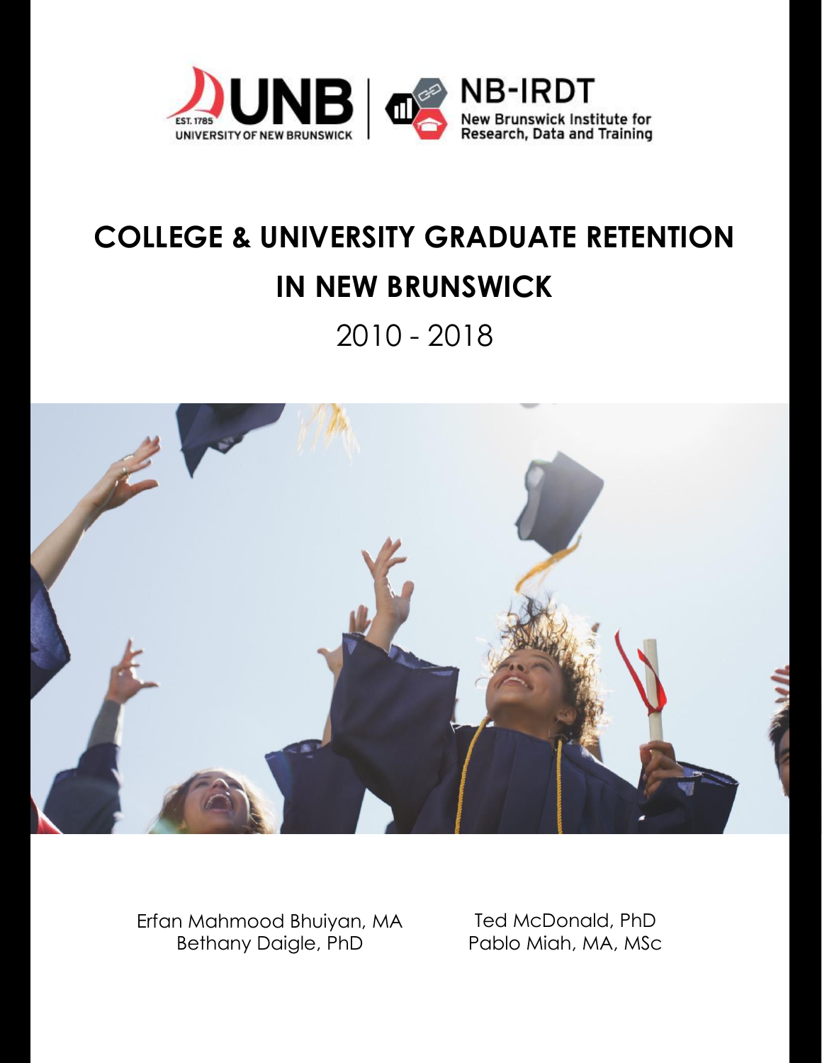# COLLEGE & UNIVERSITY GRADUATE RETENTION IN NEW BRUNSWICK

2010 - 2018

Erfan Mahmood Bhuiyan, MA
Bethany Daigle, PhD

Ted McDonald, PhD
Pablo Miah, MA, MSc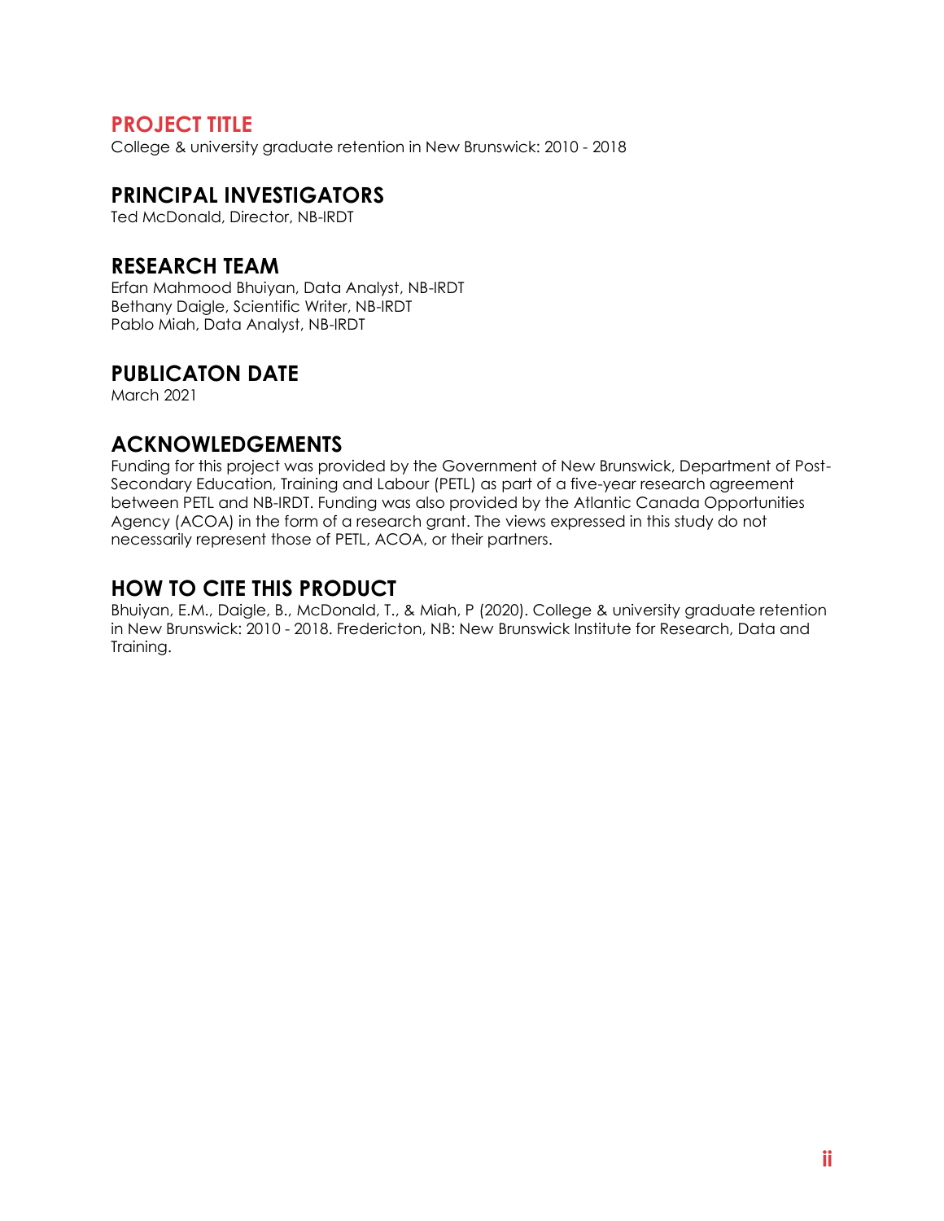## PROJECT TITLE

College & university graduate retention in New Brunswick: 2010 - 2018

## PRINCIPAL INVESTIGATORS

Ted McDonald, Director, NB-IRDT

## RESEARCH TEAM

Erfan Mahmood Bhuiyan, Data Analyst, NB-IRDT
Bethany Daigle, Scientific Writer, NB-IRDT
Pablo Miah, Data Analyst, NB-IRDT

## PUBLICATON DATE

March 2021

## ACKNOWLEDGEMENTS

Funding for this project was provided by the Government of New Brunswick, Department of Post-Secondary Education, Training and Labour (PETL) as part of a five-year research agreement between PETL and NB-IRDT. Funding was also provided by the Atlantic Canada Opportunities Agency (ACOA) in the form of a research grant. The views expressed in this study do not necessarily represent those of PETL, ACOA, or their partners.

## HOW TO CITE THIS PRODUCT

Bhuiyan, E.M., Daigle, B., McDonald, T., & Miah, P (2020). College & university graduate retention in New Brunswick: 2010 - 2018. Fredericton, NB: New Brunswick Institute for Research, Data and Training.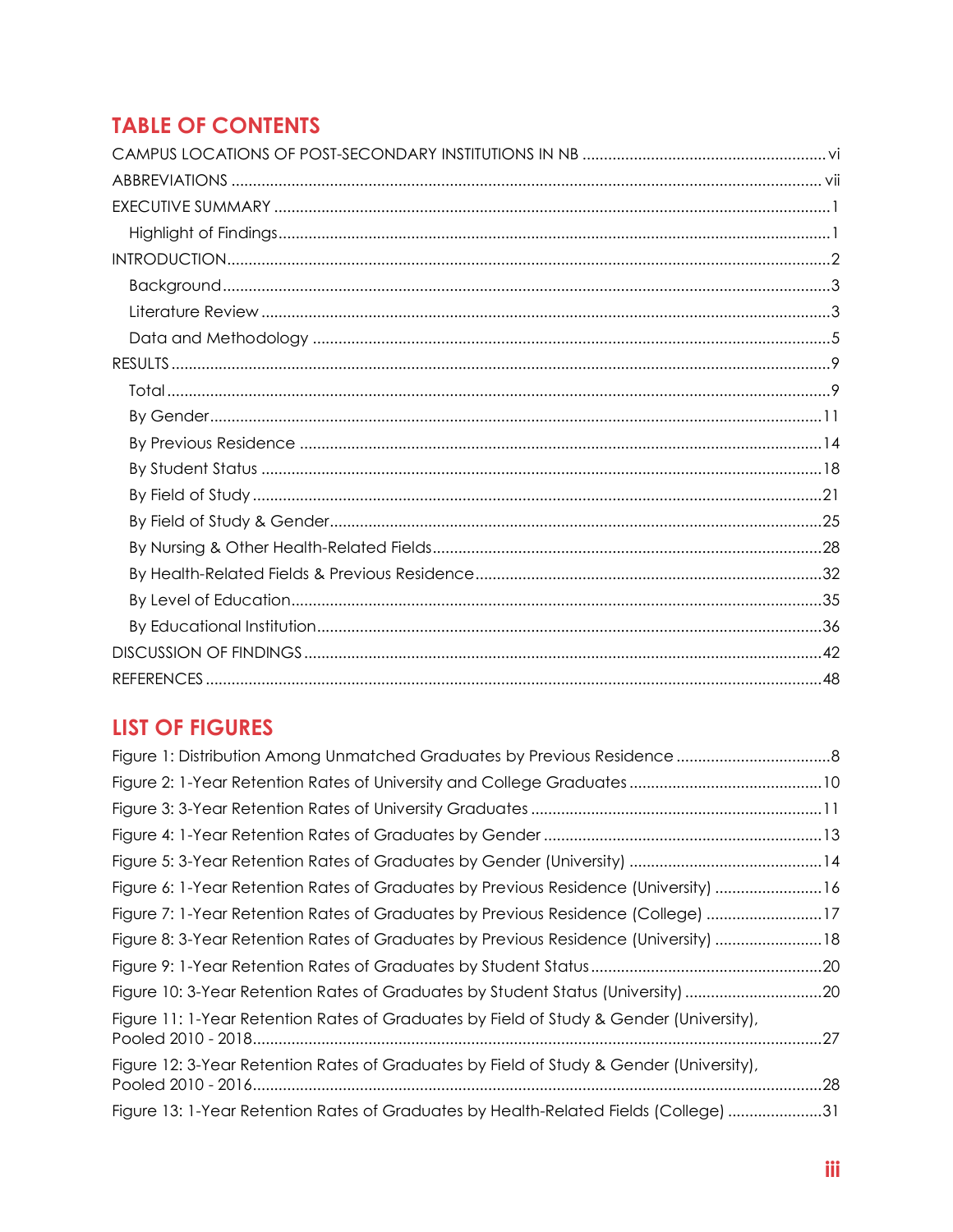## TABLE OF CONTENTS

CAMPUS LOCATIONS OF POST-SECONDARY INSTITUTIONS IN NB ........................................................ vi
ABBREVIATIONS ........................................................................................................................ vii
EXECUTIVE SUMMARY ................................................................................................................ 1
- Highlight of Findings ................................................................................................................ 1

INTRODUCTION ........................................................................................................................... 2
- Background ............................................................................................................................ 3
- Literature Review .................................................................................................................... 3
- Data and Methodology ........................................................................................................... 5

RESULTS ....................................................................................................................................... 9
- Total ......................................................................................................................................... 9
- By Gender ............................................................................................................................... 11
- By Previous Residence ........................................................................................................... 14
- By Student Status ................................................................................................................... 18
- By Field of Study ..................................................................................................................... 21
- By Field of Study & Gender .................................................................................................... 25
- By Nursing & Other Health-Related Fields .............................................................................. 28
- By Health-Related Fields & Previous Residence ..................................................................... 32
- By Level of Education ............................................................................................................. 35
- By Educational Institution ...................................................................................................... 36

DISCUSSION OF FINDINGS ........................................................................................................ 42
REFERENCES .............................................................................................................................. 48

## LIST OF FIGURES

Figure 1: Distribution Among Unmatched Graduates by Previous Residence .................................... 8
Figure 2: 1-Year Retention Rates of University and College Graduates ............................................. 10
Figure 3: 3-Year Retention Rates of University Graduates .................................................................. 11
Figure 4: 1-Year Retention Rates of Graduates by Gender ................................................................. 13
Figure 5: 3-Year Retention Rates of Graduates by Gender (University) ............................................. 14
Figure 6: 1-Year Retention Rates of Graduates by Previous Residence (University) ......................... 16
Figure 7: 1-Year Retention Rates of Graduates by Previous Residence (College) ........................... 17
Figure 8: 3-Year Retention Rates of Graduates by Previous Residence (University) ......................... 18
Figure 9: 1-Year Retention Rates of Graduates by Student Status ...................................................... 20
Figure 10: 3-Year Retention Rates of Graduates by Student Status (University) ................................ 20
Figure 11: 1-Year Retention Rates of Graduates by Field of Study & Gender (University), Pooled 2010 - 2018 ........................................................................................................................ 27
Figure 12: 3-Year Retention Rates of Graduates by Field of Study & Gender (University), Pooled 2010 - 2016 ........................................................................................................................ 28
Figure 13: 1-Year Retention Rates of Graduates by Health-Related Fields (College) ...................... 31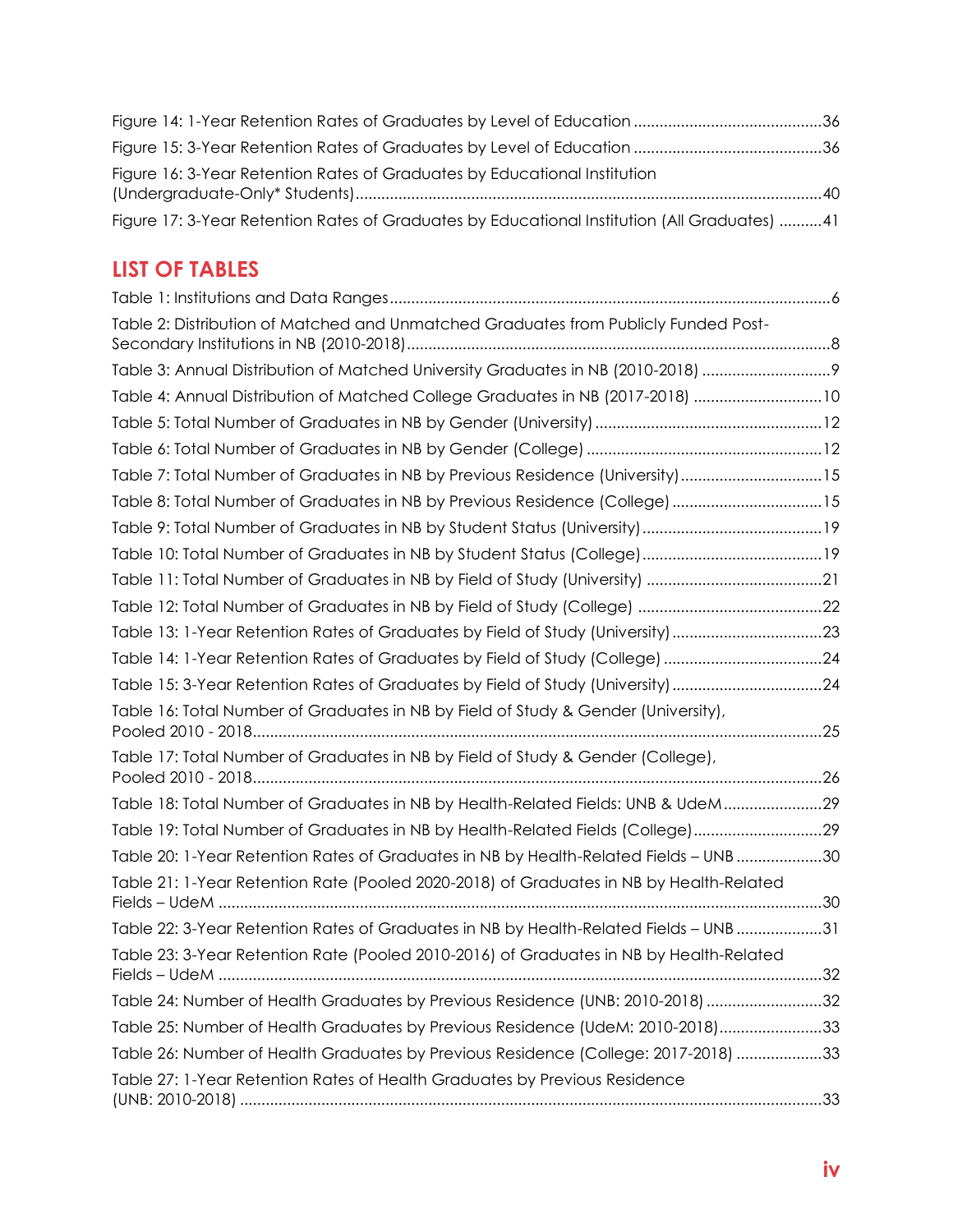Figure 14: 1-Year Retention Rates of Graduates by Level of Education ........................................... 36

Figure 15: 3-Year Retention Rates of Graduates by Level of Education ........................................... 36

Figure 16: 3-Year Retention Rates of Graduates by Educational Institution (Undergraduate-Only* Students) ........................................... 40

Figure 17: 3-Year Retention Rates of Graduates by Educational Institution (All Graduates) .......... 41

## LIST OF TABLES

Table 1: Institutions and Data Ranges ........................................... 6

Table 2: Distribution of Matched and Unmatched Graduates from Publicly Funded Post-Secondary Institutions in NB (2010-2018) ........................................... 8

Table 3: Annual Distribution of Matched University Graduates in NB (2010-2018) .......................... 9

Table 4: Annual Distribution of Matched College Graduates in NB (2017-2018) .......................... 10

Table 5: Total Number of Graduates in NB by Gender (University) ........................................... 12

Table 6: Total Number of Graduates in NB by Gender (College) ........................................... 12

Table 7: Total Number of Graduates in NB by Previous Residence (University) .......................... 15

Table 8: Total Number of Graduates in NB by Previous Residence (College) .......................... 15

Table 9: Total Number of Graduates in NB by Student Status (University) .......................... 19

Table 10: Total Number of Graduates in NB by Student Status (College) .......................... 19

Table 11: Total Number of Graduates in NB by Field of Study (University) .......................... 21

Table 12: Total Number of Graduates in NB by Field of Study (College) .......................... 22

Table 13: 1-Year Retention Rates of Graduates by Field of Study (University) .......................... 23

Table 14: 1-Year Retention Rates of Graduates by Field of Study (College) .......................... 24

Table 15: 3-Year Retention Rates of Graduates by Field of Study (University) .......................... 24

Table 16: Total Number of Graduates in NB by Field of Study & Gender (University), Pooled 2010 - 2018 ........................................... 25

Table 17: Total Number of Graduates in NB by Field of Study & Gender (College), Pooled 2010 - 2018 ........................................... 26

Table 18: Total Number of Graduates in NB by Health-Related Fields: UNB & UdeM .......................... 29

Table 19: Total Number of Graduates in NB by Health-Related Fields (College) .......................... 29

Table 20: 1-Year Retention Rates of Graduates in NB by Health-Related Fields – UNB .......................... 30

Table 21: 1-Year Retention Rate (Pooled 2020-2018) of Graduates in NB by Health-Related Fields – UdeM ........................................... 30

Table 22: 3-Year Retention Rates of Graduates in NB by Health-Related Fields – UNB .......................... 31

Table 23: 3-Year Retention Rate (Pooled 2010-2016) of Graduates in NB by Health-Related Fields – UdeM ........................................... 32

Table 24: Number of Health Graduates by Previous Residence (UNB: 2010-2018) .......................... 32

Table 25: Number of Health Graduates by Previous Residence (UdeM: 2010-2018) .......................... 33

Table 26: Number of Health Graduates by Previous Residence (College: 2017-2018) .......................... 33

Table 27: 1-Year Retention Rates of Health Graduates by Previous Residence (UNB: 2010-2018) ........................................... 33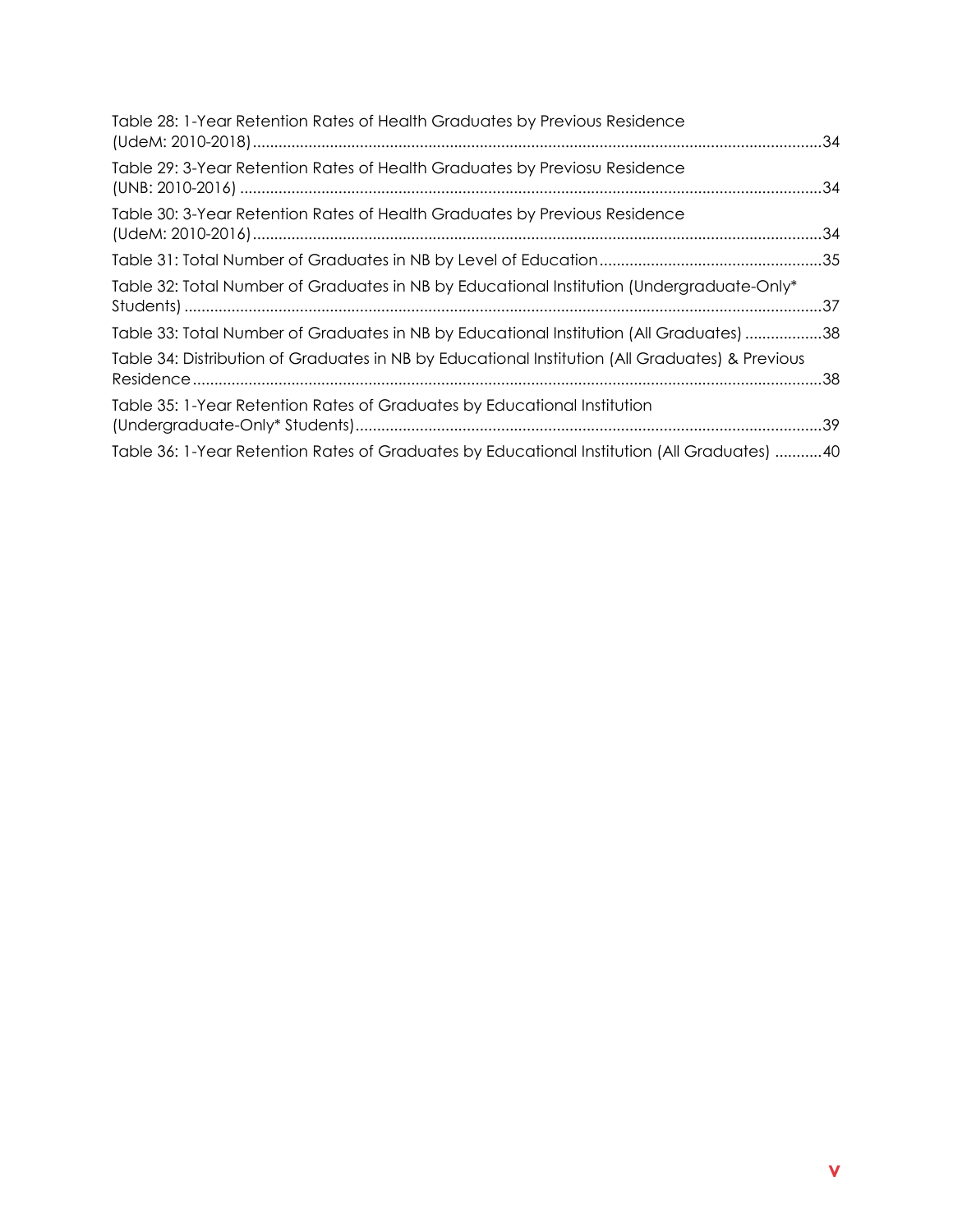Table 28: 1-Year Retention Rates of Health Graduates by Previous Residence (UdeM: 2010-2018) ....................................................................................................................................34

Table 29: 3-Year Retention Rates of Health Graduates by Previosu Residence (UNB: 2010-2016) ......................................................................................................................................34

Table 30: 3-Year Retention Rates of Health Graduates by Previous Residence (UdeM: 2010-2016) ....................................................................................................................................34

Table 31: Total Number of Graduates in NB by Level of Education ....................................................35

Table 32: Total Number of Graduates in NB by Educational Institution (Undergraduate-Only* Students) ....................................................................................................................................................37

Table 33: Total Number of Graduates in NB by Educational Institution (All Graduates) ..................38

Table 34: Distribution of Graduates in NB by Educational Institution (All Graduates) & Previous Residence ..................................................................................................................................................38

Table 35: 1-Year Retention Rates of Graduates by Educational Institution (Undergraduate-Only* Students) .............................................................................................................39

Table 36: 1-Year Retention Rates of Graduates by Educational Institution (All Graduates) ...........40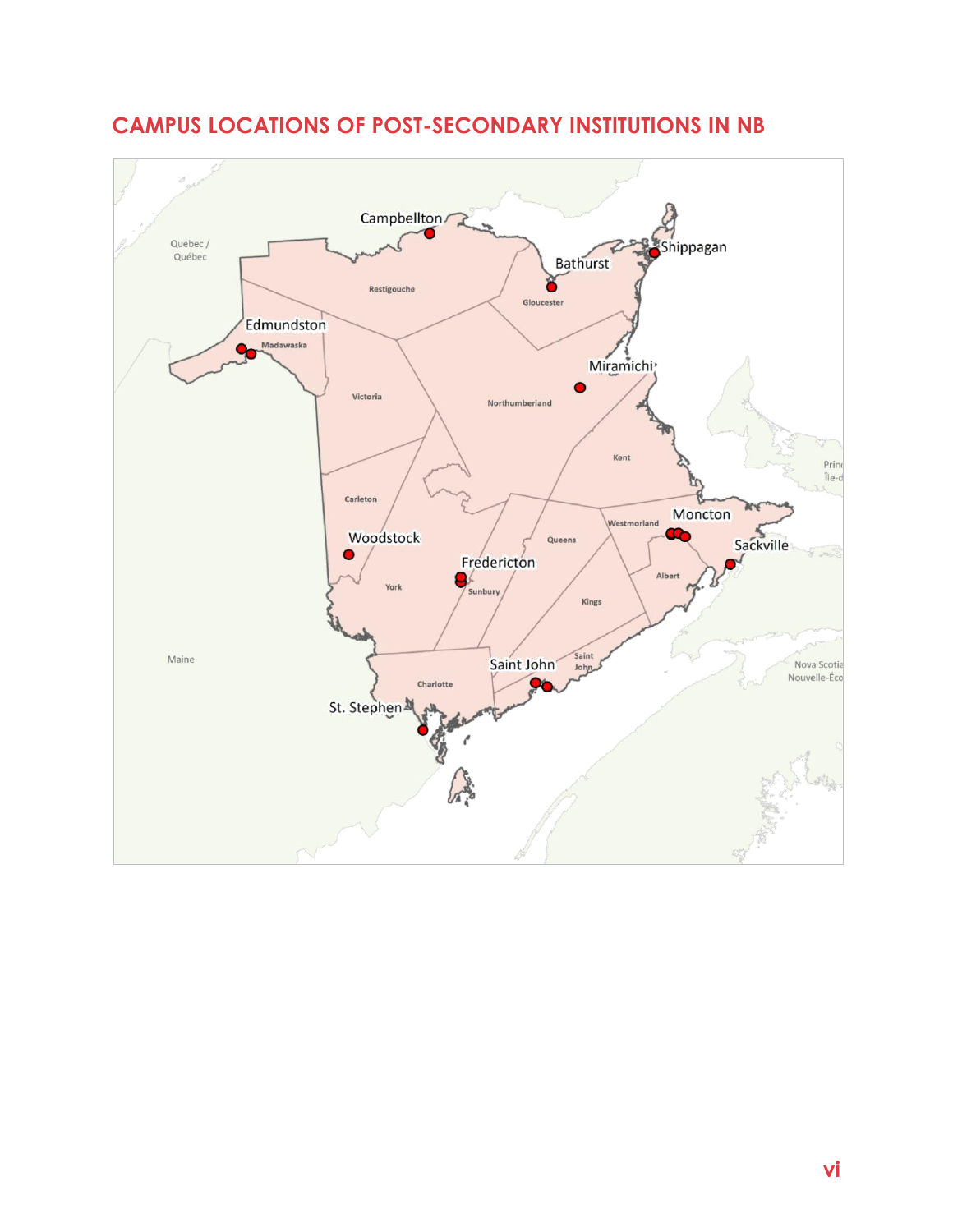## CAMPUS LOCATIONS OF POST-SECONDARY INSTITUTIONS IN NB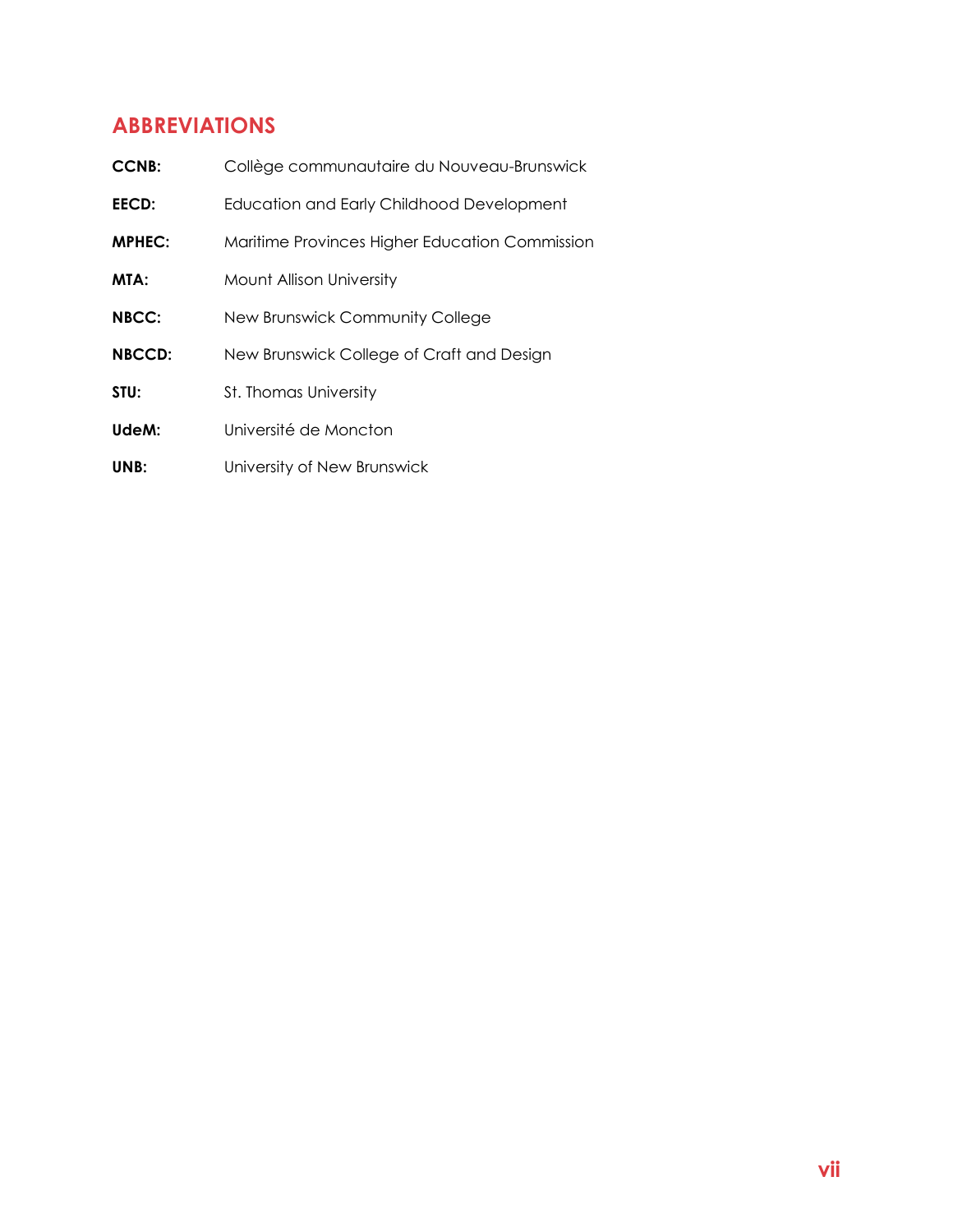## ABBREVIATIONS

**CCNB:** Collège communautaire du Nouveau-Brunswick

**EECD:** Education and Early Childhood Development

**MPHEC:** Maritime Provinces Higher Education Commission

**MTA:** Mount Allison University

**NBCC:** New Brunswick Community College

**NBCCD:** New Brunswick College of Craft and Design

**STU:** St. Thomas University

**UdeM:** Université de Moncton

**UNB:** University of New Brunswick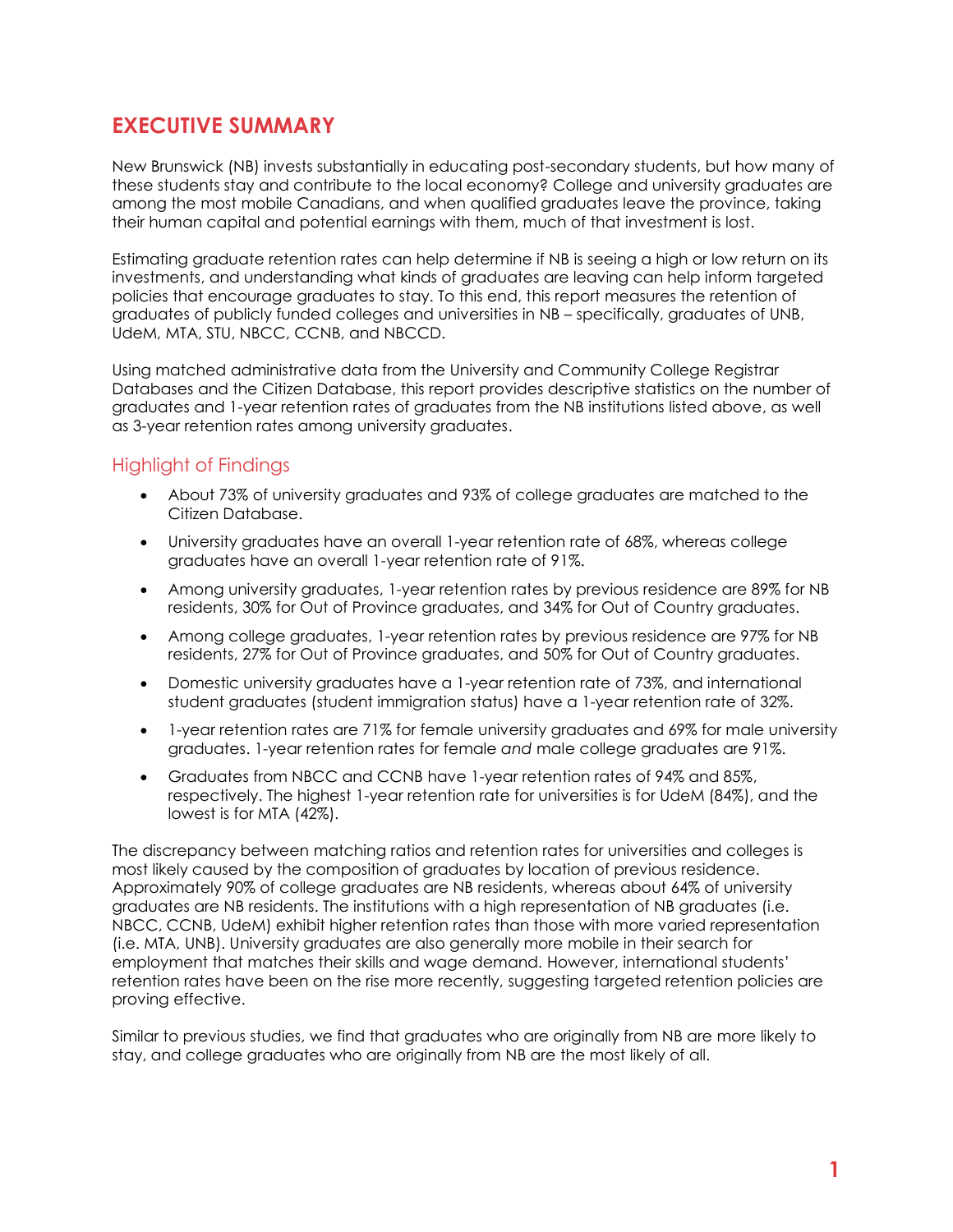# EXECUTIVE SUMMARY

New Brunswick (NB) invests substantially in educating post-secondary students, but how many of these students stay and contribute to the local economy? College and university graduates are among the most mobile Canadians, and when qualified graduates leave the province, taking their human capital and potential earnings with them, much of that investment is lost.

Estimating graduate retention rates can help determine if NB is seeing a high or low return on its investments, and understanding what kinds of graduates are leaving can help inform targeted policies that encourage graduates to stay. To this end, this report measures the retention of graduates of publicly funded colleges and universities in NB – specifically, graduates of UNB, UdeM, MTA, STU, NBCC, CCNB, and NBCCD.

Using matched administrative data from the University and Community College Registrar Databases and the Citizen Database, this report provides descriptive statistics on the number of graduates and 1-year retention rates of graduates from the NB institutions listed above, as well as 3-year retention rates among university graduates.

## Highlight of Findings

- About 73% of university graduates and 93% of college graduates are matched to the Citizen Database.
- University graduates have an overall 1-year retention rate of 68%, whereas college graduates have an overall 1-year retention rate of 91%.
- Among university graduates, 1-year retention rates by previous residence are 89% for NB residents, 30% for Out of Province graduates, and 34% for Out of Country graduates.
- Among college graduates, 1-year retention rates by previous residence are 97% for NB residents, 27% for Out of Province graduates, and 50% for Out of Country graduates.
- Domestic university graduates have a 1-year retention rate of 73%, and international student graduates (student immigration status) have a 1-year retention rate of 32%.
- 1-year retention rates are 71% for female university graduates and 69% for male university graduates. 1-year retention rates for female *and* male college graduates are 91%.
- Graduates from NBCC and CCNB have 1-year retention rates of 94% and 85%, respectively. The highest 1-year retention rate for universities is for UdeM (84%), and the lowest is for MTA (42%).

The discrepancy between matching ratios and retention rates for universities and colleges is most likely caused by the composition of graduates by location of previous residence. Approximately 90% of college graduates are NB residents, whereas about 64% of university graduates are NB residents. The institutions with a high representation of NB graduates (i.e. NBCC, CCNB, UdeM) exhibit higher retention rates than those with more varied representation (i.e. MTA, UNB). University graduates are also generally more mobile in their search for employment that matches their skills and wage demand. However, international students' retention rates have been on the rise more recently, suggesting targeted retention policies are proving effective.

Similar to previous studies, we find that graduates who are originally from NB are more likely to stay, and college graduates who are originally from NB are the most likely of all.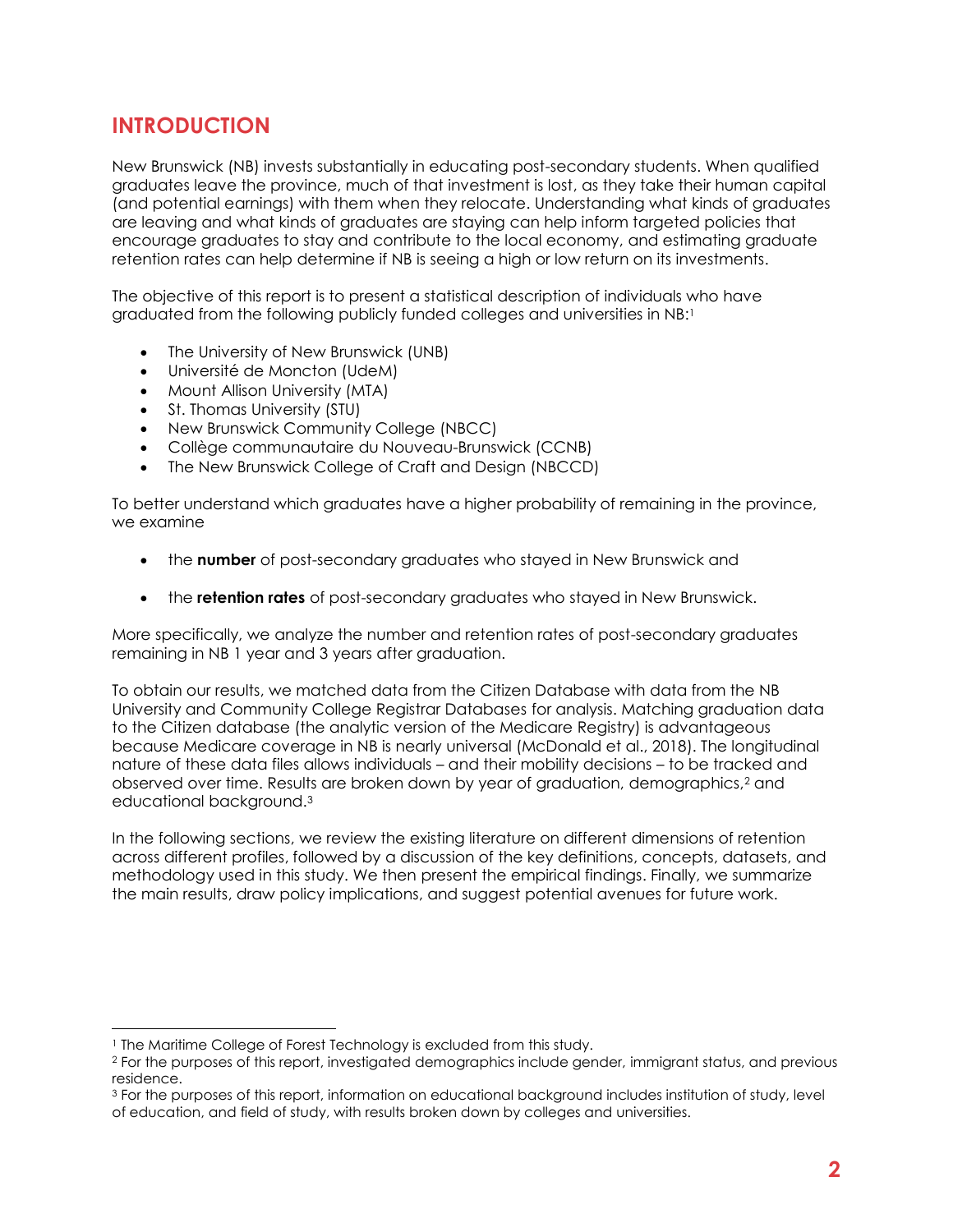## INTRODUCTION

New Brunswick (NB) invests substantially in educating post-secondary students. When qualified graduates leave the province, much of that investment is lost, as they take their human capital (and potential earnings) with them when they relocate. Understanding what kinds of graduates are leaving and what kinds of graduates are staying can help inform targeted policies that encourage graduates to stay and contribute to the local economy, and estimating graduate retention rates can help determine if NB is seeing a high or low return on its investments.

The objective of this report is to present a statistical description of individuals who have graduated from the following publicly funded colleges and universities in NB:[1]

- The University of New Brunswick (UNB)
- Université de Moncton (UdeM)
- Mount Allison University (MTA)
- St. Thomas University (STU)
- New Brunswick Community College (NBCC)
- Collège communautaire du Nouveau-Brunswick (CCNB)
- The New Brunswick College of Craft and Design (NBCCD)

To better understand which graduates have a higher probability of remaining in the province, we examine

- the **number** of post-secondary graduates who stayed in New Brunswick and
- the **retention rates** of post-secondary graduates who stayed in New Brunswick.

More specifically, we analyze the number and retention rates of post-secondary graduates remaining in NB 1 year and 3 years after graduation.

To obtain our results, we matched data from the Citizen Database with data from the NB University and Community College Registrar Databases for analysis. Matching graduation data to the Citizen database (the analytic version of the Medicare Registry) is advantageous because Medicare coverage in NB is nearly universal (McDonald et al., 2018). The longitudinal nature of these data files allows individuals – and their mobility decisions – to be tracked and observed over time. Results are broken down by year of graduation, demographics,[2] and educational background.[3]

In the following sections, we review the existing literature on different dimensions of retention across different profiles, followed by a discussion of the key definitions, concepts, datasets, and methodology used in this study. We then present the empirical findings. Finally, we summarize the main results, draw policy implications, and suggest potential avenues for future work.

---

[1] The Maritime College of Forest Technology is excluded from this study.

[2] For the purposes of this report, investigated demographics include gender, immigrant status, and previous residence.

[3] For the purposes of this report, information on educational background includes institution of study, level of education, and field of study, with results broken down by colleges and universities.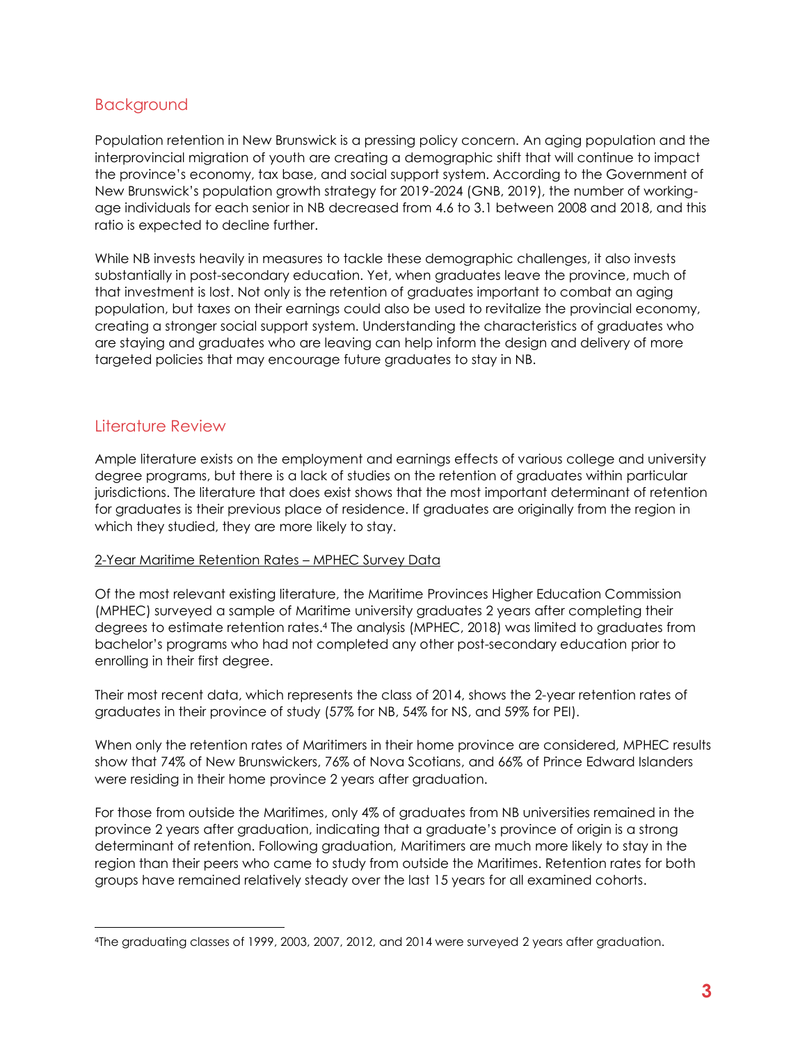## Background

Population retention in New Brunswick is a pressing policy concern. An aging population and the interprovincial migration of youth are creating a demographic shift that will continue to impact the province's economy, tax base, and social support system. According to the Government of New Brunswick's population growth strategy for 2019-2024 (GNB, 2019), the number of working-age individuals for each senior in NB decreased from 4.6 to 3.1 between 2008 and 2018, and this ratio is expected to decline further.

While NB invests heavily in measures to tackle these demographic challenges, it also invests substantially in post-secondary education. Yet, when graduates leave the province, much of that investment is lost. Not only is the retention of graduates important to combat an aging population, but taxes on their earnings could also be used to revitalize the provincial economy, creating a stronger social support system. Understanding the characteristics of graduates who are staying and graduates who are leaving can help inform the design and delivery of more targeted policies that may encourage future graduates to stay in NB.

## Literature Review

Ample literature exists on the employment and earnings effects of various college and university degree programs, but there is a lack of studies on the retention of graduates within particular jurisdictions. The literature that does exist shows that the most important determinant of retention for graduates is their previous place of residence. If graduates are originally from the region in which they studied, they are more likely to stay.

2-Year Maritime Retention Rates – MPHEC Survey Data

Of the most relevant existing literature, the Maritime Provinces Higher Education Commission (MPHEC) surveyed a sample of Maritime university graduates 2 years after completing their degrees to estimate retention rates.[4] The analysis (MPHEC, 2018) was limited to graduates from bachelor's programs who had not completed any other post-secondary education prior to enrolling in their first degree.

Their most recent data, which represents the class of 2014, shows the 2-year retention rates of graduates in their province of study (57% for NB, 54% for NS, and 59% for PEI).

When only the retention rates of Maritimers in their home province are considered, MPHEC results show that 74% of New Brunswickers, 76% of Nova Scotians, and 66% of Prince Edward Islanders were residing in their home province 2 years after graduation.

For those from outside the Maritimes, only 4% of graduates from NB universities remained in the province 2 years after graduation, indicating that a graduate's province of origin is a strong determinant of retention. Following graduation, Maritimers are much more likely to stay in the region than their peers who came to study from outside the Maritimes. Retention rates for both groups have remained relatively steady over the last 15 years for all examined cohorts.

---

[4] The graduating classes of 1999, 2003, 2007, 2012, and 2014 were surveyed 2 years after graduation.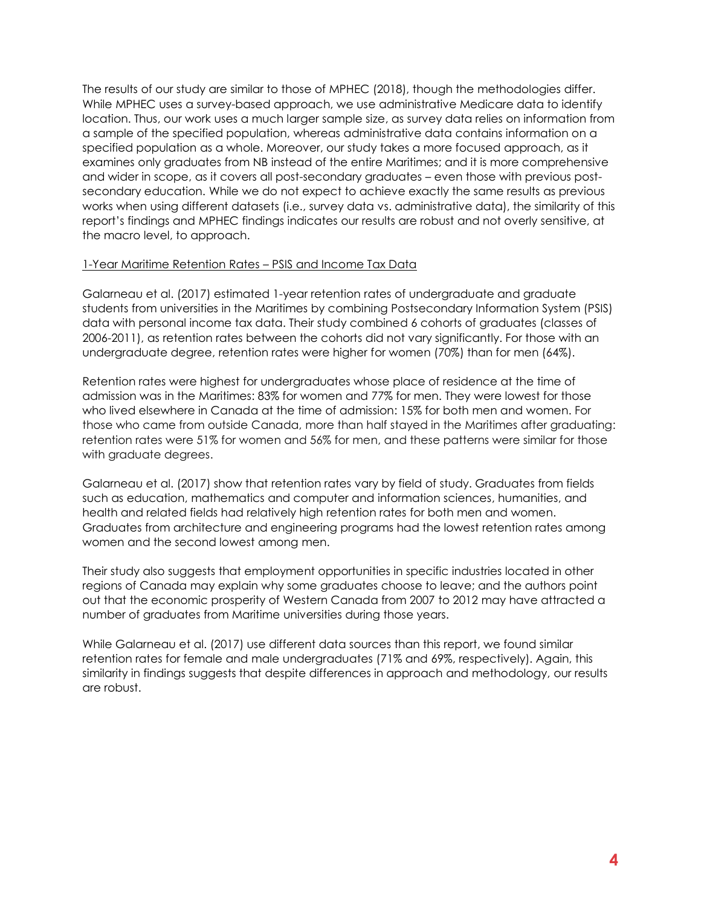The results of our study are similar to those of MPHEC (2018), though the methodologies differ. While MPHEC uses a survey-based approach, we use administrative Medicare data to identify location. Thus, our work uses a much larger sample size, as survey data relies on information from a sample of the specified population, whereas administrative data contains information on a specified population as a whole. Moreover, our study takes a more focused approach, as it examines only graduates from NB instead of the entire Maritimes; and it is more comprehensive and wider in scope, as it covers all post-secondary graduates – even those with previous post-secondary education. While we do not expect to achieve exactly the same results as previous works when using different datasets (i.e., survey data vs. administrative data), the similarity of this report's findings and MPHEC findings indicates our results are robust and not overly sensitive, at the macro level, to approach.

<u>1-Year Maritime Retention Rates – PSIS and Income Tax Data</u>

Galarneau et al. (2017) estimated 1-year retention rates of undergraduate and graduate students from universities in the Maritimes by combining Postsecondary Information System (PSIS) data with personal income tax data. Their study combined 6 cohorts of graduates (classes of 2006-2011), as retention rates between the cohorts did not vary significantly. For those with an undergraduate degree, retention rates were higher for women (70%) than for men (64%).

Retention rates were highest for undergraduates whose place of residence at the time of admission was in the Maritimes: 83% for women and 77% for men. They were lowest for those who lived elsewhere in Canada at the time of admission: 15% for both men and women. For those who came from outside Canada, more than half stayed in the Maritimes after graduating: retention rates were 51% for women and 56% for men, and these patterns were similar for those with graduate degrees.

Galarneau et al. (2017) show that retention rates vary by field of study. Graduates from fields such as education, mathematics and computer and information sciences, humanities, and health and related fields had relatively high retention rates for both men and women. Graduates from architecture and engineering programs had the lowest retention rates among women and the second lowest among men.

Their study also suggests that employment opportunities in specific industries located in other regions of Canada may explain why some graduates choose to leave; and the authors point out that the economic prosperity of Western Canada from 2007 to 2012 may have attracted a number of graduates from Maritime universities during those years.

While Galarneau et al. (2017) use different data sources than this report, we found similar retention rates for female and male undergraduates (71% and 69%, respectively). Again, this similarity in findings suggests that despite differences in approach and methodology, our results are robust.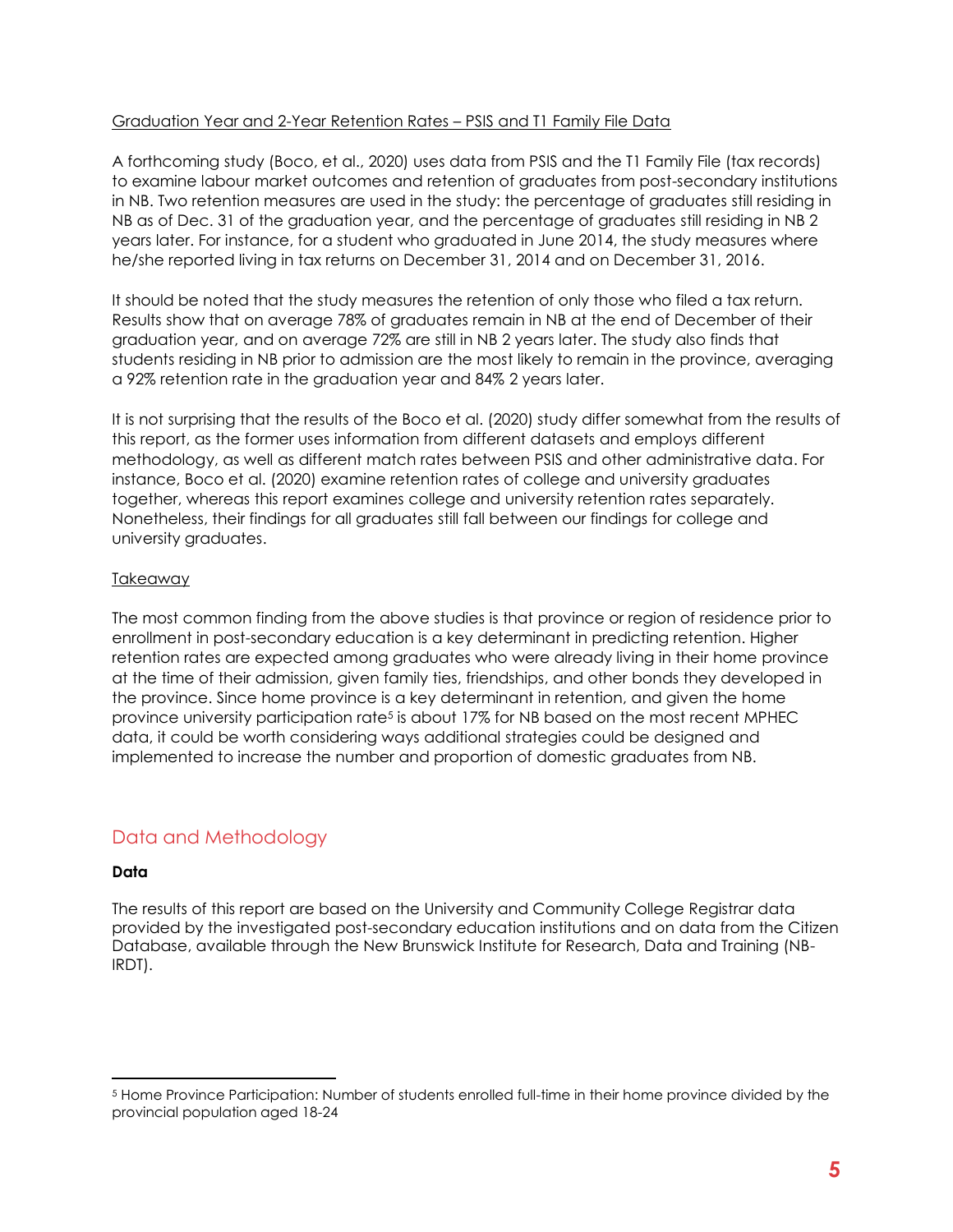Graduation Year and 2-Year Retention Rates – PSIS and T1 Family File Data

A forthcoming study (Boco, et al., 2020) uses data from PSIS and the T1 Family File (tax records) to examine labour market outcomes and retention of graduates from post-secondary institutions in NB. Two retention measures are used in the study: the percentage of graduates still residing in NB as of Dec. 31 of the graduation year, and the percentage of graduates still residing in NB 2 years later. For instance, for a student who graduated in June 2014, the study measures where he/she reported living in tax returns on December 31, 2014 and on December 31, 2016.

It should be noted that the study measures the retention of only those who filed a tax return. Results show that on average 78% of graduates remain in NB at the end of December of their graduation year, and on average 72% are still in NB 2 years later. The study also finds that students residing in NB prior to admission are the most likely to remain in the province, averaging a 92% retention rate in the graduation year and 84% 2 years later.

It is not surprising that the results of the Boco et al. (2020) study differ somewhat from the results of this report, as the former uses information from different datasets and employs different methodology, as well as different match rates between PSIS and other administrative data. For instance, Boco et al. (2020) examine retention rates of college and university graduates together, whereas this report examines college and university retention rates separately. Nonetheless, their findings for all graduates still fall between our findings for college and university graduates.

Takeaway

The most common finding from the above studies is that province or region of residence prior to enrollment in post-secondary education is a key determinant in predicting retention. Higher retention rates are expected among graduates who were already living in their home province at the time of their admission, given family ties, friendships, and other bonds they developed in the province. Since home province is a key determinant in retention, and given the home province university participation rate[5] is about 17% for NB based on the most recent MPHEC data, it could be worth considering ways additional strategies could be designed and implemented to increase the number and proportion of domestic graduates from NB.

## Data and Methodology

**Data**

The results of this report are based on the University and Community College Registrar data provided by the investigated post-secondary education institutions and on data from the Citizen Database, available through the New Brunswick Institute for Research, Data and Training (NB-IRDT).

[5] Home Province Participation: Number of students enrolled full-time in their home province divided by the provincial population aged 18-24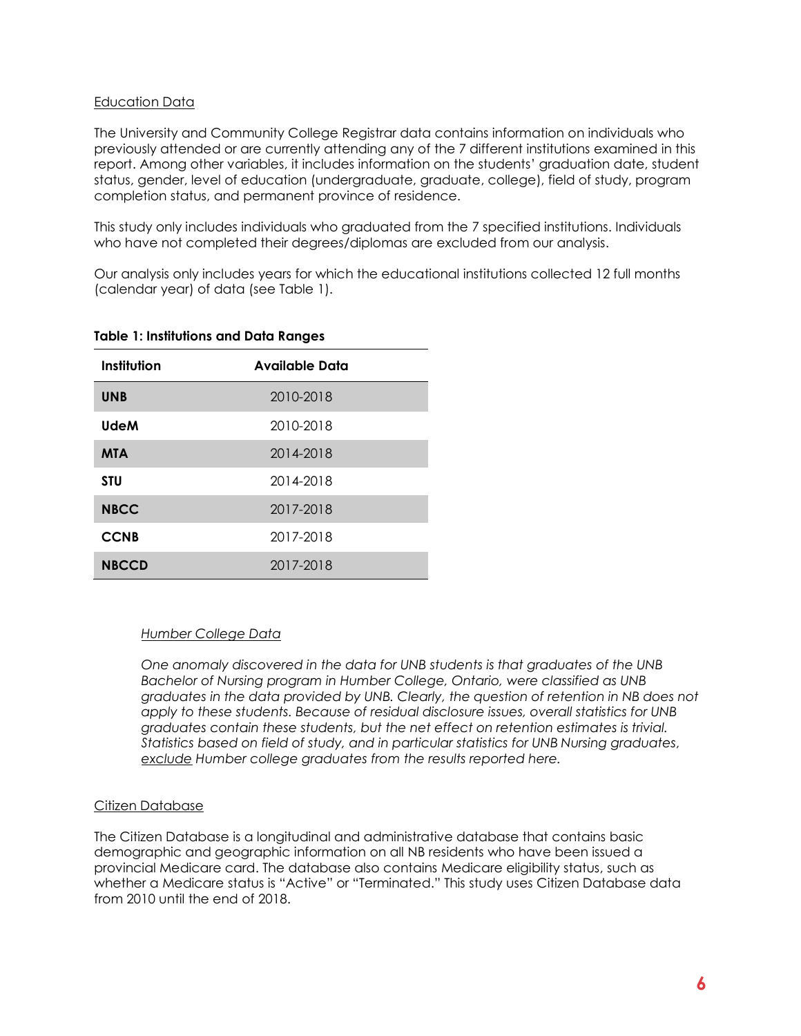<u>Education Data</u>

The University and Community College Registrar data contains information on individuals who previously attended or are currently attending any of the 7 different institutions examined in this report. Among other variables, it includes information on the students' graduation date, student status, gender, level of education (undergraduate, graduate, college), field of study, program completion status, and permanent province of residence.

This study only includes individuals who graduated from the 7 specified institutions. Individuals who have not completed their degrees/diplomas are excluded from our analysis.

Our analysis only includes years for which the educational institutions collected 12 full months (calendar year) of data (see Table 1).

**Table 1: Institutions and Data Ranges**

| Institution | Available Data |
|---|---|
| **UNB** | 2010-2018 |
| **UdeM** | 2010-2018 |
| **MTA** | 2014-2018 |
| **STU** | 2014-2018 |
| **NBCC** | 2017-2018 |
| **CCNB** | 2017-2018 |
| **NBCCD** | 2017-2018 |

> *<u>Humber College Data</u>*
>
> *One anomaly discovered in the data for UNB students is that graduates of the UNB Bachelor of Nursing program in Humber College, Ontario, were classified as UNB graduates in the data provided by UNB. Clearly, the question of retention in NB does not apply to these students. Because of residual disclosure issues, overall statistics for UNB graduates contain these students, but the net effect on retention estimates is trivial. Statistics based on field of study, and in particular statistics for UNB Nursing graduates, <u>exclude</u> Humber college graduates from the results reported here.*

<u>Citizen Database</u>

The Citizen Database is a longitudinal and administrative database that contains basic demographic and geographic information on all NB residents who have been issued a provincial Medicare card. The database also contains Medicare eligibility status, such as whether a Medicare status is "Active" or "Terminated." This study uses Citizen Database data from 2010 until the end of 2018.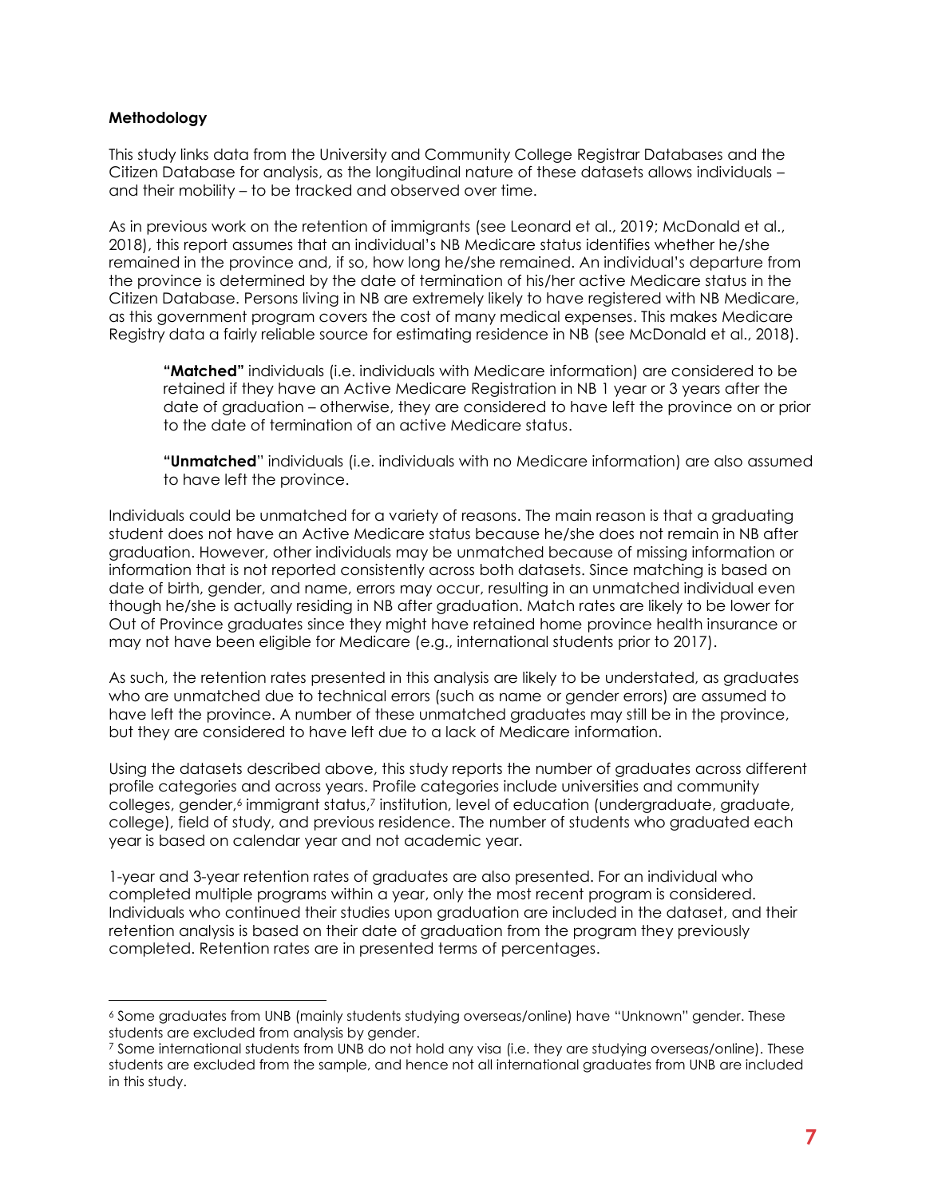**Methodology**

This study links data from the University and Community College Registrar Databases and the Citizen Database for analysis, as the longitudinal nature of these datasets allows individuals – and their mobility – to be tracked and observed over time.

As in previous work on the retention of immigrants (see Leonard et al., 2019; McDonald et al., 2018), this report assumes that an individual's NB Medicare status identifies whether he/she remained in the province and, if so, how long he/she remained. An individual's departure from the province is determined by the date of termination of his/her active Medicare status in the Citizen Database. Persons living in NB are extremely likely to have registered with NB Medicare, as this government program covers the cost of many medical expenses. This makes Medicare Registry data a fairly reliable source for estimating residence in NB (see McDonald et al., 2018).

> **"Matched"** individuals (i.e. individuals with Medicare information) are considered to be retained if they have an Active Medicare Registration in NB 1 year or 3 years after the date of graduation – otherwise, they are considered to have left the province on or prior to the date of termination of an active Medicare status.
>
> **"Unmatched"** individuals (i.e. individuals with no Medicare information) are also assumed to have left the province.

Individuals could be unmatched for a variety of reasons. The main reason is that a graduating student does not have an Active Medicare status because he/she does not remain in NB after graduation. However, other individuals may be unmatched because of missing information or information that is not reported consistently across both datasets. Since matching is based on date of birth, gender, and name, errors may occur, resulting in an unmatched individual even though he/she is actually residing in NB after graduation. Match rates are likely to be lower for Out of Province graduates since they might have retained home province health insurance or may not have been eligible for Medicare (e.g., international students prior to 2017).

As such, the retention rates presented in this analysis are likely to be understated, as graduates who are unmatched due to technical errors (such as name or gender errors) are assumed to have left the province. A number of these unmatched graduates may still be in the province, but they are considered to have left due to a lack of Medicare information.

Using the datasets described above, this study reports the number of graduates across different profile categories and across years. Profile categories include universities and community colleges, gender,[6] immigrant status,[7] institution, level of education (undergraduate, graduate, college), field of study, and previous residence. The number of students who graduated each year is based on calendar year and not academic year.

1-year and 3-year retention rates of graduates are also presented. For an individual who completed multiple programs within a year, only the most recent program is considered. Individuals who continued their studies upon graduation are included in the dataset, and their retention analysis is based on their date of graduation from the program they previously completed. Retention rates are in presented terms of percentages.

---

[6] Some graduates from UNB (mainly students studying overseas/online) have "Unknown" gender. These students are excluded from analysis by gender.

[7] Some international students from UNB do not hold any visa (i.e. they are studying overseas/online). These students are excluded from the sample, and hence not all international graduates from UNB are included in this study.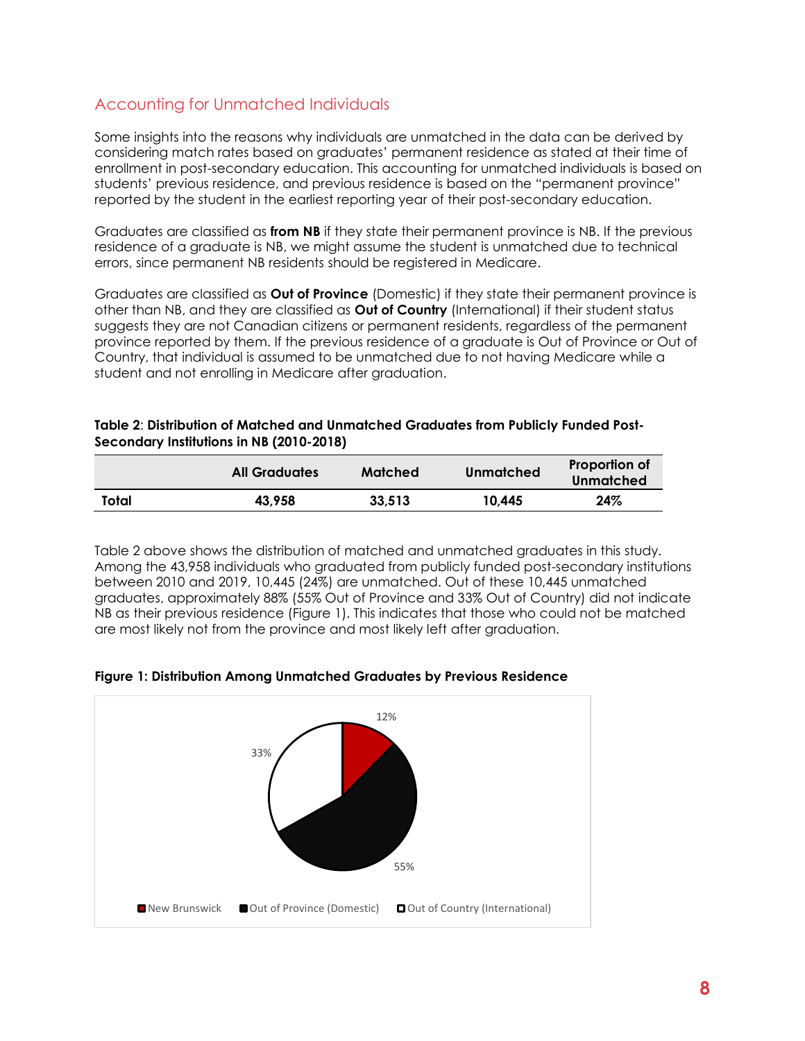## Accounting for Unmatched Individuals

Some insights into the reasons why individuals are unmatched in the data can be derived by considering match rates based on graduates' permanent residence as stated at their time of enrollment in post-secondary education. This accounting for unmatched individuals is based on students' previous residence, and previous residence is based on the "permanent province" reported by the student in the earliest reporting year of their post-secondary education.

Graduates are classified as **from NB** if they state their permanent province is NB. If the previous residence of a graduate is NB, we might assume the student is unmatched due to technical errors, since permanent NB residents should be registered in Medicare.

Graduates are classified as **Out of Province** (Domestic) if they state their permanent province is other than NB, and they are classified as **Out of Country** (International) if their student status suggests they are not Canadian citizens or permanent residents, regardless of the permanent province reported by them. If the previous residence of a graduate is Out of Province or Out of Country, that individual is assumed to be unmatched due to not having Medicare while a student and not enrolling in Medicare after graduation.

**Table 2**: **Distribution of Matched and Unmatched Graduates from Publicly Funded Post-Secondary Institutions in NB (2010-2018)**

| | All Graduates | Matched | Unmatched | Proportion of Unmatched |
|---|---|---|---|---|
| **Total** | **43,958** | **33,513** | **10,445** | **24%** |

Table 2 above shows the distribution of matched and unmatched graduates in this study. Among the 43,958 individuals who graduated from publicly funded post-secondary institutions between 2010 and 2019, 10,445 (24%) are unmatched. Out of these 10,445 unmatched graduates, approximately 88% (55% Out of Province and 33% Out of Country) did not indicate NB as their previous residence (Figure 1). This indicates that those who could not be matched are most likely not from the province and most likely left after graduation.

**Figure 1: Distribution Among Unmatched Graduates by Previous Residence**

| Previous Residence | Share |
|---|---|
| New Brunswick | 12% |
| Out of Province (Domestic) | 55% |
| Out of Country (International) | 33% |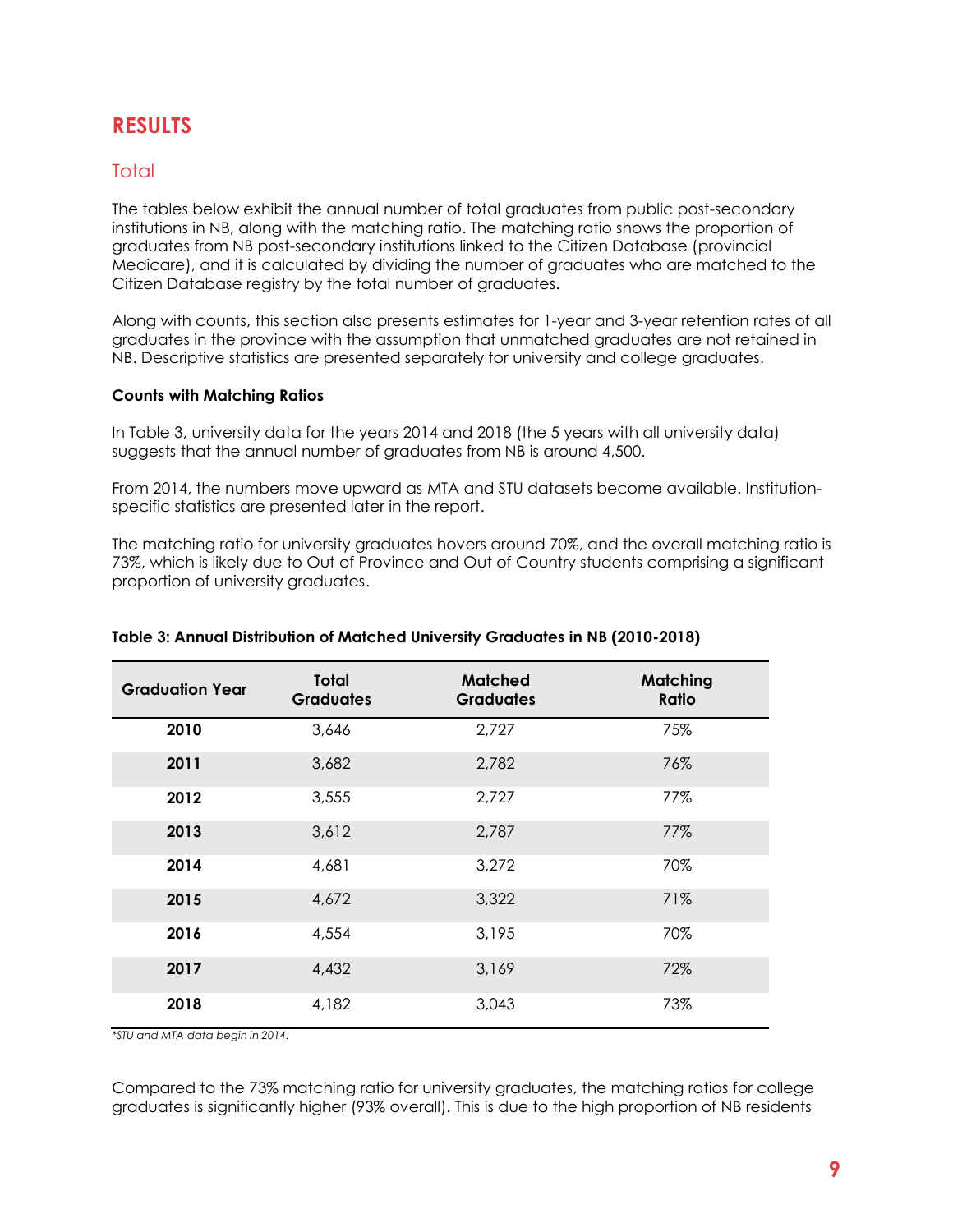## RESULTS

### Total

The tables below exhibit the annual number of total graduates from public post-secondary institutions in NB, along with the matching ratio. The matching ratio shows the proportion of graduates from NB post-secondary institutions linked to the Citizen Database (provincial Medicare), and it is calculated by dividing the number of graduates who are matched to the Citizen Database registry by the total number of graduates.

Along with counts, this section also presents estimates for 1-year and 3-year retention rates of all graduates in the province with the assumption that unmatched graduates are not retained in NB. Descriptive statistics are presented separately for university and college graduates.

**Counts with Matching Ratios**

In Table 3, university data for the years 2014 and 2018 (the 5 years with all university data) suggests that the annual number of graduates from NB is around 4,500.

From 2014, the numbers move upward as MTA and STU datasets become available. Institution-specific statistics are presented later in the report.

The matching ratio for university graduates hovers around 70%, and the overall matching ratio is 73%, which is likely due to Out of Province and Out of Country students comprising a significant proportion of university graduates.

**Table 3: Annual Distribution of Matched University Graduates in NB (2010-2018)**

| Graduation Year | Total Graduates | Matched Graduates | Matching Ratio |
|---|---|---|---|
| **2010** | 3,646 | 2,727 | 75% |
| **2011** | 3,682 | 2,782 | 76% |
| **2012** | 3,555 | 2,727 | 77% |
| **2013** | 3,612 | 2,787 | 77% |
| **2014** | 4,681 | 3,272 | 70% |
| **2015** | 4,672 | 3,322 | 71% |
| **2016** | 4,554 | 3,195 | 70% |
| **2017** | 4,432 | 3,169 | 72% |
| **2018** | 4,182 | 3,043 | 73% |

*\*STU and MTA data begin in 2014.*

Compared to the 73% matching ratio for university graduates, the matching ratios for college graduates is significantly higher (93% overall). This is due to the high proportion of NB residents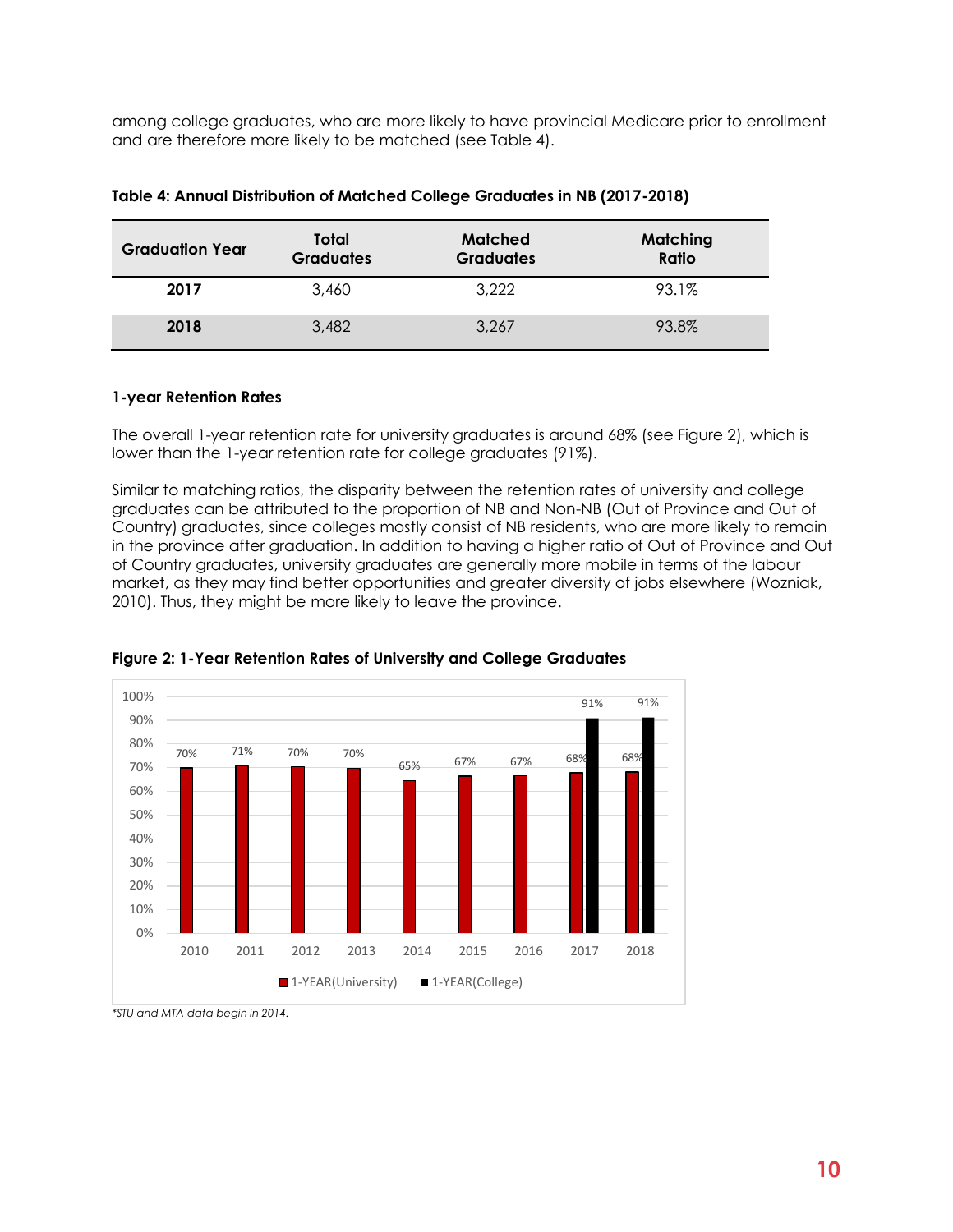among college graduates, who are more likely to have provincial Medicare prior to enrollment and are therefore more likely to be matched (see Table 4).

**Table 4: Annual Distribution of Matched College Graduates in NB (2017-2018)**

| Graduation Year | Total Graduates | Matched Graduates | Matching Ratio |
|---|---|---|---|
| **2017** | 3,460 | 3,222 | 93.1% |
| **2018** | 3,482 | 3,267 | 93.8% |

**1-year Retention Rates**

The overall 1-year retention rate for university graduates is around 68% (see Figure 2), which is lower than the 1-year retention rate for college graduates (91%).

Similar to matching ratios, the disparity between the retention rates of university and college graduates can be attributed to the proportion of NB and Non-NB (Out of Province and Out of Country) graduates, since colleges mostly consist of NB residents, who are more likely to remain in the province after graduation. In addition to having a higher ratio of Out of Province and Out of Country graduates, university graduates are generally more mobile in terms of the labour market, as they may find better opportunities and greater diversity of jobs elsewhere (Wozniak, 2010). Thus, they might be more likely to leave the province.

**Figure 2: 1-Year Retention Rates of University and College Graduates**

| Year | 1-YEAR(University) | 1-YEAR(College) |
|---|---|---|
| 2010 | 70% | |
| 2011 | 71% | |
| 2012 | 70% | |
| 2013 | 70% | |
| 2014 | 65% | |
| 2015 | 67% | |
| 2016 | 67% | |
| 2017 | 68% | 91% |
| 2018 | 68% | 91% |

*\*STU and MTA data begin in 2014.*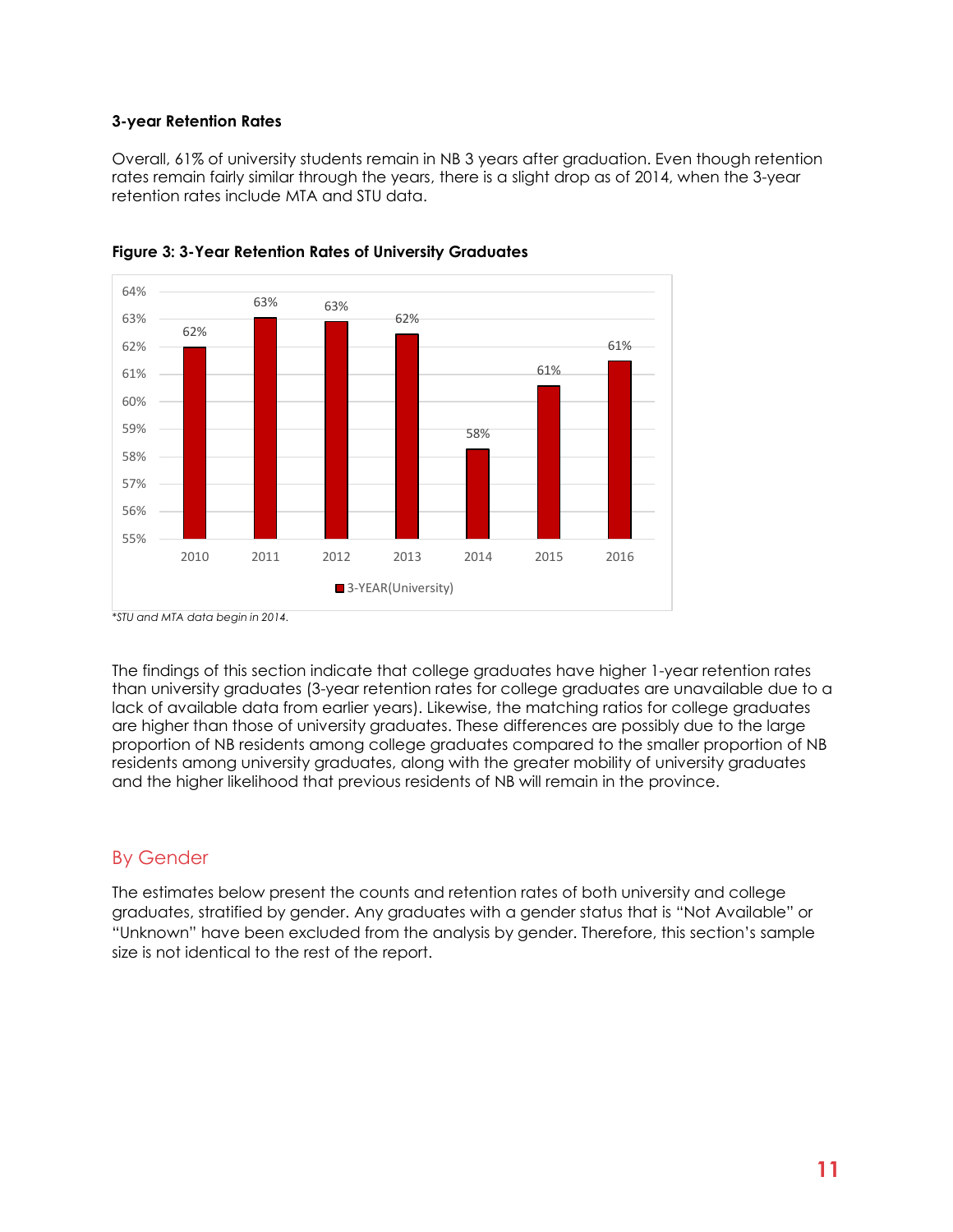**3-year Retention Rates**

Overall, 61% of university students remain in NB 3 years after graduation. Even though retention rates remain fairly similar through the years, there is a slight drop as of 2014, when the 3-year retention rates include MTA and STU data.

**Figure 3: 3-Year Retention Rates of University Graduates**

| Year | 3-YEAR(University) |
|---|---|
| 2010 | 62% |
| 2011 | 63% |
| 2012 | 63% |
| 2013 | 62% |
| 2014 | 58% |
| 2015 | 61% |
| 2016 | 61% |

*\*STU and MTA data begin in 2014.*

The findings of this section indicate that college graduates have higher 1-year retention rates than university graduates (3-year retention rates for college graduates are unavailable due to a lack of available data from earlier years). Likewise, the matching ratios for college graduates are higher than those of university graduates. These differences are possibly due to the large proportion of NB residents among college graduates compared to the smaller proportion of NB residents among university graduates, along with the greater mobility of university graduates and the higher likelihood that previous residents of NB will remain in the province.

## By Gender

The estimates below present the counts and retention rates of both university and college graduates, stratified by gender. Any graduates with a gender status that is "Not Available" or "Unknown" have been excluded from the analysis by gender. Therefore, this section's sample size is not identical to the rest of the report.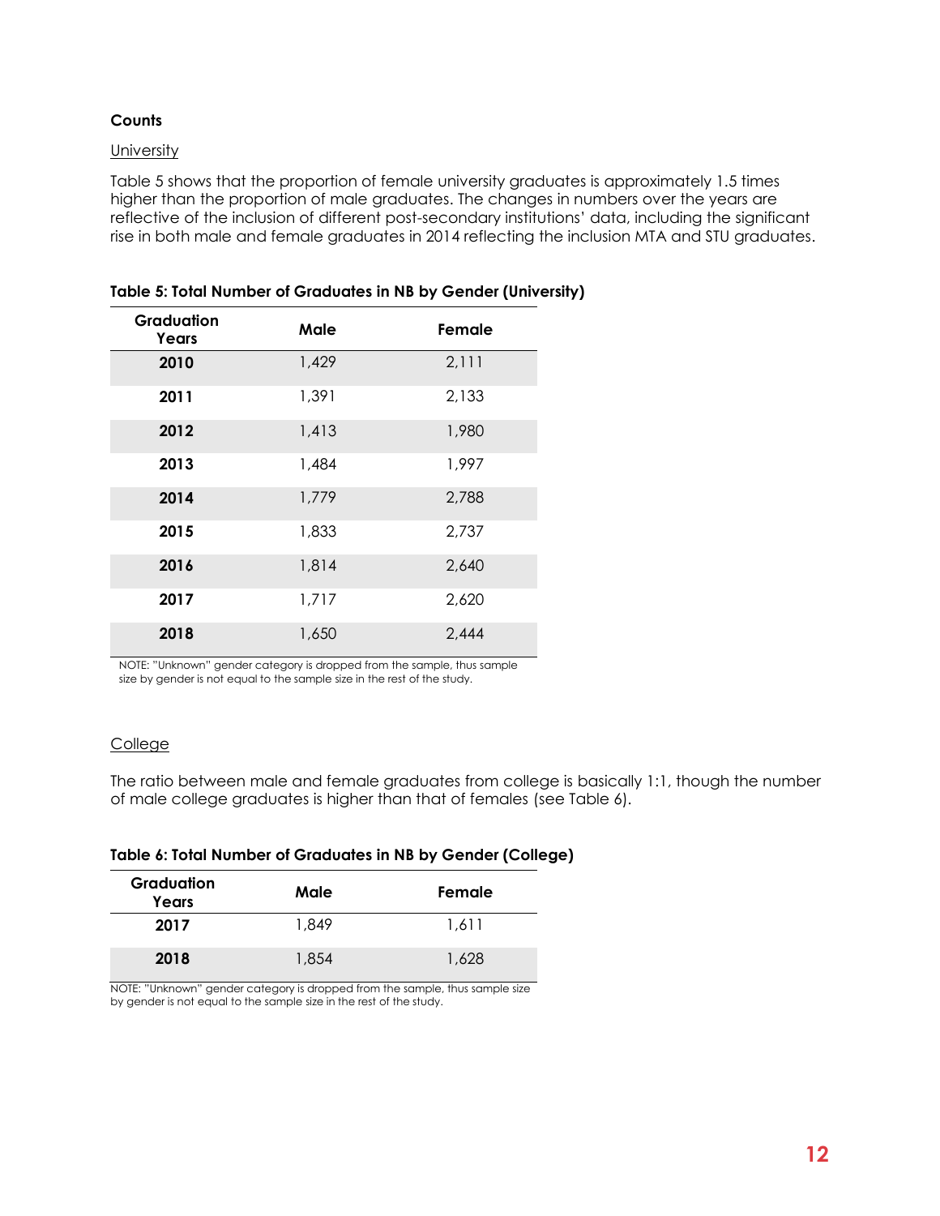### Counts

University

Table 5 shows that the proportion of female university graduates is approximately 1.5 times higher than the proportion of male graduates. The changes in numbers over the years are reflective of the inclusion of different post-secondary institutions' data, including the significant rise in both male and female graduates in 2014 reflecting the inclusion MTA and STU graduates.

**Table 5: Total Number of Graduates in NB by Gender (University)**

| Graduation Years | Male | Female |
|---|---|---|
| **2010** | 1,429 | 2,111 |
| **2011** | 1,391 | 2,133 |
| **2012** | 1,413 | 1,980 |
| **2013** | 1,484 | 1,997 |
| **2014** | 1,779 | 2,788 |
| **2015** | 1,833 | 2,737 |
| **2016** | 1,814 | 2,640 |
| **2017** | 1,717 | 2,620 |
| **2018** | 1,650 | 2,444 |

NOTE: "Unknown" gender category is dropped from the sample, thus sample size by gender is not equal to the sample size in the rest of the study.

College

The ratio between male and female graduates from college is basically 1:1, though the number of male college graduates is higher than that of females (see Table 6).

**Table 6: Total Number of Graduates in NB by Gender (College)**

| Graduation Years | Male | Female |
|---|---|---|
| **2017** | 1,849 | 1,611 |
| **2018** | 1,854 | 1,628 |

NOTE: "Unknown" gender category is dropped from the sample, thus sample size by gender is not equal to the sample size in the rest of the study.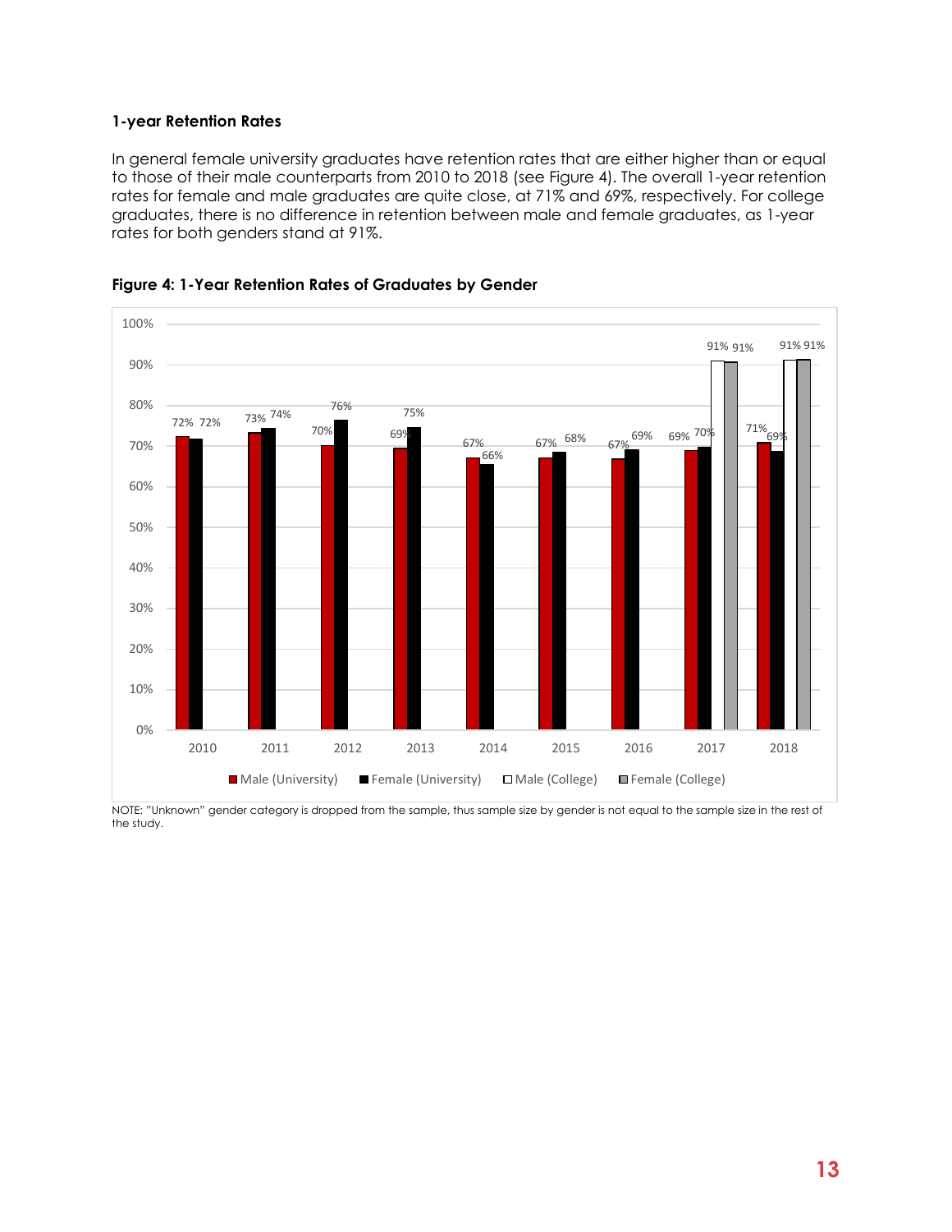**1-year Retention Rates**

In general female university graduates have retention rates that are either higher than or equal to those of their male counterparts from 2010 to 2018 (see Figure 4). The overall 1-year retention rates for female and male graduates are quite close, at 71% and 69%, respectively. For college graduates, there is no difference in retention between male and female graduates, as 1-year rates for both genders stand at 91%.

**Figure 4: 1-Year Retention Rates of Graduates by Gender**

| Year | Male (University) | Female (University) | Male (College) | Female (College) |
| --- | --- | --- | --- | --- |
| 2010 | 72% | 72% | | |
| 2011 | 73% | 74% | | |
| 2012 | 70% | 76% | | |
| 2013 | 69% | 75% | | |
| 2014 | 67% | 66% | | |
| 2015 | 67% | 68% | | |
| 2016 | 67% | 69% | | |
| 2017 | 69% | 70% | 91% | 91% |
| 2018 | 71% | 69% | 91% | 91% |

NOTE: "Unknown" gender category is dropped from the sample, thus sample size by gender is not equal to the sample size in the rest of the study.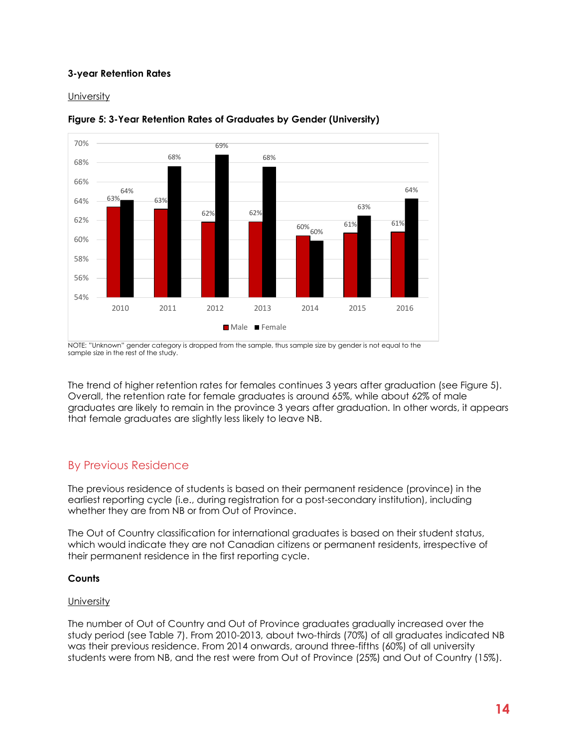### 3-year Retention Rates

University

**Figure 5: 3-Year Retention Rates of Graduates by Gender (University)**

| Year | Male | Female |
|---|---|---|
| 2010 | 63% | 64% |
| 2011 | 63% | 68% |
| 2012 | 62% | 69% |
| 2013 | 62% | 68% |
| 2014 | 60% | 60% |
| 2015 | 61% | 63% |
| 2016 | 61% | 64% |

NOTE: "Unknown" gender category is dropped from the sample, thus sample size by gender is not equal to the sample size in the rest of the study.

The trend of higher retention rates for females continues 3 years after graduation (see Figure 5). Overall, the retention rate for female graduates is around 65%, while about 62% of male graduates are likely to remain in the province 3 years after graduation. In other words, it appears that female graduates are slightly less likely to leave NB.

## By Previous Residence

The previous residence of students is based on their permanent residence (province) in the earliest reporting cycle (i.e., during registration for a post-secondary institution), including whether they are from NB or from Out of Province.

The Out of Country classification for international graduates is based on their student status, which would indicate they are not Canadian citizens or permanent residents, irrespective of their permanent residence in the first reporting cycle.

### Counts

University

The number of Out of Country and Out of Province graduates gradually increased over the study period (see Table 7). From 2010-2013, about two-thirds (70%) of all graduates indicated NB was their previous residence. From 2014 onwards, around three-fifths (60%) of all university students were from NB, and the rest were from Out of Province (25%) and Out of Country (15%).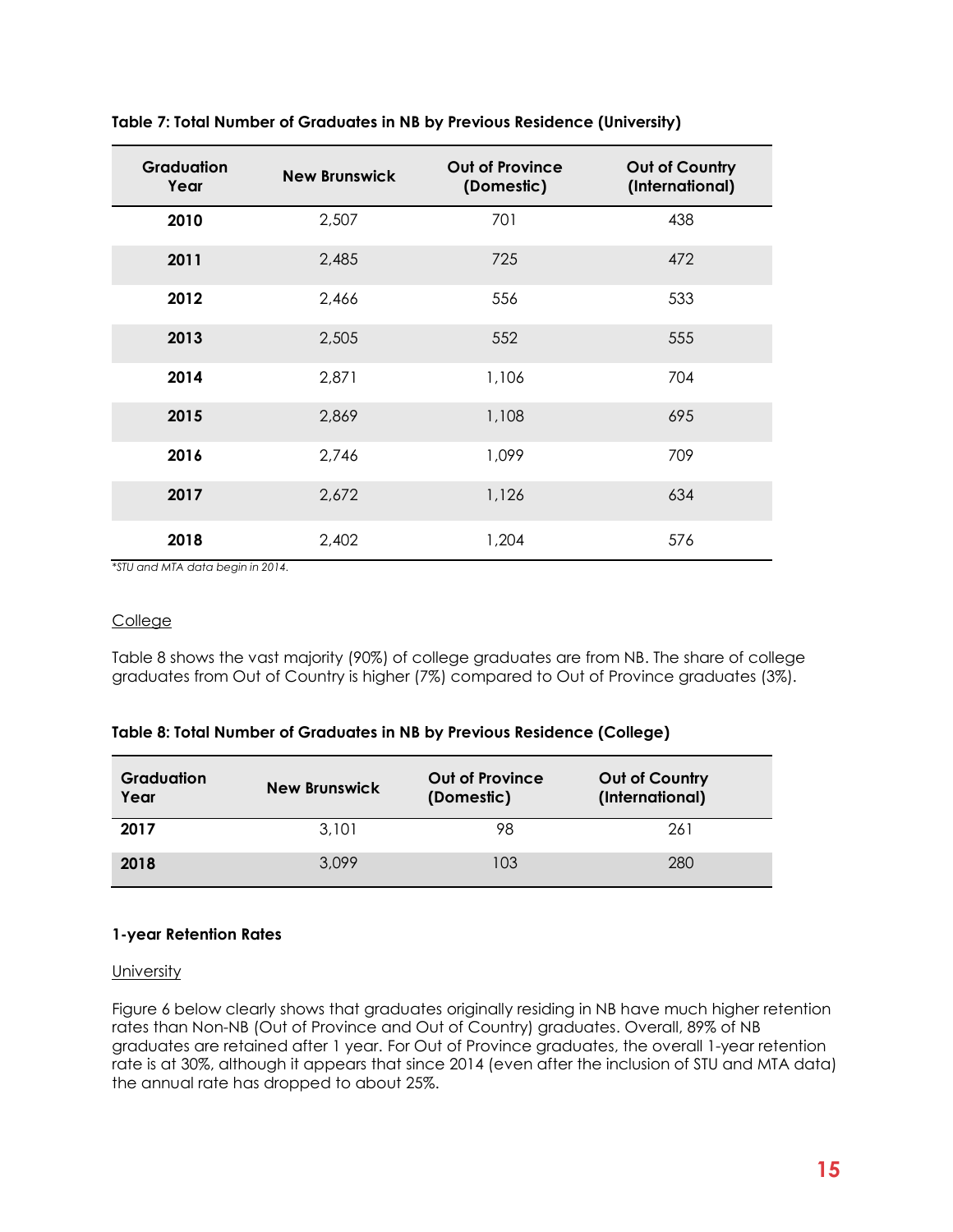**Table 7: Total Number of Graduates in NB by Previous Residence (University)**

| Graduation Year | New Brunswick | Out of Province (Domestic) | Out of Country (International) |
|---|---|---|---|
| **2010** | 2,507 | 701 | 438 |
| **2011** | 2,485 | 725 | 472 |
| **2012** | 2,466 | 556 | 533 |
| **2013** | 2,505 | 552 | 555 |
| **2014** | 2,871 | 1,106 | 704 |
| **2015** | 2,869 | 1,108 | 695 |
| **2016** | 2,746 | 1,099 | 709 |
| **2017** | 2,672 | 1,126 | 634 |
| **2018** | 2,402 | 1,204 | 576 |

*\*STU and MTA data begin in 2014.*

College

Table 8 shows the vast majority (90%) of college graduates are from NB. The share of college graduates from Out of Country is higher (7%) compared to Out of Province graduates (3%).

**Table 8: Total Number of Graduates in NB by Previous Residence (College)**

| Graduation Year | New Brunswick | Out of Province (Domestic) | Out of Country (International) |
|---|---|---|---|
| **2017** | 3,101 | 98 | 261 |
| **2018** | 3,099 | 103 | 280 |

### 1-year Retention Rates

University

Figure 6 below clearly shows that graduates originally residing in NB have much higher retention rates than Non-NB (Out of Province and Out of Country) graduates. Overall, 89% of NB graduates are retained after 1 year. For Out of Province graduates, the overall 1-year retention rate is at 30%, although it appears that since 2014 (even after the inclusion of STU and MTA data) the annual rate has dropped to about 25%.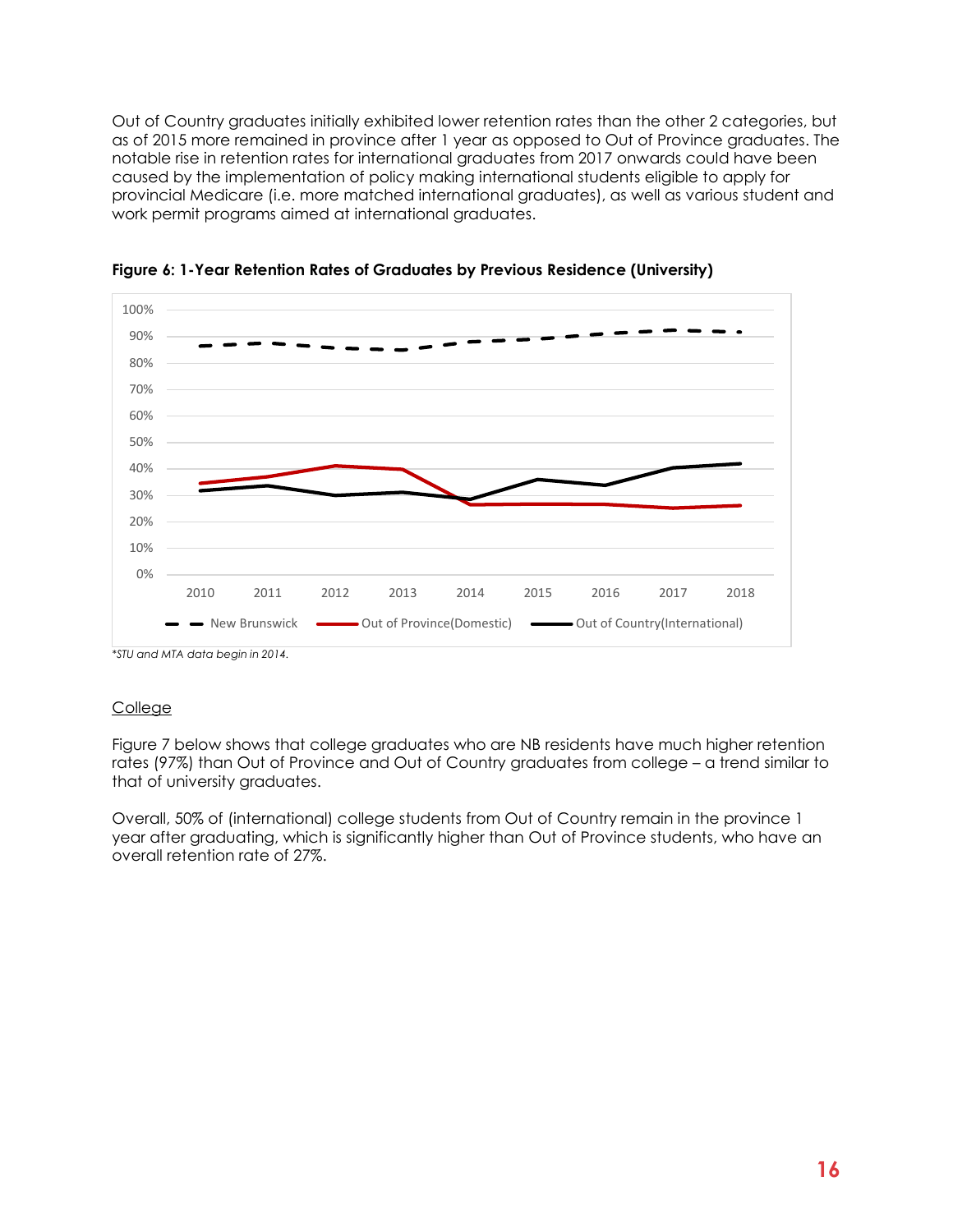Out of Country graduates initially exhibited lower retention rates than the other 2 categories, but as of 2015 more remained in province after 1 year as opposed to Out of Province graduates. The notable rise in retention rates for international graduates from 2017 onwards could have been caused by the implementation of policy making international students eligible to apply for provincial Medicare (i.e. more matched international graduates), as well as various student and work permit programs aimed at international graduates.

**Figure 6: 1-Year Retention Rates of Graduates by Previous Residence (University)**

*\*STU and MTA data begin in 2014.*

College

Figure 7 below shows that college graduates who are NB residents have much higher retention rates (97%) than Out of Province and Out of Country graduates from college – a trend similar to that of university graduates.

Overall, 50% of (international) college students from Out of Country remain in the province 1 year after graduating, which is significantly higher than Out of Province students, who have an overall retention rate of 27%.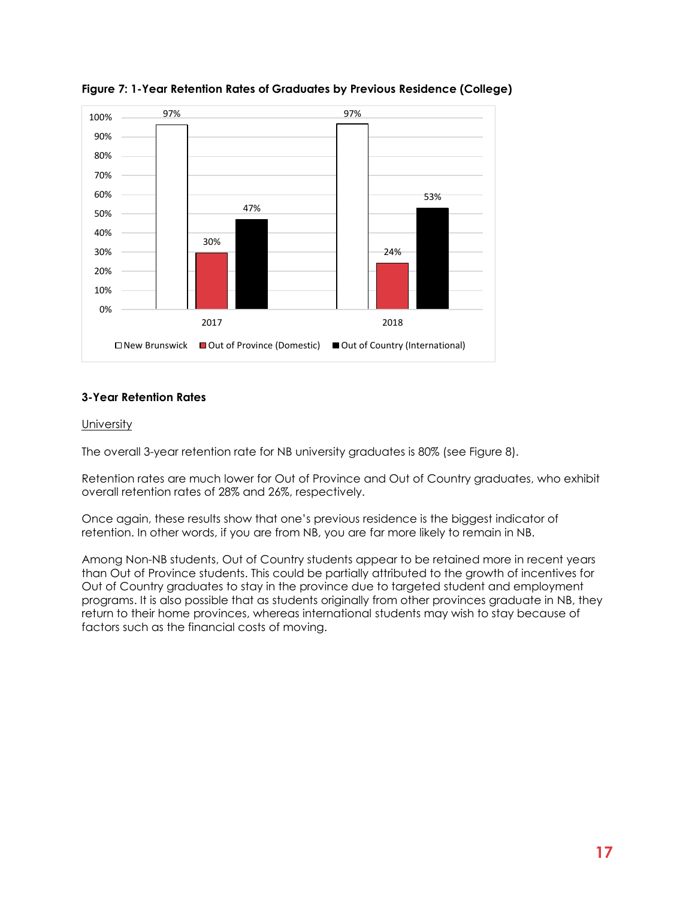**Figure 7: 1-Year Retention Rates of Graduates by Previous Residence (College)**

| | New Brunswick | Out of Province (Domestic) | Out of Country (International) |
|---|---|---|---|
| 2017 | 97% | 30% | 47% |
| 2018 | 97% | 24% | 53% |

### 3-Year Retention Rates

University

The overall 3-year retention rate for NB university graduates is 80% (see Figure 8).

Retention rates are much lower for Out of Province and Out of Country graduates, who exhibit overall retention rates of 28% and 26%, respectively.

Once again, these results show that one's previous residence is the biggest indicator of retention. In other words, if you are from NB, you are far more likely to remain in NB.

Among Non-NB students, Out of Country students appear to be retained more in recent years than Out of Province students. This could be partially attributed to the growth of incentives for Out of Country graduates to stay in the province due to targeted student and employment programs. It is also possible that as students originally from other provinces graduate in NB, they return to their home provinces, whereas international students may wish to stay because of factors such as the financial costs of moving.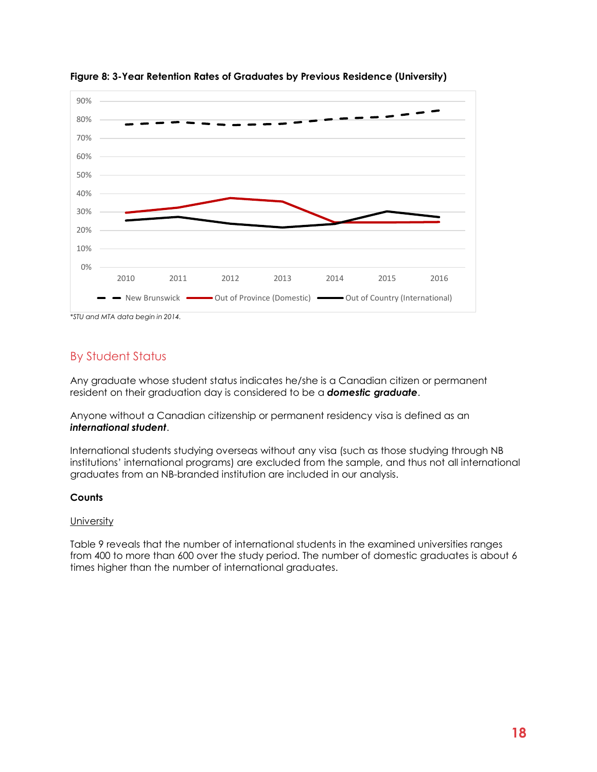**Figure 8: 3-Year Retention Rates of Graduates by Previous Residence (University)**

*STU and MTA data begin in 2014.

## By Student Status

Any graduate whose student status indicates he/she is a Canadian citizen or permanent resident on their graduation day is considered to be a ***domestic graduate***.

Anyone without a Canadian citizenship or permanent residency visa is defined as an ***international student***.

International students studying overseas without any visa (such as those studying through NB institutions' international programs) are excluded from the sample, and thus not all international graduates from an NB-branded institution are included in our analysis.

### Counts

<u>University</u>

Table 9 reveals that the number of international students in the examined universities ranges from 400 to more than 600 over the study period. The number of domestic graduates is about 6 times higher than the number of international graduates.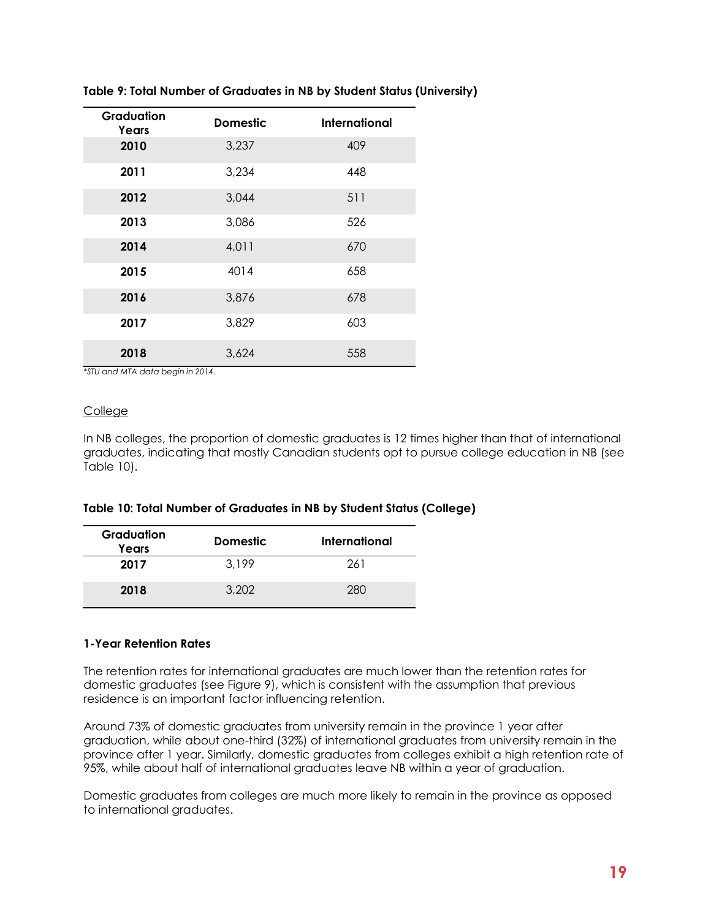**Table 9: Total Number of Graduates in NB by Student Status (University)**

| Graduation Years | Domestic | International |
|---|---|---|
| **2010** | 3,237 | 409 |
| **2011** | 3,234 | 448 |
| **2012** | 3,044 | 511 |
| **2013** | 3,086 | 526 |
| **2014** | 4,011 | 670 |
| **2015** | 4014 | 658 |
| **2016** | 3,876 | 678 |
| **2017** | 3,829 | 603 |
| **2018** | 3,624 | 558 |

*\*STU and MTA data begin in 2014.*

College

In NB colleges, the proportion of domestic graduates is 12 times higher than that of international graduates, indicating that mostly Canadian students opt to pursue college education in NB (see Table 10).

**Table 10: Total Number of Graduates in NB by Student Status (College)**

| Graduation Years | Domestic | International |
|---|---|---|
| **2017** | 3,199 | 261 |
| **2018** | 3,202 | 280 |

**1-Year Retention Rates**

The retention rates for international graduates are much lower than the retention rates for domestic graduates (see Figure 9), which is consistent with the assumption that previous residence is an important factor influencing retention.

Around 73% of domestic graduates from university remain in the province 1 year after graduation, while about one-third (32%) of international graduates from university remain in the province after 1 year. Similarly, domestic graduates from colleges exhibit a high retention rate of 95%, while about half of international graduates leave NB within a year of graduation.

Domestic graduates from colleges are much more likely to remain in the province as opposed to international graduates.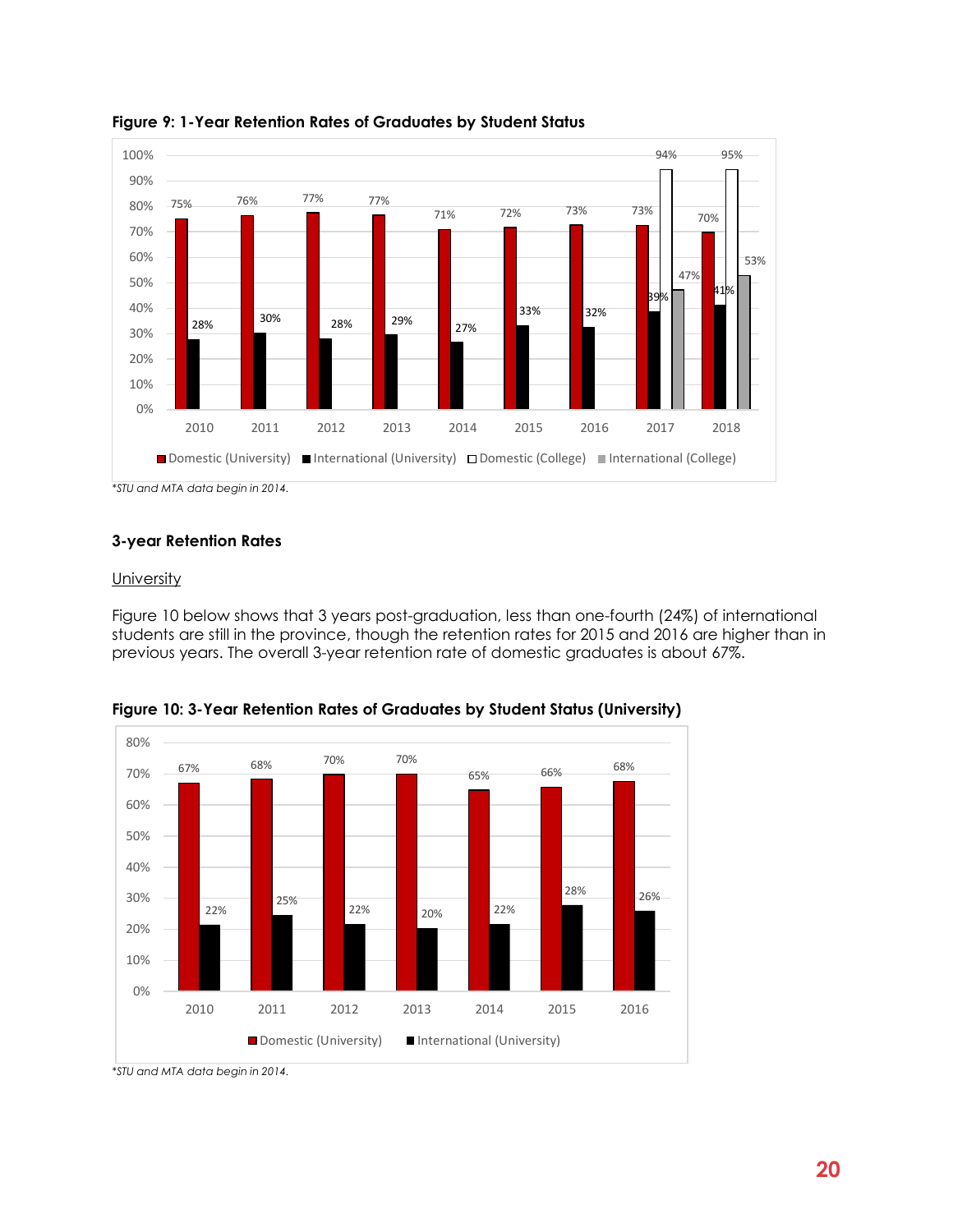**Figure 9: 1-Year Retention Rates of Graduates by Student Status**

| Year | Domestic (University) | International (University) | Domestic (College) | International (College) |
|---|---|---|---|---|
| 2010 | 75% | 28% | | |
| 2011 | 76% | 30% | | |
| 2012 | 77% | 28% | | |
| 2013 | 77% | 29% | | |
| 2014 | 71% | 27% | | |
| 2015 | 72% | 33% | | |
| 2016 | 73% | 32% | | |
| 2017 | 73% | 39% | 94% | 47% |
| 2018 | 70% | 41% | 95% | 53% |

*\*STU and MTA data begin in 2014.*

### 3-year Retention Rates

University

Figure 10 below shows that 3 years post-graduation, less than one-fourth (24%) of international students are still in the province, though the retention rates for 2015 and 2016 are higher than in previous years. The overall 3-year retention rate of domestic graduates is about 67%.

**Figure 10: 3-Year Retention Rates of Graduates by Student Status (University)**

| Year | Domestic (University) | International (University) |
|---|---|---|
| 2010 | 67% | 22% |
| 2011 | 68% | 25% |
| 2012 | 70% | 22% |
| 2013 | 70% | 20% |
| 2014 | 65% | 22% |
| 2015 | 66% | 28% |
| 2016 | 68% | 26% |

*\*STU and MTA data begin in 2014.*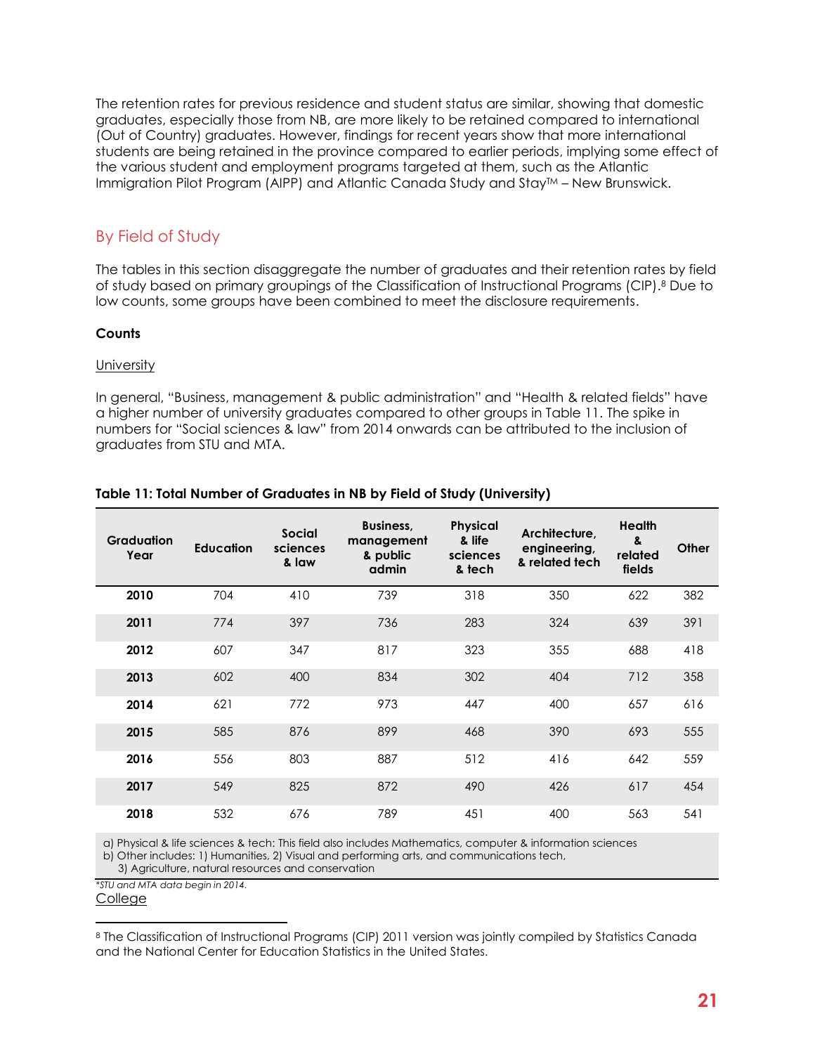The retention rates for previous residence and student status are similar, showing that domestic graduates, especially those from NB, are more likely to be retained compared to international (Out of Country) graduates. However, findings for recent years show that more international students are being retained in the province compared to earlier periods, implying some effect of the various student and employment programs targeted at them, such as the Atlantic Immigration Pilot Program (AIPP) and Atlantic Canada Study and Stay™ – New Brunswick.

## By Field of Study

The tables in this section disaggregate the number of graduates and their retention rates by field of study based on primary groupings of the Classification of Instructional Programs (CIP).[8] Due to low counts, some groups have been combined to meet the disclosure requirements.

**Counts**

University

In general, "Business, management & public administration" and "Health & related fields" have a higher number of university graduates compared to other groups in Table 11. The spike in numbers for "Social sciences & law" from 2014 onwards can be attributed to the inclusion of graduates from STU and MTA.

**Table 11: Total Number of Graduates in NB by Field of Study (University)**

| Graduation Year | Education | Social sciences & law | Business, management & public admin | Physical & life sciences & tech | Architecture, engineering, & related tech | Health & related fields | Other |
|---|---|---|---|---|---|---|---|
| **2010** | 704 | 410 | 739 | 318 | 350 | 622 | 382 |
| **2011** | 774 | 397 | 736 | 283 | 324 | 639 | 391 |
| **2012** | 607 | 347 | 817 | 323 | 355 | 688 | 418 |
| **2013** | 602 | 400 | 834 | 302 | 404 | 712 | 358 |
| **2014** | 621 | 772 | 973 | 447 | 400 | 657 | 616 |
| **2015** | 585 | 876 | 899 | 468 | 390 | 693 | 555 |
| **2016** | 556 | 803 | 887 | 512 | 416 | 642 | 559 |
| **2017** | 549 | 825 | 872 | 490 | 426 | 617 | 454 |
| **2018** | 532 | 676 | 789 | 451 | 400 | 563 | 541 |

a) Physical & life sciences & tech: This field also includes Mathematics, computer & information sciences
b) Other includes: 1) Humanities, 2) Visual and performing arts, and communications tech,
3) Agriculture, natural resources and conservation

*STU and MTA data begin in 2014.*

College

[8] The Classification of Instructional Programs (CIP) 2011 version was jointly compiled by Statistics Canada and the National Center for Education Statistics in the United States.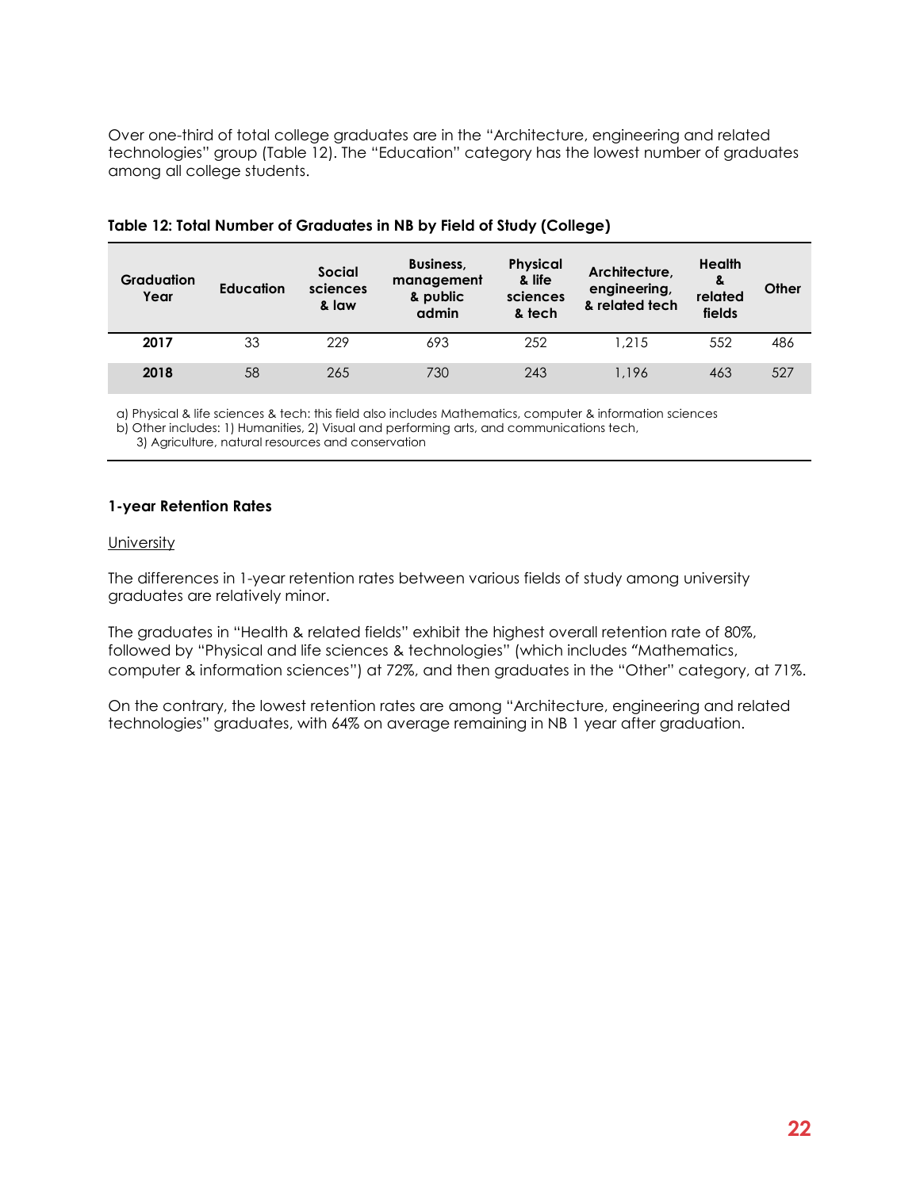Over one-third of total college graduates are in the "Architecture, engineering and related technologies" group (Table 12). The "Education" category has the lowest number of graduates among all college students.

**Table 12: Total Number of Graduates in NB by Field of Study (College)**

| Graduation Year | Education | Social sciences & law | Business, management & public admin | Physical & life sciences & tech | Architecture, engineering, & related tech | Health & related fields | Other |
|---|---|---|---|---|---|---|---|
| **2017** | 33 | 229 | 693 | 252 | 1,215 | 552 | 486 |
| **2018** | 58 | 265 | 730 | 243 | 1,196 | 463 | 527 |

a) Physical & life sciences & tech: this field also includes Mathematics, computer & information sciences
b) Other includes: 1) Humanities, 2) Visual and performing arts, and communications tech,
3) Agriculture, natural resources and conservation

### 1-year Retention Rates

University

The differences in 1-year retention rates between various fields of study among university graduates are relatively minor.

The graduates in "Health & related fields" exhibit the highest overall retention rate of 80%, followed by "Physical and life sciences & technologies" (which includes "Mathematics, computer & information sciences") at 72%, and then graduates in the "Other" category, at 71%.

On the contrary, the lowest retention rates are among "Architecture, engineering and related technologies" graduates, with 64% on average remaining in NB 1 year after graduation.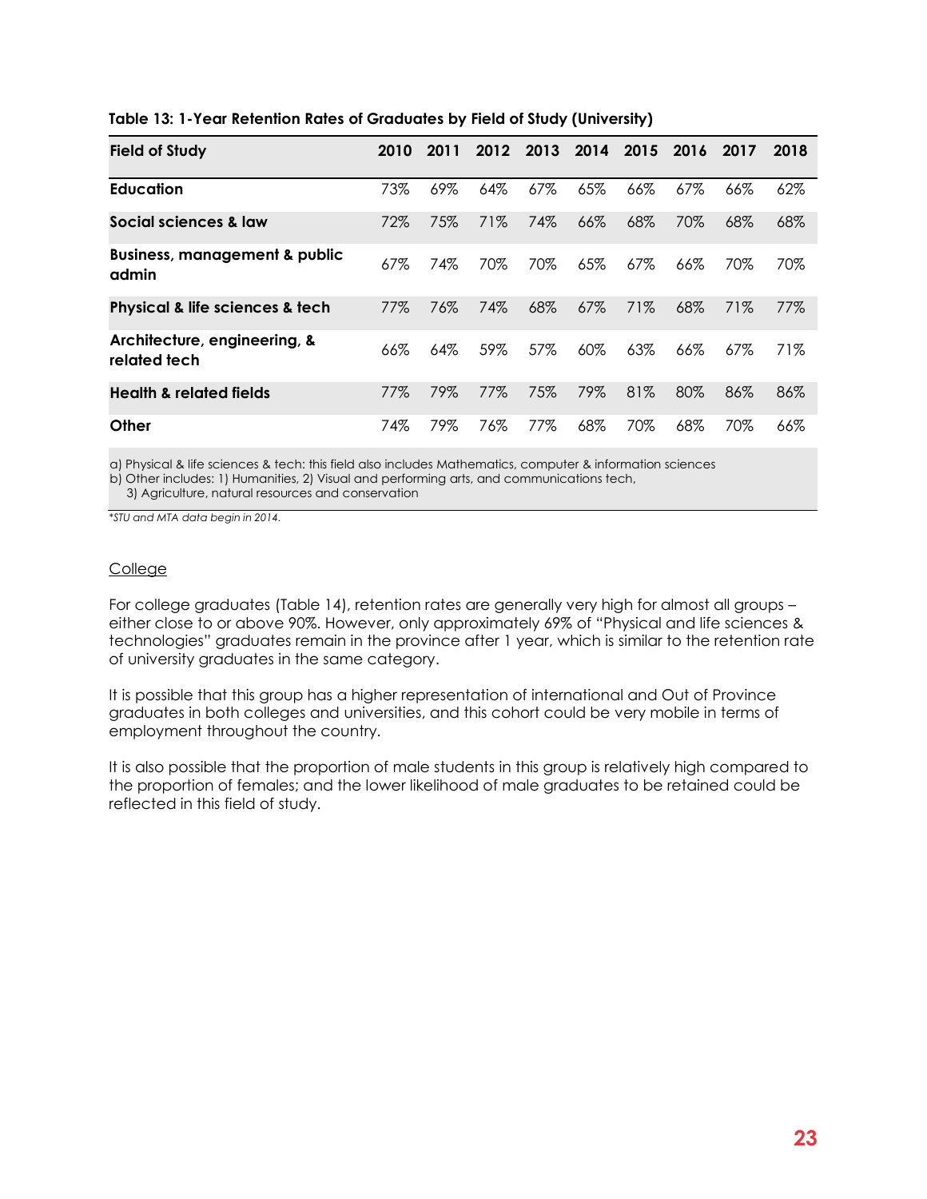**Table 13: 1-Year Retention Rates of Graduates by Field of Study (University)**

| Field of Study | 2010 | 2011 | 2012 | 2013 | 2014 | 2015 | 2016 | 2017 | 2018 |
|---|---|---|---|---|---|---|---|---|---|
| **Education** | 73% | 69% | 64% | 67% | 65% | 66% | 67% | 66% | 62% |
| **Social sciences & law** | 72% | 75% | 71% | 74% | 66% | 68% | 70% | 68% | 68% |
| **Business, management & public admin** | 67% | 74% | 70% | 70% | 65% | 67% | 66% | 70% | 70% |
| **Physical & life sciences & tech** | 77% | 76% | 74% | 68% | 67% | 71% | 68% | 71% | 77% |
| **Architecture, engineering, & related tech** | 66% | 64% | 59% | 57% | 60% | 63% | 66% | 67% | 71% |
| **Health & related fields** | 77% | 79% | 77% | 75% | 79% | 81% | 80% | 86% | 86% |
| **Other** | 74% | 79% | 76% | 77% | 68% | 70% | 68% | 70% | 66% |

a) Physical & life sciences & tech: this field also includes Mathematics, computer & information sciences
b) Other includes: 1) Humanities, 2) Visual and performing arts, and communications tech,
3) Agriculture, natural resources and conservation

*\*STU and MTA data begin in 2014.*

College

For college graduates (Table 14), retention rates are generally very high for almost all groups – either close to or above 90%. However, only approximately 69% of "Physical and life sciences & technologies" graduates remain in the province after 1 year, which is similar to the retention rate of university graduates in the same category.

It is possible that this group has a higher representation of international and Out of Province graduates in both colleges and universities, and this cohort could be very mobile in terms of employment throughout the country.

It is also possible that the proportion of male students in this group is relatively high compared to the proportion of females; and the lower likelihood of male graduates to be retained could be reflected in this field of study.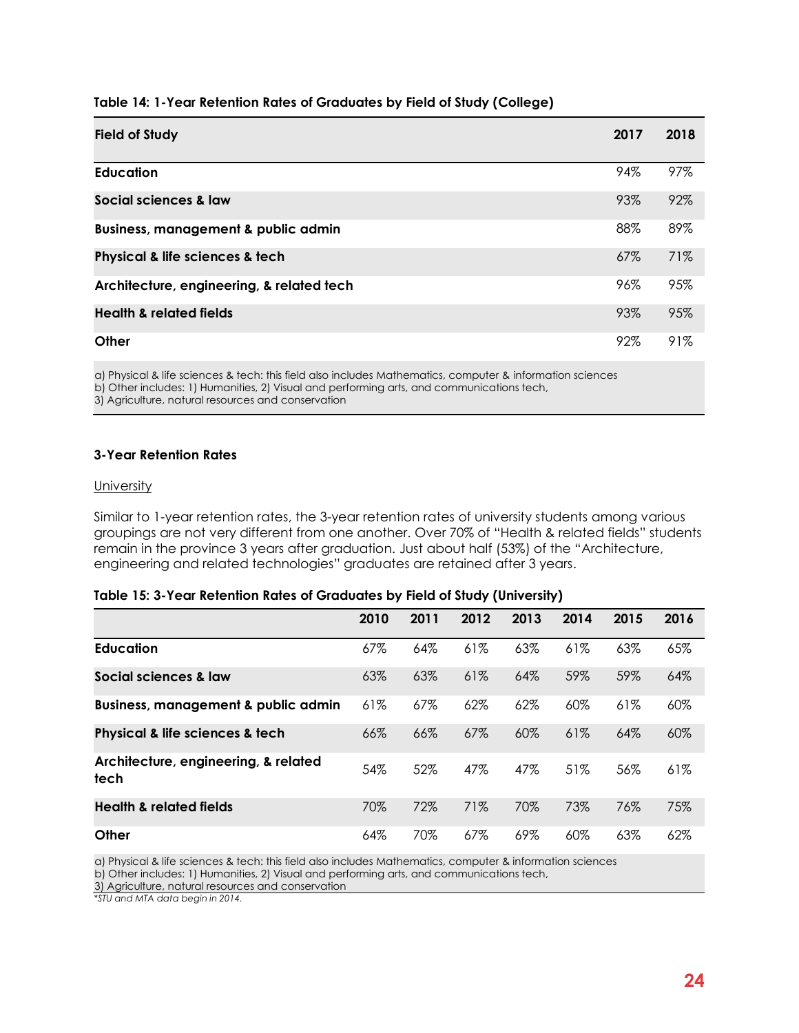**Table 14: 1-Year Retention Rates of Graduates by Field of Study (College)**

| Field of Study | 2017 | 2018 |
|---|---|---|
| **Education** | 94% | 97% |
| **Social sciences & law** | 93% | 92% |
| **Business, management & public admin** | 88% | 89% |
| **Physical & life sciences & tech** | 67% | 71% |
| **Architecture, engineering, & related tech** | 96% | 95% |
| **Health & related fields** | 93% | 95% |
| **Other** | 92% | 91% |

a) Physical & life sciences & tech: this field also includes Mathematics, computer & information sciences
b) Other includes: 1) Humanities, 2) Visual and performing arts, and communications tech,
3) Agriculture, natural resources and conservation

### 3-Year Retention Rates

University

Similar to 1-year retention rates, the 3-year retention rates of university students among various groupings are not very different from one another. Over 70% of "Health & related fields" students remain in the province 3 years after graduation. Just about half (53%) of the "Architecture, engineering and related technologies" graduates are retained after 3 years.

**Table 15: 3-Year Retention Rates of Graduates by Field of Study (University)**

| | 2010 | 2011 | 2012 | 2013 | 2014 | 2015 | 2016 |
|---|---|---|---|---|---|---|---|
| **Education** | 67% | 64% | 61% | 63% | 61% | 63% | 65% |
| **Social sciences & law** | 63% | 63% | 61% | 64% | 59% | 59% | 64% |
| **Business, management & public admin** | 61% | 67% | 62% | 62% | 60% | 61% | 60% |
| **Physical & life sciences & tech** | 66% | 66% | 67% | 60% | 61% | 64% | 60% |
| **Architecture, engineering, & related tech** | 54% | 52% | 47% | 47% | 51% | 56% | 61% |
| **Health & related fields** | 70% | 72% | 71% | 70% | 73% | 76% | 75% |
| **Other** | 64% | 70% | 67% | 69% | 60% | 63% | 62% |

a) Physical & life sciences & tech: this field also includes Mathematics, computer & information sciences
b) Other includes: 1) Humanities, 2) Visual and performing arts, and communications tech,
3) Agriculture, natural resources and conservation
*STU and MTA data begin in 2014.*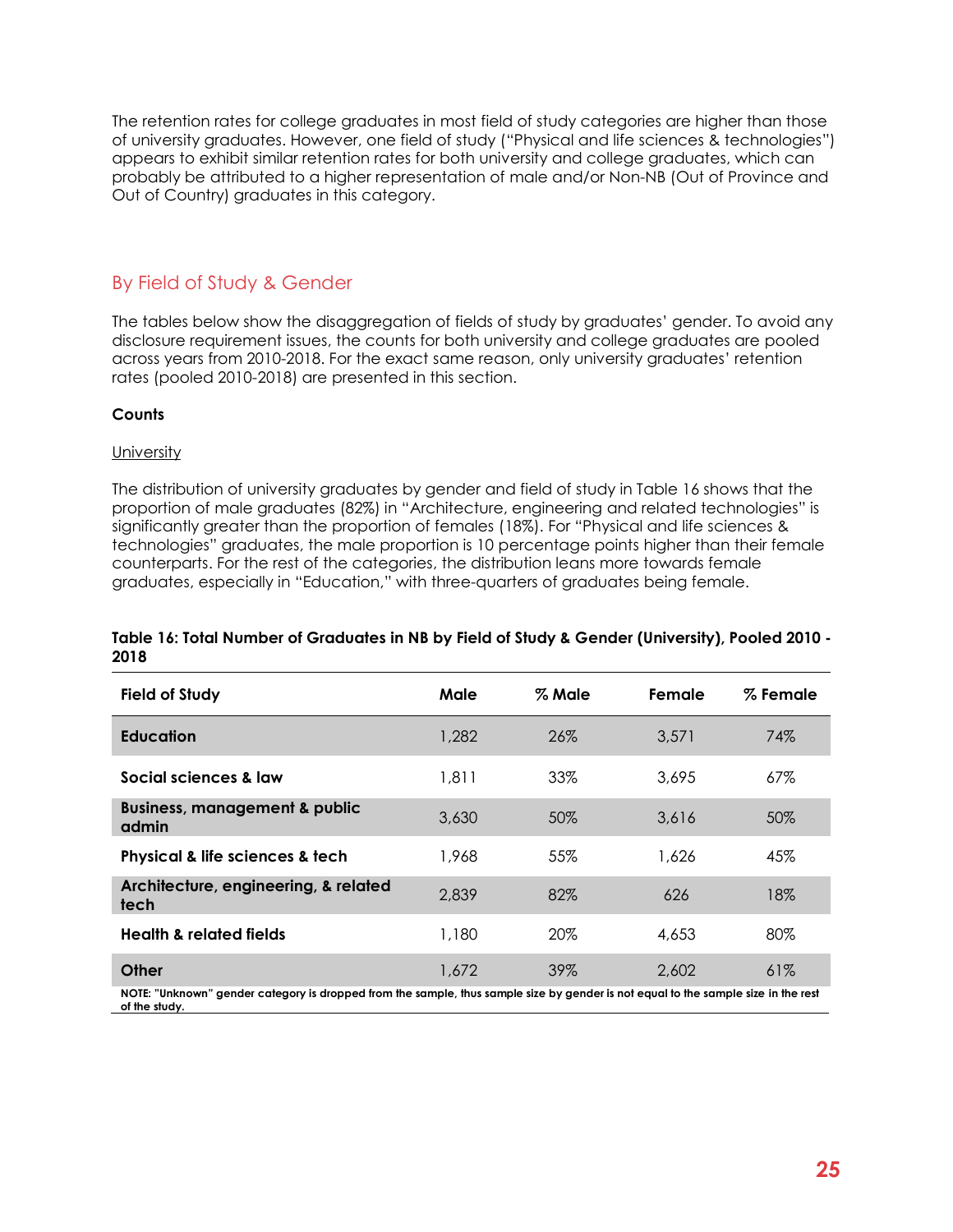The retention rates for college graduates in most field of study categories are higher than those of university graduates. However, one field of study ("Physical and life sciences & technologies") appears to exhibit similar retention rates for both university and college graduates, which can probably be attributed to a higher representation of male and/or Non-NB (Out of Province and Out of Country) graduates in this category.

## By Field of Study & Gender

The tables below show the disaggregation of fields of study by graduates' gender. To avoid any disclosure requirement issues, the counts for both university and college graduates are pooled across years from 2010-2018. For the exact same reason, only university graduates' retention rates (pooled 2010-2018) are presented in this section.

### Counts

University

The distribution of university graduates by gender and field of study in Table 16 shows that the proportion of male graduates (82%) in "Architecture, engineering and related technologies" is significantly greater than the proportion of females (18%). For "Physical and life sciences & technologies" graduates, the male proportion is 10 percentage points higher than their female counterparts. For the rest of the categories, the distribution leans more towards female graduates, especially in "Education," with three-quarters of graduates being female.

**Table 16: Total Number of Graduates in NB by Field of Study & Gender (University), Pooled 2010 - 2018**

| Field of Study | Male | % Male | Female | % Female |
|---|---|---|---|---|
| **Education** | 1,282 | 26% | 3,571 | 74% |
| **Social sciences & law** | 1,811 | 33% | 3,695 | 67% |
| **Business, management & public admin** | 3,630 | 50% | 3,616 | 50% |
| **Physical & life sciences & tech** | 1,968 | 55% | 1,626 | 45% |
| **Architecture, engineering, & related tech** | 2,839 | 82% | 626 | 18% |
| **Health & related fields** | 1,180 | 20% | 4,653 | 80% |
| **Other** | 1,672 | 39% | 2,602 | 61% |

**NOTE: "Unknown" gender category is dropped from the sample, thus sample size by gender is not equal to the sample size in the rest of the study.**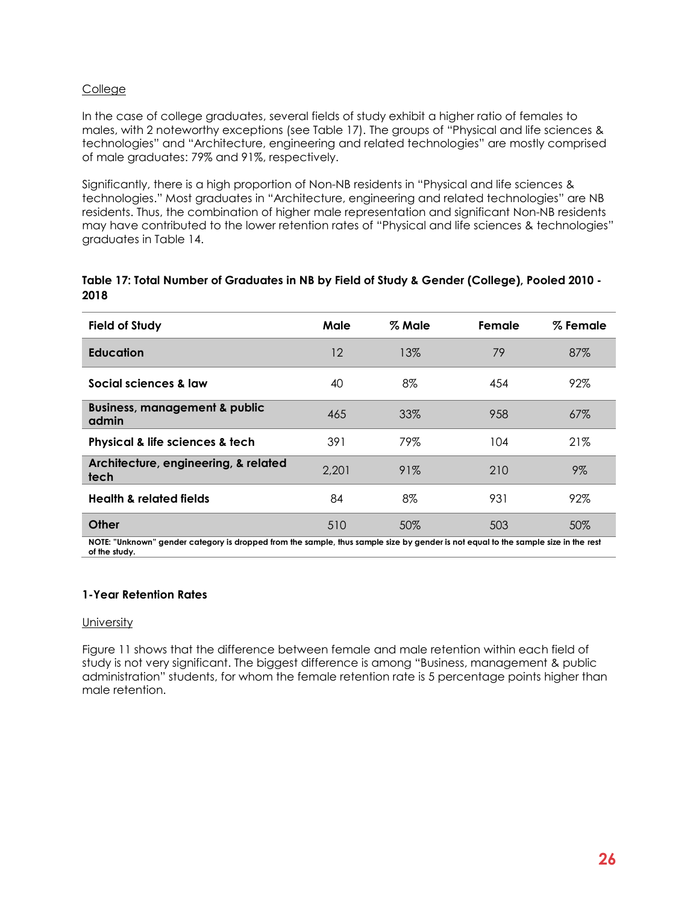College

In the case of college graduates, several fields of study exhibit a higher ratio of females to males, with 2 noteworthy exceptions (see Table 17). The groups of "Physical and life sciences & technologies" and "Architecture, engineering and related technologies" are mostly comprised of male graduates: 79% and 91%, respectively.

Significantly, there is a high proportion of Non-NB residents in "Physical and life sciences & technologies." Most graduates in "Architecture, engineering and related technologies" are NB residents. Thus, the combination of higher male representation and significant Non-NB residents may have contributed to the lower retention rates of "Physical and life sciences & technologies" graduates in Table 14.

**Table 17: Total Number of Graduates in NB by Field of Study & Gender (College), Pooled 2010 - 2018**

| Field of Study | Male | % Male | Female | % Female |
|---|---|---|---|---|
| **Education** | 12 | 13% | 79 | 87% |
| **Social sciences & law** | 40 | 8% | 454 | 92% |
| **Business, management & public admin** | 465 | 33% | 958 | 67% |
| **Physical & life sciences & tech** | 391 | 79% | 104 | 21% |
| **Architecture, engineering, & related tech** | 2,201 | 91% | 210 | 9% |
| **Health & related fields** | 84 | 8% | 931 | 92% |
| **Other** | 510 | 50% | 503 | 50% |

**NOTE: "Unknown" gender category is dropped from the sample, thus sample size by gender is not equal to the sample size in the rest of the study.**

### 1-Year Retention Rates

University

Figure 11 shows that the difference between female and male retention within each field of study is not very significant. The biggest difference is among "Business, management & public administration" students, for whom the female retention rate is 5 percentage points higher than male retention.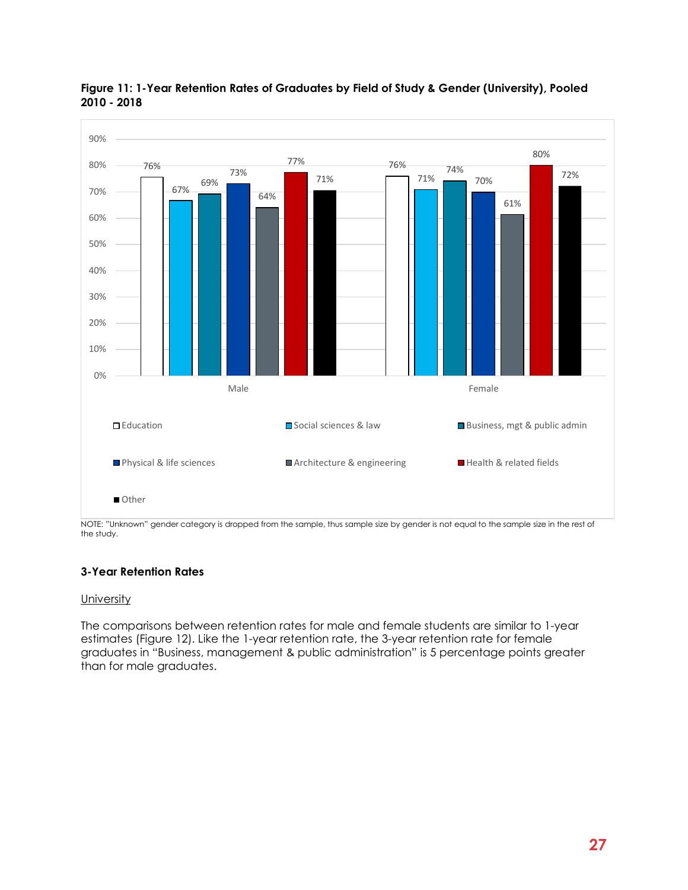**Figure 11: 1-Year Retention Rates of Graduates by Field of Study & Gender (University), Pooled 2010 - 2018**

| Field of Study | Male | Female |
|---|---|---|
| Education | 76% | 76% |
| Social sciences & law | 67% | 71% |
| Business, mgt & public admin | 69% | 74% |
| Physical & life sciences | 73% | 70% |
| Architecture & engineering | 64% | 61% |
| Health & related fields | 77% | 80% |
| Other | 71% | 72% |

NOTE: "Unknown" gender category is dropped from the sample, thus sample size by gender is not equal to the sample size in the rest of the study.

### 3-Year Retention Rates

University

The comparisons between retention rates for male and female students are similar to 1-year estimates (Figure 12). Like the 1-year retention rate, the 3-year retention rate for female graduates in "Business, management & public administration" is 5 percentage points greater than for male graduates.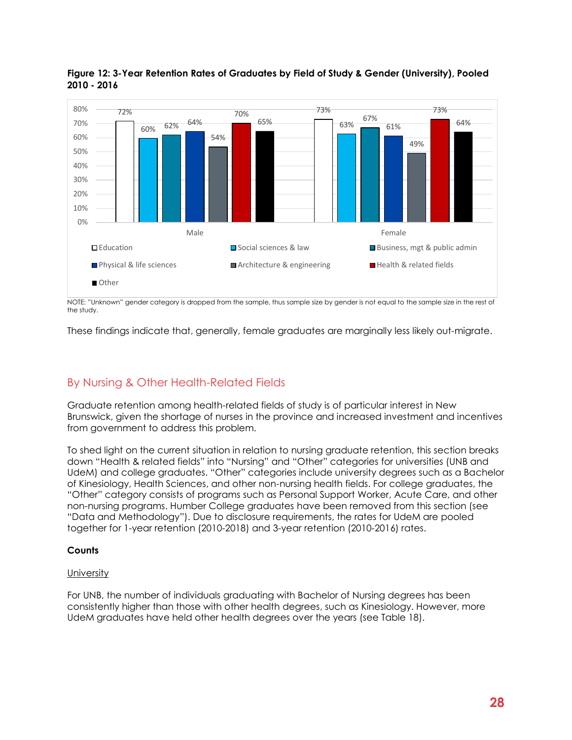**Figure 12: 3-Year Retention Rates of Graduates by Field of Study & Gender (University), Pooled 2010 - 2016**

| | Education | Social sciences & law | Business, mgt & public admin | Physical & life sciences | Architecture & engineering | Health & related fields | Other |
|---|---|---|---|---|---|---|---|
| Male | 72% | 60% | 62% | 64% | 54% | 70% | 65% |
| Female | 73% | 63% | 67% | 61% | 49% | 73% | 64% |

NOTE: "Unknown" gender category is dropped from the sample, thus sample size by gender is not equal to the sample size in the rest of the study.

These findings indicate that, generally, female graduates are marginally less likely out-migrate.

## By Nursing & Other Health-Related Fields

Graduate retention among health-related fields of study is of particular interest in New Brunswick, given the shortage of nurses in the province and increased investment and incentives from government to address this problem.

To shed light on the current situation in relation to nursing graduate retention, this section breaks down "Health & related fields" into "Nursing" and "Other" categories for universities (UNB and UdeM) and college graduates. "Other" categories include university degrees such as a Bachelor of Kinesiology, Health Sciences, and other non-nursing health fields. For college graduates, the "Other" category consists of programs such as Personal Support Worker, Acute Care, and other non-nursing programs. Humber College graduates have been removed from this section (see "Data and Methodology"). Due to disclosure requirements, the rates for UdeM are pooled together for 1-year retention (2010-2018) and 3-year retention (2010-2016) rates.

### Counts

University

For UNB, the number of individuals graduating with Bachelor of Nursing degrees has been consistently higher than those with other health degrees, such as Kinesiology. However, more UdeM graduates have held other health degrees over the years (see Table 18).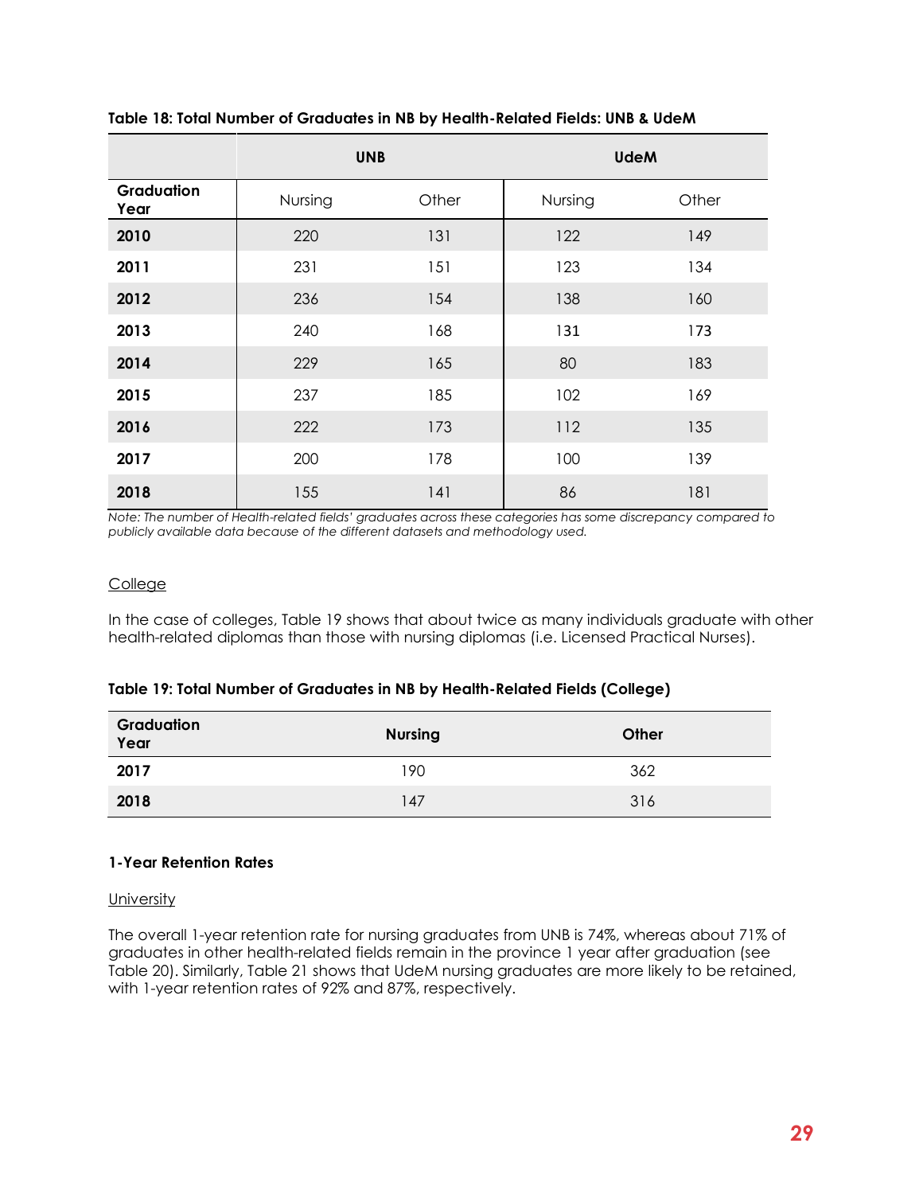**Table 18: Total Number of Graduates in NB by Health-Related Fields: UNB & UdeM**

| | UNB | | UdeM | |
|---|---|---|---|---|
| **Graduation Year** | Nursing | Other | Nursing | Other |
| **2010** | 220 | 131 | 122 | 149 |
| **2011** | 231 | 151 | 123 | 134 |
| **2012** | 236 | 154 | 138 | 160 |
| **2013** | 240 | 168 | 131 | 173 |
| **2014** | 229 | 165 | 80 | 183 |
| **2015** | 237 | 185 | 102 | 169 |
| **2016** | 222 | 173 | 112 | 135 |
| **2017** | 200 | 178 | 100 | 139 |
| **2018** | 155 | 141 | 86 | 181 |

*Note: The number of Health-related fields' graduates across these categories has some discrepancy compared to publicly available data because of the different datasets and methodology used.*

College

In the case of colleges, Table 19 shows that about twice as many individuals graduate with other health-related diplomas than those with nursing diplomas (i.e. Licensed Practical Nurses).

**Table 19: Total Number of Graduates in NB by Health-Related Fields (College)**

| Graduation Year | Nursing | Other |
|---|---|---|
| **2017** | 190 | 362 |
| **2018** | 147 | 316 |

**1-Year Retention Rates**

University

The overall 1-year retention rate for nursing graduates from UNB is 74%, whereas about 71% of graduates in other health-related fields remain in the province 1 year after graduation (see Table 20). Similarly, Table 21 shows that UdeM nursing graduates are more likely to be retained, with 1-year retention rates of 92% and 87%, respectively.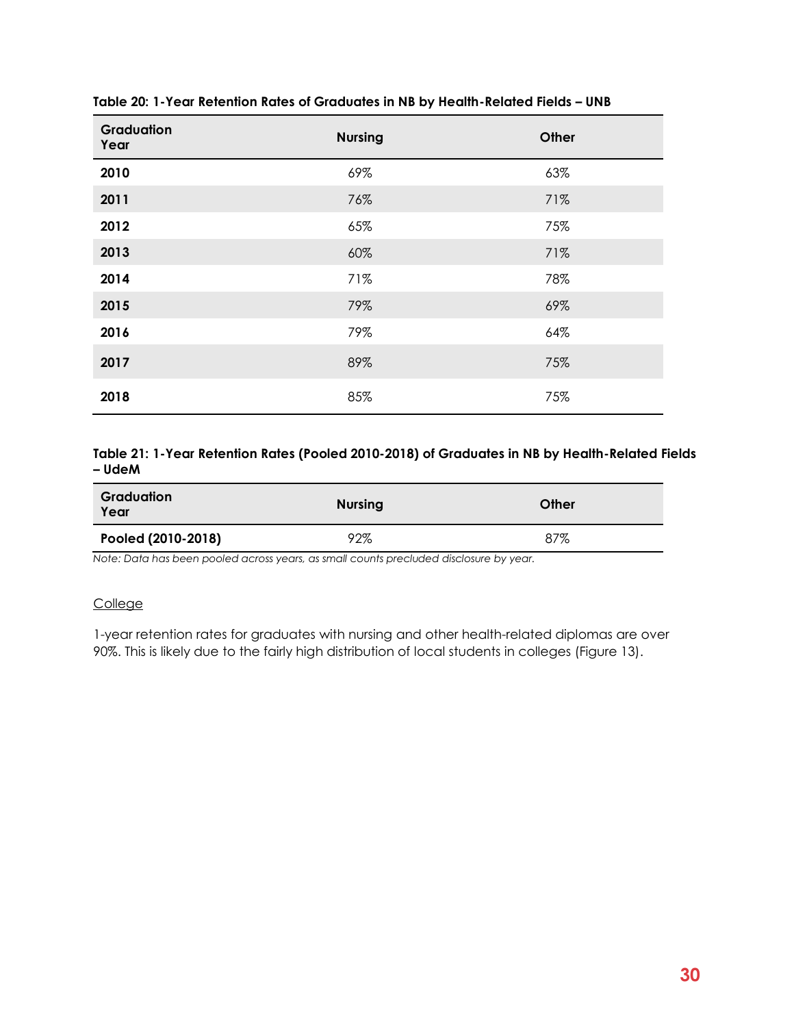**Table 20: 1-Year Retention Rates of Graduates in NB by Health-Related Fields – UNB**

| Graduation Year | Nursing | Other |
|---|---|---|
| **2010** | 69% | 63% |
| **2011** | 76% | 71% |
| **2012** | 65% | 75% |
| **2013** | 60% | 71% |
| **2014** | 71% | 78% |
| **2015** | 79% | 69% |
| **2016** | 79% | 64% |
| **2017** | 89% | 75% |
| **2018** | 85% | 75% |

**Table 21: 1-Year Retention Rates (Pooled 2010-2018) of Graduates in NB by Health-Related Fields – UdeM**

| Graduation Year | Nursing | Other |
|---|---|---|
| **Pooled (2010-2018)** | 92% | 87% |

*Note: Data has been pooled across years, as small counts precluded disclosure by year.*

College

1-year retention rates for graduates with nursing and other health-related diplomas are over 90%. This is likely due to the fairly high distribution of local students in colleges (Figure 13).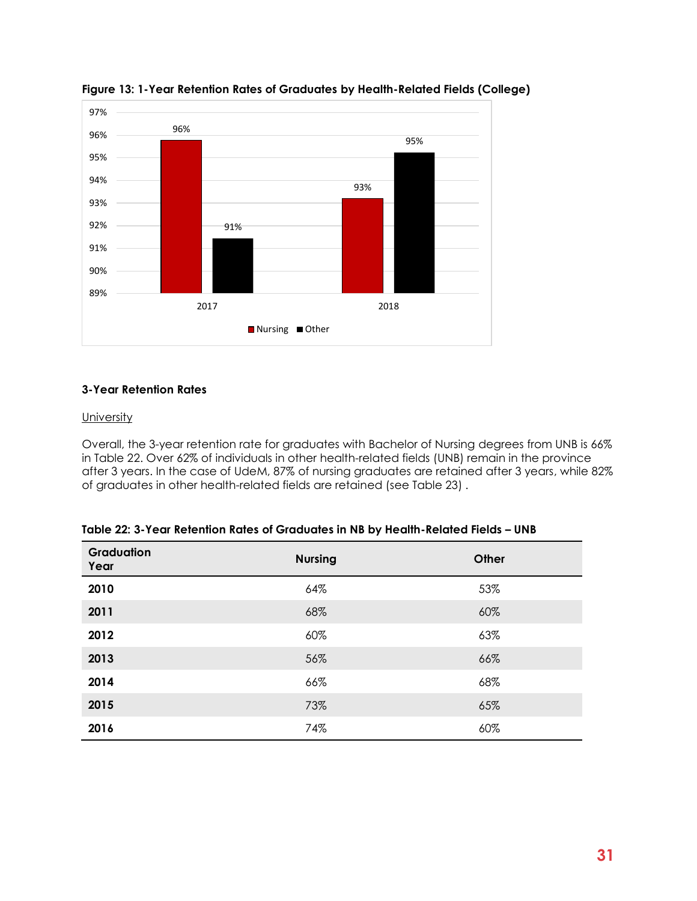**Figure 13: 1-Year Retention Rates of Graduates by Health-Related Fields (College)**

| Year | Nursing | Other |
|---|---|---|
| 2017 | 96% | 91% |
| 2018 | 93% | 95% |

### 3-Year Retention Rates

University

Overall, the 3-year retention rate for graduates with Bachelor of Nursing degrees from UNB is 66% in Table 22. Over 62% of individuals in other health-related fields (UNB) remain in the province after 3 years. In the case of UdeM, 87% of nursing graduates are retained after 3 years, while 82% of graduates in other health-related fields are retained (see Table 23) .

**Table 22: 3-Year Retention Rates of Graduates in NB by Health-Related Fields – UNB**

| Graduation Year | Nursing | Other |
|---|---|---|
| 2010 | 64% | 53% |
| 2011 | 68% | 60% |
| 2012 | 60% | 63% |
| 2013 | 56% | 66% |
| 2014 | 66% | 68% |
| 2015 | 73% | 65% |
| 2016 | 74% | 60% |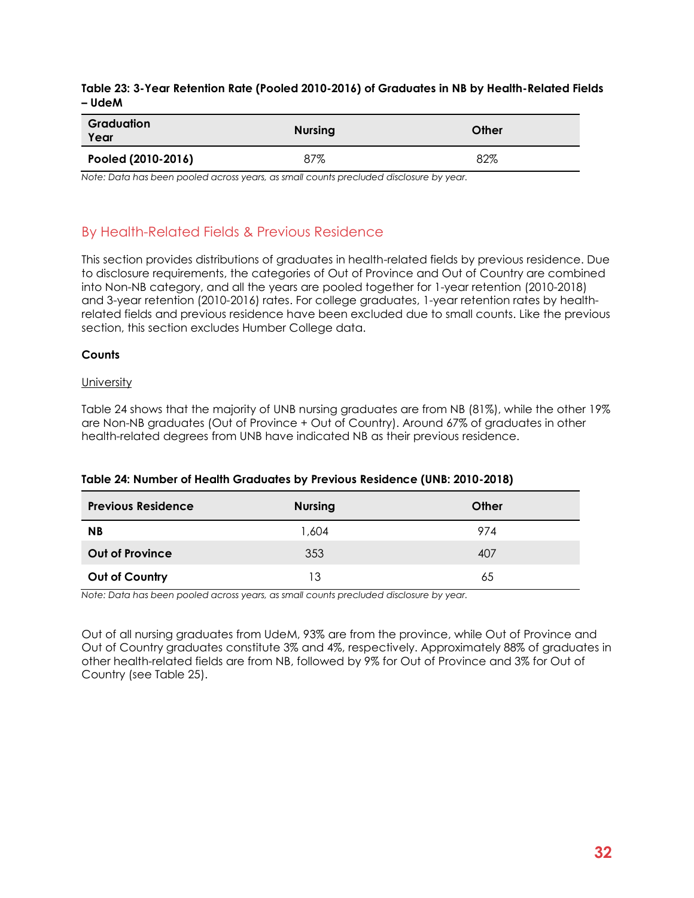**Table 23: 3-Year Retention Rate (Pooled 2010-2016) of Graduates in NB by Health-Related Fields – UdeM**

| Graduation Year | Nursing | Other |
|---|---|---|
| **Pooled (2010-2016)** | 87% | 82% |

*Note: Data has been pooled across years, as small counts precluded disclosure by year.*

## By Health-Related Fields & Previous Residence

This section provides distributions of graduates in health-related fields by previous residence. Due to disclosure requirements, the categories of Out of Province and Out of Country are combined into Non-NB category, and all the years are pooled together for 1-year retention (2010-2018) and 3-year retention (2010-2016) rates. For college graduates, 1-year retention rates by health-related fields and previous residence have been excluded due to small counts. Like the previous section, this section excludes Humber College data.

**Counts**

University

Table 24 shows that the majority of UNB nursing graduates are from NB (81%), while the other 19% are Non-NB graduates (Out of Province + Out of Country). Around 67% of graduates in other health-related degrees from UNB have indicated NB as their previous residence.

**Table 24: Number of Health Graduates by Previous Residence (UNB: 2010-2018)**

| Previous Residence | Nursing | Other |
|---|---|---|
| **NB** | 1,604 | 974 |
| **Out of Province** | 353 | 407 |
| **Out of Country** | 13 | 65 |

*Note: Data has been pooled across years, as small counts precluded disclosure by year.*

Out of all nursing graduates from UdeM, 93% are from the province, while Out of Province and Out of Country graduates constitute 3% and 4%, respectively. Approximately 88% of graduates in other health-related fields are from NB, followed by 9% for Out of Province and 3% for Out of Country (see Table 25).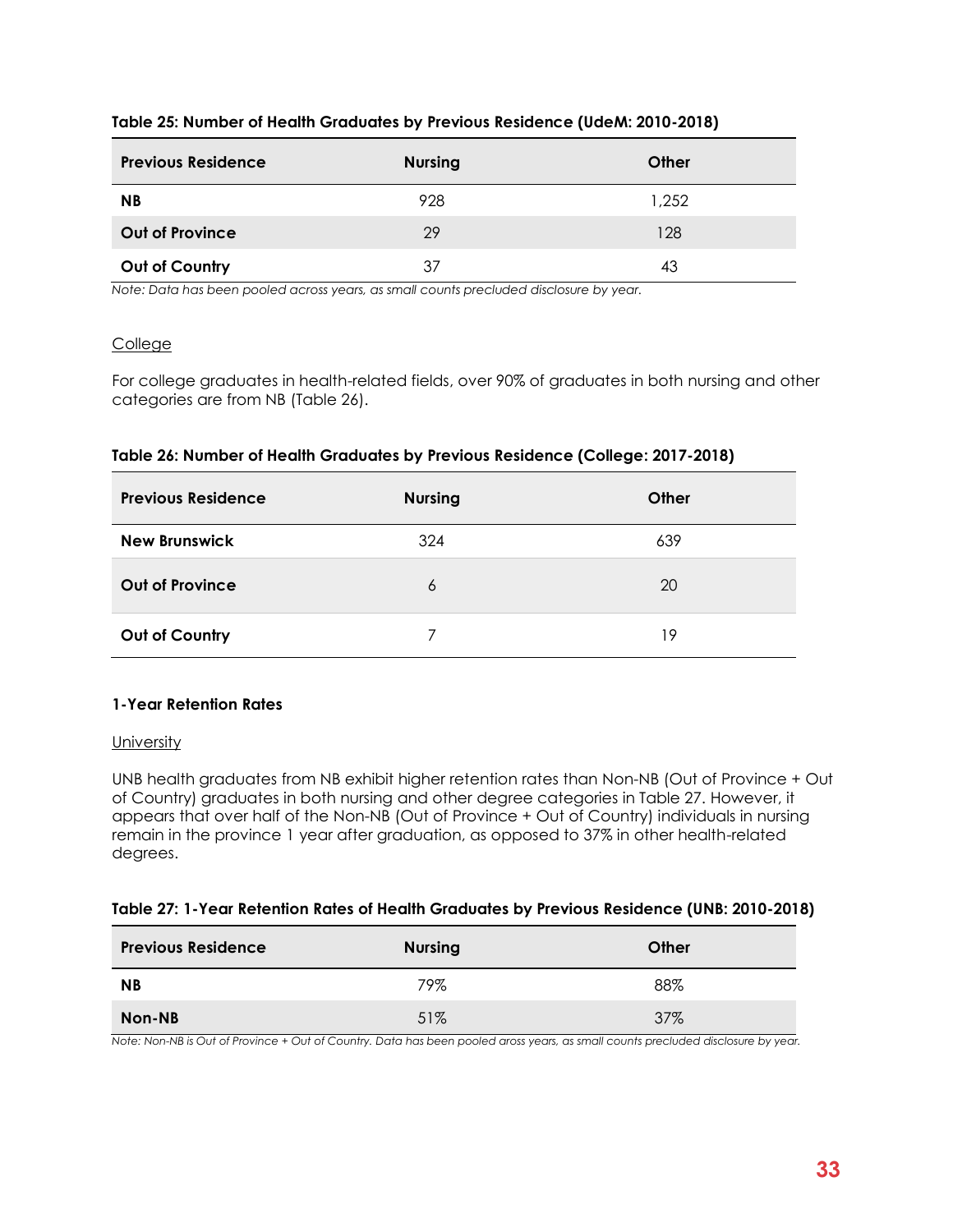**Table 25: Number of Health Graduates by Previous Residence (UdeM: 2010-2018)**

| Previous Residence | Nursing | Other |
|---|---|---|
| **NB** | 928 | 1,252 |
| **Out of Province** | 29 | 128 |
| **Out of Country** | 37 | 43 |

*Note: Data has been pooled across years, as small counts precluded disclosure by year.*

College

For college graduates in health-related fields, over 90% of graduates in both nursing and other categories are from NB (Table 26).

**Table 26: Number of Health Graduates by Previous Residence (College: 2017-2018)**

| Previous Residence | Nursing | Other |
|---|---|---|
| **New Brunswick** | 324 | 639 |
| **Out of Province** | 6 | 20 |
| **Out of Country** | 7 | 19 |

**1-Year Retention Rates**

University

UNB health graduates from NB exhibit higher retention rates than Non-NB (Out of Province + Out of Country) graduates in both nursing and other degree categories in Table 27. However, it appears that over half of the Non-NB (Out of Province + Out of Country) individuals in nursing remain in the province 1 year after graduation, as opposed to 37% in other health-related degrees.

**Table 27: 1-Year Retention Rates of Health Graduates by Previous Residence (UNB: 2010-2018)**

| Previous Residence | Nursing | Other |
|---|---|---|
| **NB** | 79% | 88% |
| **Non-NB** | 51% | 37% |

*Note: Non-NB is Out of Province + Out of Country. Data has been pooled aross years, as small counts precluded disclosure by year.*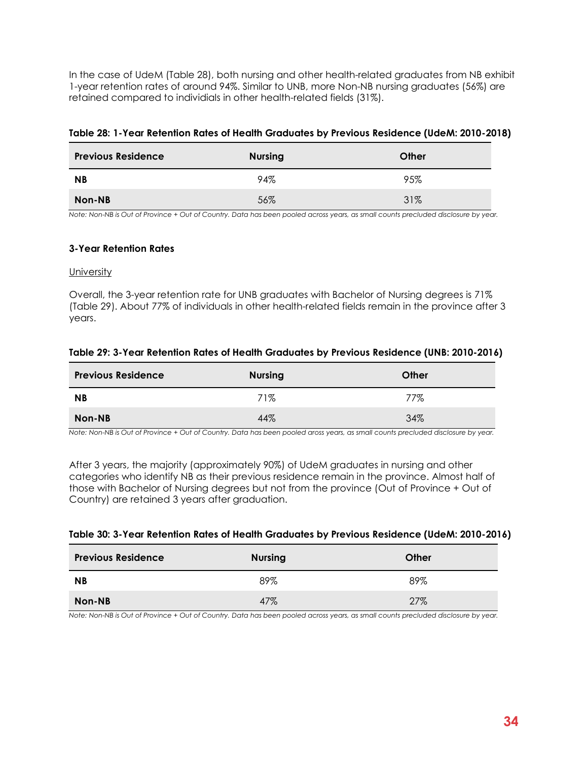In the case of UdeM (Table 28), both nursing and other health-related graduates from NB exhibit 1-year retention rates of around 94%. Similar to UNB, more Non-NB nursing graduates (56%) are retained compared to individuals in other health-related fields (31%).

**Table 28: 1-Year Retention Rates of Health Graduates by Previous Residence (UdeM: 2010-2018)**

| Previous Residence | Nursing | Other |
|---|---|---|
| **NB** | 94% | 95% |
| **Non-NB** | 56% | 31% |

*Note: Non-NB is Out of Province + Out of Country. Data has been pooled across years, as small counts precluded disclosure by year.*

### 3-Year Retention Rates

University

Overall, the 3-year retention rate for UNB graduates with Bachelor of Nursing degrees is 71% (Table 29). About 77% of individuals in other health-related fields remain in the province after 3 years.

**Table 29: 3-Year Retention Rates of Health Graduates by Previous Residence (UNB: 2010-2016)**

| Previous Residence | Nursing | Other |
|---|---|---|
| **NB** | 71% | 77% |
| **Non-NB** | 44% | 34% |

*Note: Non-NB is Out of Province + Out of Country. Data has been pooled aross years, as small counts precluded disclosure by year.*

After 3 years, the majority (approximately 90%) of UdeM graduates in nursing and other categories who identify NB as their previous residence remain in the province. Almost half of those with Bachelor of Nursing degrees but not from the province (Out of Province + Out of Country) are retained 3 years after graduation.

**Table 30: 3-Year Retention Rates of Health Graduates by Previous Residence (UdeM: 2010-2016)**

| Previous Residence | Nursing | Other |
|---|---|---|
| **NB** | 89% | 89% |
| **Non-NB** | 47% | 27% |

*Note: Non-NB is Out of Province + Out of Country. Data has been pooled across years, as small counts precluded disclosure by year.*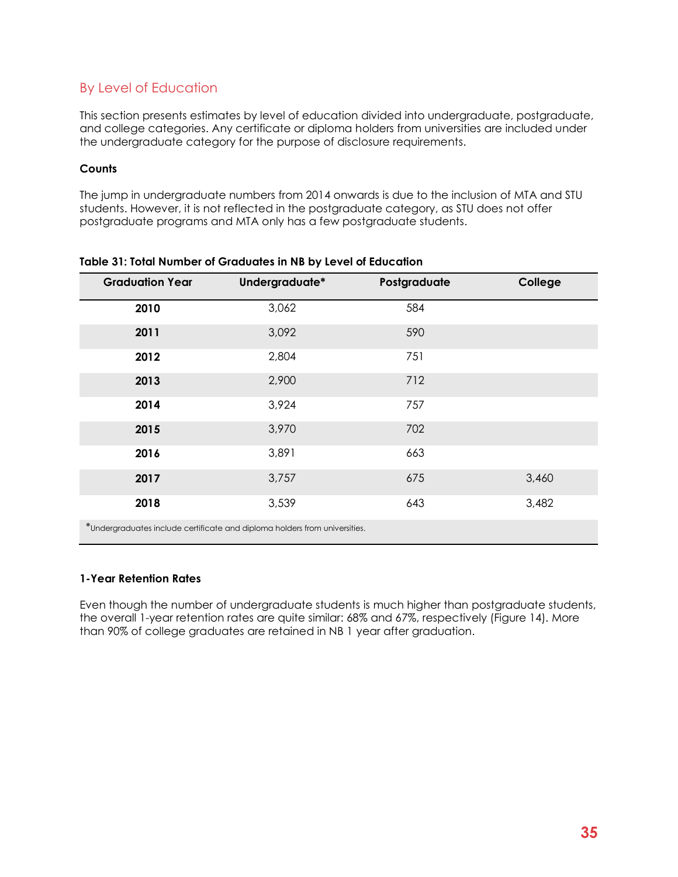## By Level of Education

This section presents estimates by level of education divided into undergraduate, postgraduate, and college categories. Any certificate or diploma holders from universities are included under the undergraduate category for the purpose of disclosure requirements.

### Counts

The jump in undergraduate numbers from 2014 onwards is due to the inclusion of MTA and STU students. However, it is not reflected in the postgraduate category, as STU does not offer postgraduate programs and MTA only has a few postgraduate students.

**Table 31: Total Number of Graduates in NB by Level of Education**

| Graduation Year | Undergraduate* | Postgraduate | College |
|---|---|---|---|
| **2010** | 3,062 | 584 | |
| **2011** | 3,092 | 590 | |
| **2012** | 2,804 | 751 | |
| **2013** | 2,900 | 712 | |
| **2014** | 3,924 | 757 | |
| **2015** | 3,970 | 702 | |
| **2016** | 3,891 | 663 | |
| **2017** | 3,757 | 675 | 3,460 |
| **2018** | 3,539 | 643 | 3,482 |

*Undergraduates include certificate and diploma holders from universities.

### 1-Year Retention Rates

Even though the number of undergraduate students is much higher than postgraduate students, the overall 1-year retention rates are quite similar: 68% and 67%, respectively (Figure 14). More than 90% of college graduates are retained in NB 1 year after graduation.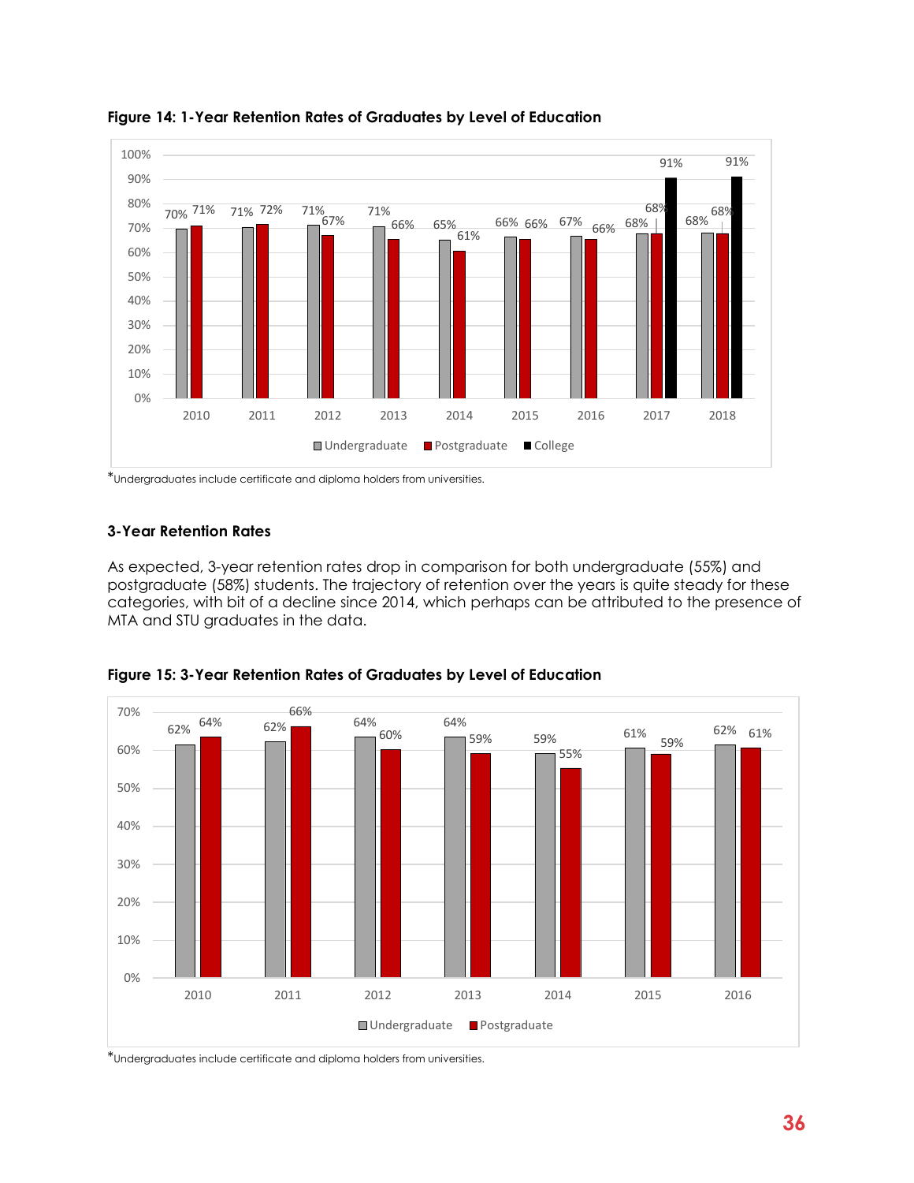**Figure 14: 1-Year Retention Rates of Graduates by Level of Education**

| Year | Undergraduate | Postgraduate | College |
|---|---|---|---|
| 2010 | 70% | 71% | |
| 2011 | 71% | 72% | |
| 2012 | 71% | 67% | |
| 2013 | 71% | 66% | |
| 2014 | 65% | 61% | |
| 2015 | 66% | 66% | |
| 2016 | 67% | 66% | |
| 2017 | 68% | 68% | 91% |
| 2018 | 68% | 68% | 91% |

*Undergraduates include certificate and diploma holders from universities.

### 3-Year Retention Rates

As expected, 3-year retention rates drop in comparison for both undergraduate (55%) and postgraduate (58%) students. The trajectory of retention over the years is quite steady for these categories, with bit of a decline since 2014, which perhaps can be attributed to the presence of MTA and STU graduates in the data.

**Figure 15: 3-Year Retention Rates of Graduates by Level of Education**

| Year | Undergraduate | Postgraduate |
|---|---|---|
| 2010 | 62% | 64% |
| 2011 | 62% | 66% |
| 2012 | 64% | 60% |
| 2013 | 64% | 59% |
| 2014 | 59% | 55% |
| 2015 | 61% | 59% |
| 2016 | 62% | 61% |

*Undergraduates include certificate and diploma holders from universities.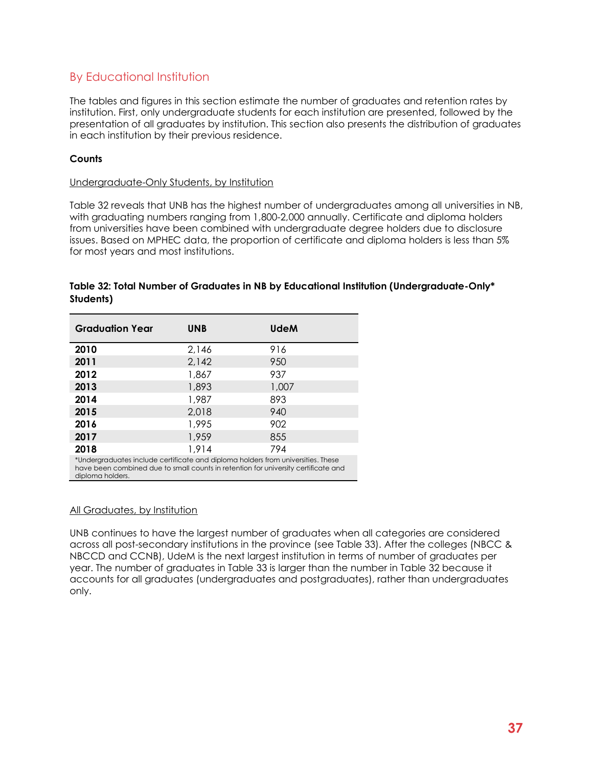## By Educational Institution

The tables and figures in this section estimate the number of graduates and retention rates by institution. First, only undergraduate students for each institution are presented, followed by the presentation of all graduates by institution. This section also presents the distribution of graduates in each institution by their previous residence.

**Counts**

Undergraduate-Only Students, by Institution

Table 32 reveals that UNB has the highest number of undergraduates among all universities in NB, with graduating numbers ranging from 1,800-2,000 annually. Certificate and diploma holders from universities have been combined with undergraduate degree holders due to disclosure issues. Based on MPHEC data, the proportion of certificate and diploma holders is less than 5% for most years and most institutions.

**Table 32: Total Number of Graduates in NB by Educational Institution (Undergraduate-Only* Students)**

| Graduation Year | UNB | UdeM |
|---|---|---|
| **2010** | 2,146 | 916 |
| **2011** | 2,142 | 950 |
| **2012** | 1,867 | 937 |
| **2013** | 1,893 | 1,007 |
| **2014** | 1,987 | 893 |
| **2015** | 2,018 | 940 |
| **2016** | 1,995 | 902 |
| **2017** | 1,959 | 855 |
| **2018** | 1,914 | 794 |

*Undergraduates include certificate and diploma holders from universities. These have been combined due to small counts in retention for university certificate and diploma holders.

All Graduates, by Institution

UNB continues to have the largest number of graduates when all categories are considered across all post-secondary institutions in the province (see Table 33). After the colleges (NBCC & NBCCD and CCNB), UdeM is the next largest institution in terms of number of graduates per year. The number of graduates in Table 33 is larger than the number in Table 32 because it accounts for all graduates (undergraduates and postgraduates), rather than undergraduates only.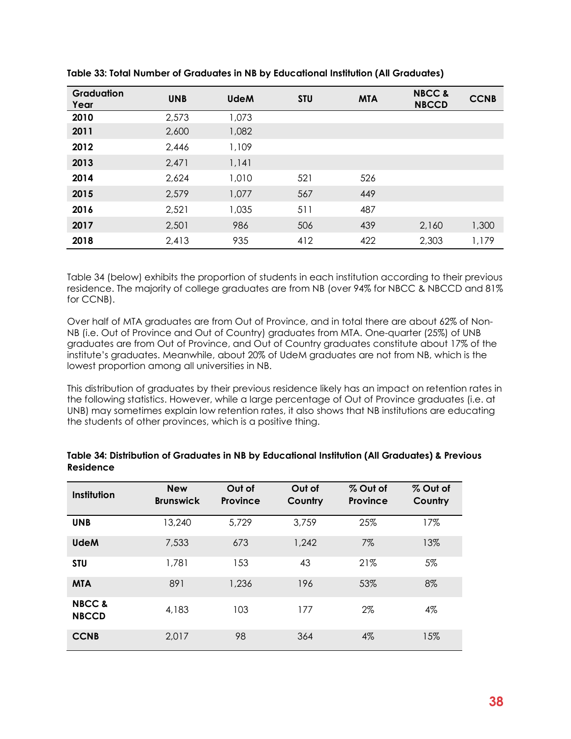**Table 33: Total Number of Graduates in NB by Educational Institution (All Graduates)**

| Graduation Year | UNB | UdeM | STU | MTA | NBCC & NBCCD | CCNB |
|---|---|---|---|---|---|---|
| 2010 | 2,573 | 1,073 | | | | |
| 2011 | 2,600 | 1,082 | | | | |
| 2012 | 2,446 | 1,109 | | | | |
| 2013 | 2,471 | 1,141 | | | | |
| 2014 | 2,624 | 1,010 | 521 | 526 | | |
| 2015 | 2,579 | 1,077 | 567 | 449 | | |
| 2016 | 2,521 | 1,035 | 511 | 487 | | |
| 2017 | 2,501 | 986 | 506 | 439 | 2,160 | 1,300 |
| 2018 | 2,413 | 935 | 412 | 422 | 2,303 | 1,179 |

Table 34 (below) exhibits the proportion of students in each institution according to their previous residence. The majority of college graduates are from NB (over 94% for NBCC & NBCCD and 81% for CCNB).

Over half of MTA graduates are from Out of Province, and in total there are about 62% of Non-NB (i.e. Out of Province and Out of Country) graduates from MTA. One-quarter (25%) of UNB graduates are from Out of Province, and Out of Country graduates constitute about 17% of the institute's graduates. Meanwhile, about 20% of UdeM graduates are not from NB, which is the lowest proportion among all universities in NB.

This distribution of graduates by their previous residence likely has an impact on retention rates in the following statistics. However, while a large percentage of Out of Province graduates (i.e. at UNB) may sometimes explain low retention rates, it also shows that NB institutions are educating the students of other provinces, which is a positive thing.

**Table 34: Distribution of Graduates in NB by Educational Institution (All Graduates) & Previous Residence**

| Institution | New Brunswick | Out of Province | Out of Country | % Out of Province | % Out of Country |
|---|---|---|---|---|---|
| UNB | 13,240 | 5,729 | 3,759 | 25% | 17% |
| UdeM | 7,533 | 673 | 1,242 | 7% | 13% |
| STU | 1,781 | 153 | 43 | 21% | 5% |
| MTA | 891 | 1,236 | 196 | 53% | 8% |
| NBCC & NBCCD | 4,183 | 103 | 177 | 2% | 4% |
| CCNB | 2,017 | 98 | 364 | 4% | 15% |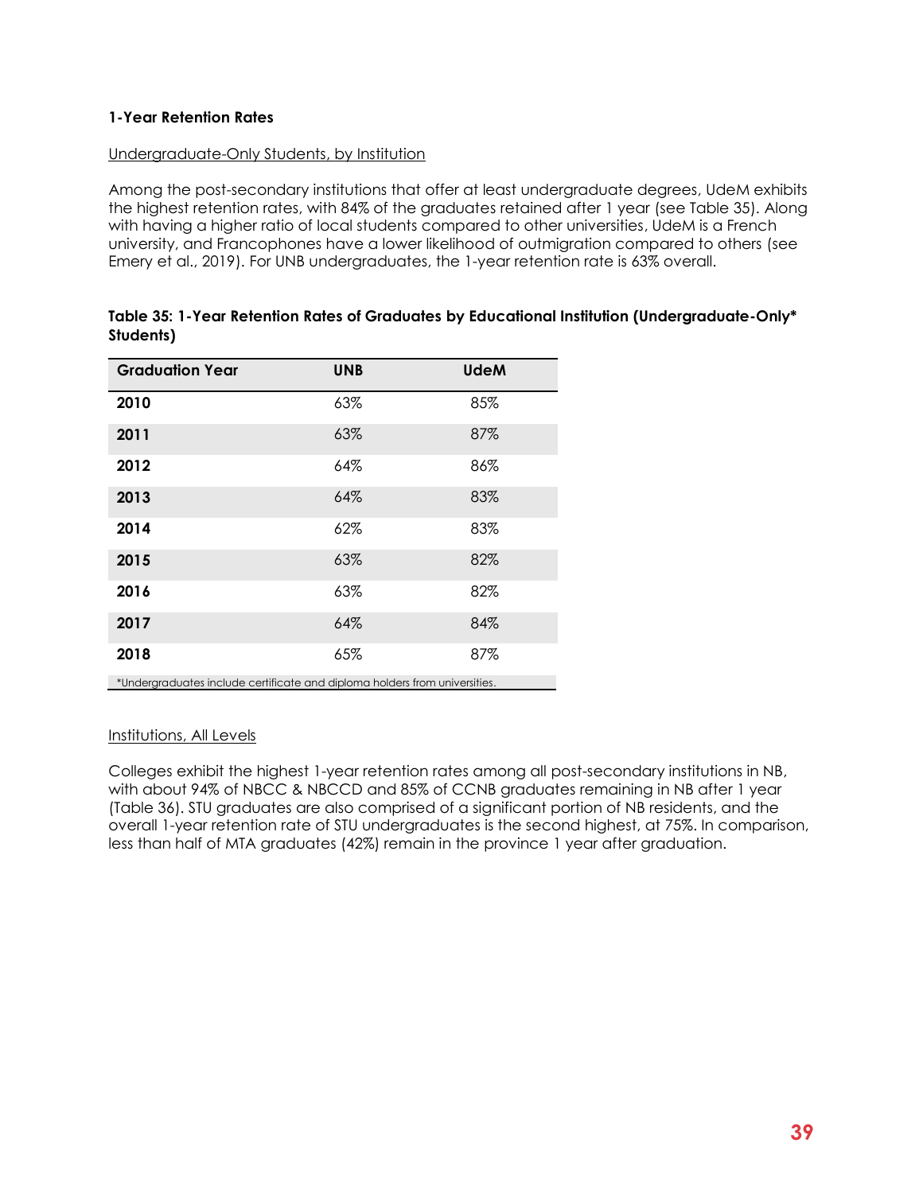**1-Year Retention Rates**

Undergraduate-Only Students, by Institution

Among the post-secondary institutions that offer at least undergraduate degrees, UdeM exhibits the highest retention rates, with 84% of the graduates retained after 1 year (see Table 35). Along with having a higher ratio of local students compared to other universities, UdeM is a French university, and Francophones have a lower likelihood of outmigration compared to others (see Emery et al., 2019). For UNB undergraduates, the 1-year retention rate is 63% overall.

**Table 35: 1-Year Retention Rates of Graduates by Educational Institution (Undergraduate-Only* Students)**

| Graduation Year | UNB | UdeM |
|---|---|---|
| **2010** | 63% | 85% |
| **2011** | 63% | 87% |
| **2012** | 64% | 86% |
| **2013** | 64% | 83% |
| **2014** | 62% | 83% |
| **2015** | 63% | 82% |
| **2016** | 63% | 82% |
| **2017** | 64% | 84% |
| **2018** | 65% | 87% |

*Undergraduates include certificate and diploma holders from universities.

Institutions, All Levels

Colleges exhibit the highest 1-year retention rates among all post-secondary institutions in NB, with about 94% of NBCC & NBCCD and 85% of CCNB graduates remaining in NB after 1 year (Table 36). STU graduates are also comprised of a significant portion of NB residents, and the overall 1-year retention rate of STU undergraduates is the second highest, at 75%. In comparison, less than half of MTA graduates (42%) remain in the province 1 year after graduation.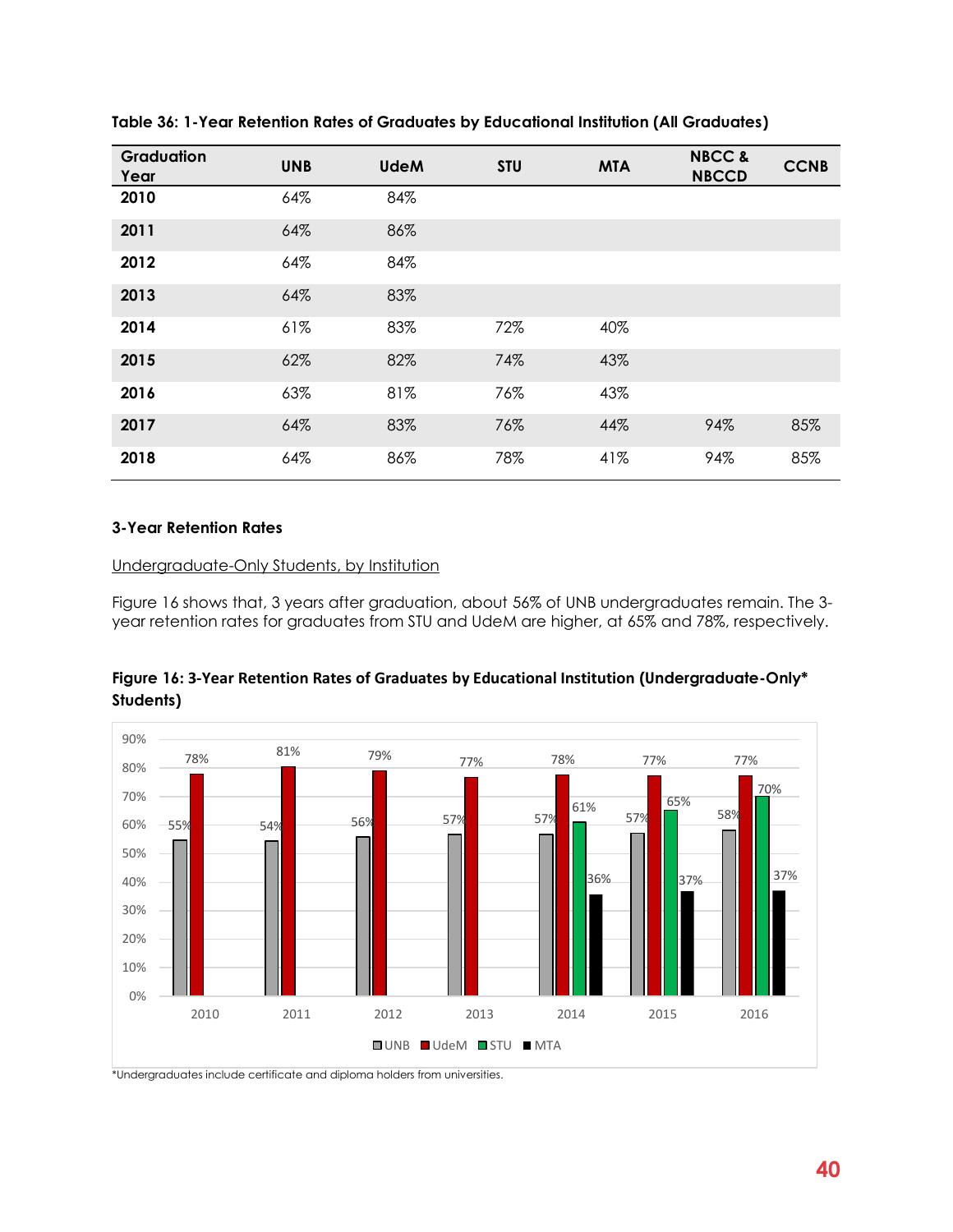**Table 36: 1-Year Retention Rates of Graduates by Educational Institution (All Graduates)**

| Graduation Year | UNB | UdeM | STU | MTA | NBCC & NBCCD | CCNB |
|---|---|---|---|---|---|---|
| 2010 | 64% | 84% | | | | |
| 2011 | 64% | 86% | | | | |
| 2012 | 64% | 84% | | | | |
| 2013 | 64% | 83% | | | | |
| 2014 | 61% | 83% | 72% | 40% | | |
| 2015 | 62% | 82% | 74% | 43% | | |
| 2016 | 63% | 81% | 76% | 43% | | |
| 2017 | 64% | 83% | 76% | 44% | 94% | 85% |
| 2018 | 64% | 86% | 78% | 41% | 94% | 85% |

### 3-Year Retention Rates

Undergraduate-Only Students, by Institution

Figure 16 shows that, 3 years after graduation, about 56% of UNB undergraduates remain. The 3-year retention rates for graduates from STU and UdeM are higher, at 65% and 78%, respectively.

**Figure 16: 3-Year Retention Rates of Graduates by Educational Institution (Undergraduate-Only* Students)**

| Year | UNB | UdeM | STU | MTA |
|---|---|---|---|---|
| 2010 | 55% | 78% | | |
| 2011 | 54% | 81% | | |
| 2012 | 56% | 79% | | |
| 2013 | 57% | 77% | | |
| 2014 | 57% | 78% | 61% | 36% |
| 2015 | 57% | 77% | 65% | 37% |
| 2016 | 58% | 77% | 70% | 37% |

*Undergraduates include certificate and diploma holders from universities.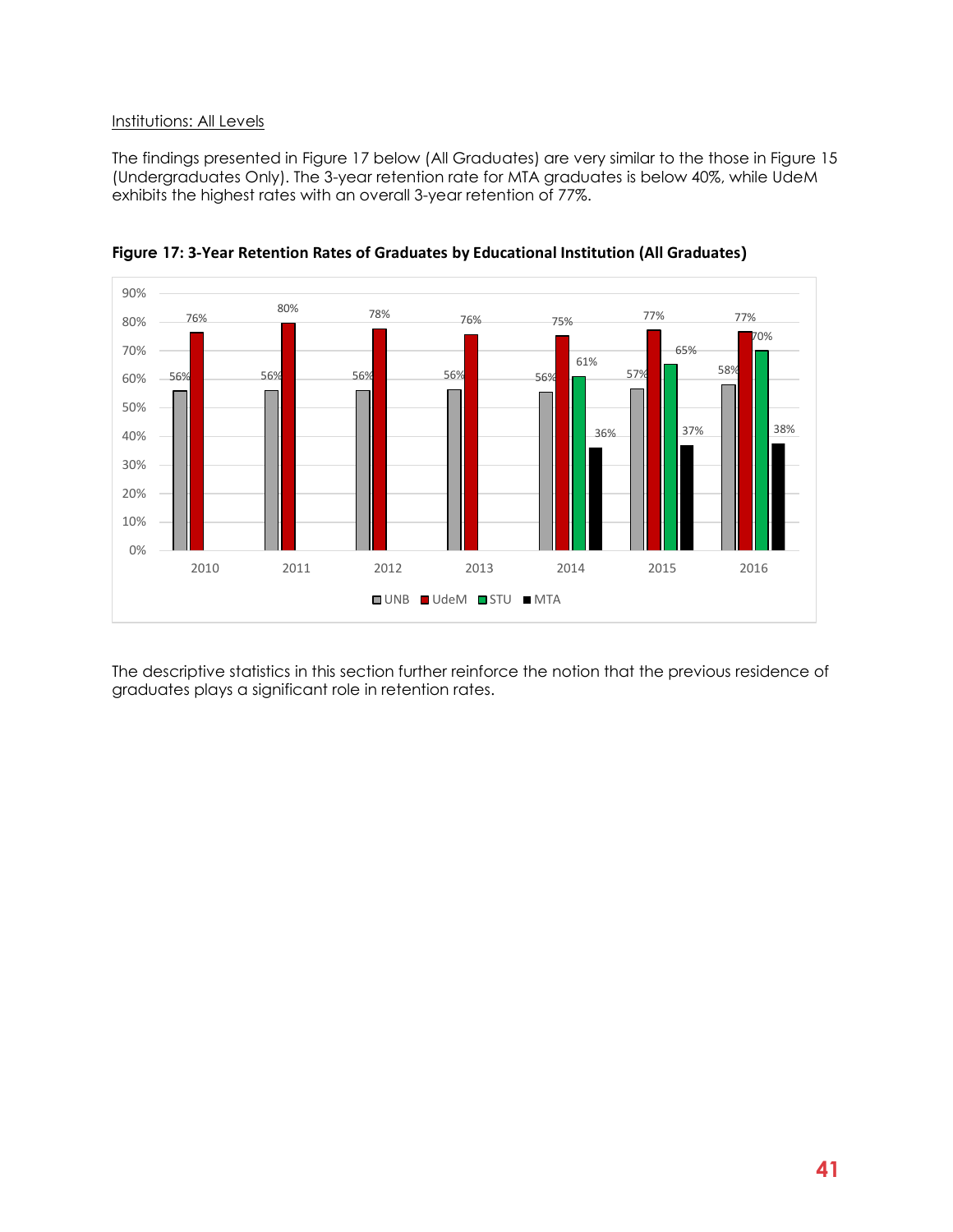Institutions: All Levels

The findings presented in Figure 17 below (All Graduates) are very similar to the those in Figure 15 (Undergraduates Only). The 3-year retention rate for MTA graduates is below 40%, while UdeM exhibits the highest rates with an overall 3-year retention of 77%.

**Figure 17: 3-Year Retention Rates of Graduates by Educational Institution (All Graduates)**

| Year | UNB | UdeM | STU | MTA |
|---|---|---|---|---|
| 2010 | 56% | 76% | | |
| 2011 | 56% | 80% | | |
| 2012 | 56% | 78% | | |
| 2013 | 56% | 76% | | |
| 2014 | 56% | 75% | 61% | 36% |
| 2015 | 57% | 77% | 65% | 37% |
| 2016 | 58% | 77% | 70% | 38% |

The descriptive statistics in this section further reinforce the notion that the previous residence of graduates plays a significant role in retention rates.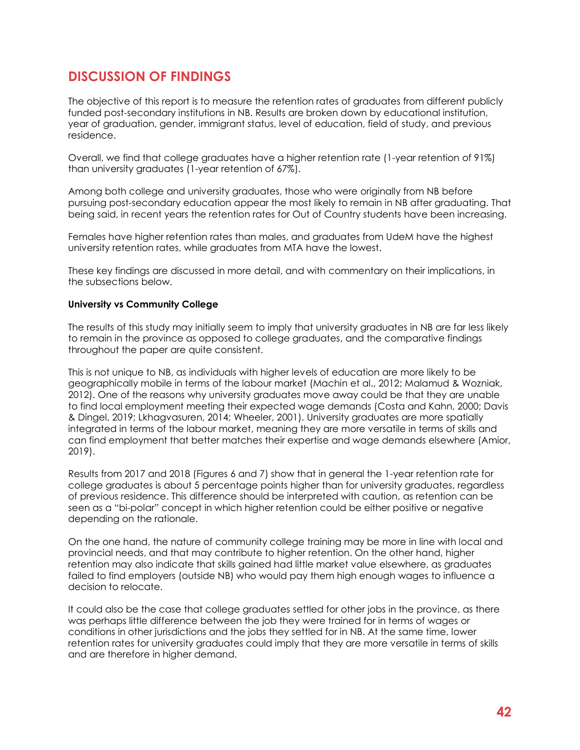## DISCUSSION OF FINDINGS

The objective of this report is to measure the retention rates of graduates from different publicly funded post-secondary institutions in NB. Results are broken down by educational institution, year of graduation, gender, immigrant status, level of education, field of study, and previous residence.

Overall, we find that college graduates have a higher retention rate (1-year retention of 91%) than university graduates (1-year retention of 67%).

Among both college and university graduates, those who were originally from NB before pursuing post-secondary education appear the most likely to remain in NB after graduating. That being said, in recent years the retention rates for Out of Country students have been increasing.

Females have higher retention rates than males, and graduates from UdeM have the highest university retention rates, while graduates from MTA have the lowest.

These key findings are discussed in more detail, and with commentary on their implications, in the subsections below.

**University vs Community College**

The results of this study may initially seem to imply that university graduates in NB are far less likely to remain in the province as opposed to college graduates, and the comparative findings throughout the paper are quite consistent.

This is not unique to NB, as individuals with higher levels of education are more likely to be geographically mobile in terms of the labour market (Machin et al., 2012; Malamud & Wozniak, 2012). One of the reasons why university graduates move away could be that they are unable to find local employment meeting their expected wage demands (Costa and Kahn, 2000; Davis & Dingel, 2019; Lkhagvasuren, 2014; Wheeler, 2001). University graduates are more spatially integrated in terms of the labour market, meaning they are more versatile in terms of skills and can find employment that better matches their expertise and wage demands elsewhere (Amior, 2019).

Results from 2017 and 2018 (Figures 6 and 7) show that in general the 1-year retention rate for college graduates is about 5 percentage points higher than for university graduates, regardless of previous residence. This difference should be interpreted with caution, as retention can be seen as a "bi-polar" concept in which higher retention could be either positive or negative depending on the rationale.

On the one hand, the nature of community college training may be more in line with local and provincial needs, and that may contribute to higher retention. On the other hand, higher retention may also indicate that skills gained had little market value elsewhere, as graduates failed to find employers (outside NB) who would pay them high enough wages to influence a decision to relocate.

It could also be the case that college graduates settled for other jobs in the province, as there was perhaps little difference between the job they were trained for in terms of wages or conditions in other jurisdictions and the jobs they settled for in NB. At the same time, lower retention rates for university graduates could imply that they are more versatile in terms of skills and are therefore in higher demand.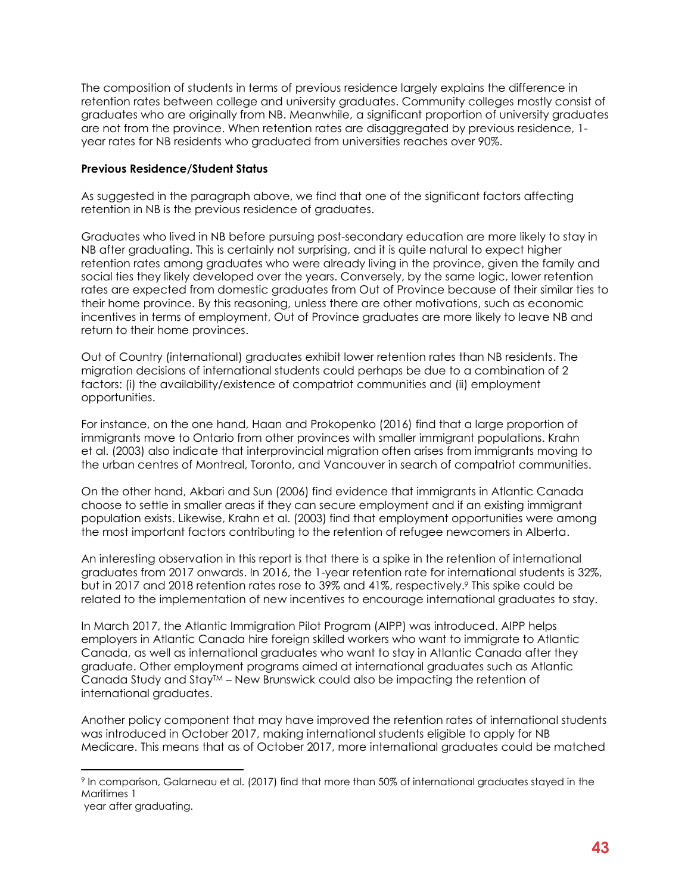The composition of students in terms of previous residence largely explains the difference in retention rates between college and university graduates. Community colleges mostly consist of graduates who are originally from NB. Meanwhile, a significant proportion of university graduates are not from the province. When retention rates are disaggregated by previous residence, 1-year rates for NB residents who graduated from universities reaches over 90%.

**Previous Residence/Student Status**

As suggested in the paragraph above, we find that one of the significant factors affecting retention in NB is the previous residence of graduates.

Graduates who lived in NB before pursuing post-secondary education are more likely to stay in NB after graduating. This is certainly not surprising, and it is quite natural to expect higher retention rates among graduates who were already living in the province, given the family and social ties they likely developed over the years. Conversely, by the same logic, lower retention rates are expected from domestic graduates from Out of Province because of their similar ties to their home province. By this reasoning, unless there are other motivations, such as economic incentives in terms of employment, Out of Province graduates are more likely to leave NB and return to their home provinces.

Out of Country (international) graduates exhibit lower retention rates than NB residents. The migration decisions of international students could perhaps be due to a combination of 2 factors: (i) the availability/existence of compatriot communities and (ii) employment opportunities.

For instance, on the one hand, Haan and Prokopenko (2016) find that a large proportion of immigrants move to Ontario from other provinces with smaller immigrant populations. Krahn et al. (2003) also indicate that interprovincial migration often arises from immigrants moving to the urban centres of Montreal, Toronto, and Vancouver in search of compatriot communities.

On the other hand, Akbari and Sun (2006) find evidence that immigrants in Atlantic Canada choose to settle in smaller areas if they can secure employment and if an existing immigrant population exists. Likewise, Krahn et al. (2003) find that employment opportunities were among the most important factors contributing to the retention of refugee newcomers in Alberta.

An interesting observation in this report is that there is a spike in the retention of international graduates from 2017 onwards. In 2016, the 1-year retention rate for international students is 32%, but in 2017 and 2018 retention rates rose to 39% and 41%, respectively.[9] This spike could be related to the implementation of new incentives to encourage international graduates to stay.

In March 2017, the Atlantic Immigration Pilot Program (AIPP) was introduced. AIPP helps employers in Atlantic Canada hire foreign skilled workers who want to immigrate to Atlantic Canada, as well as international graduates who want to stay in Atlantic Canada after they graduate. Other employment programs aimed at international graduates such as Atlantic Canada Study and Stay™ – New Brunswick could also be impacting the retention of international graduates.

Another policy component that may have improved the retention rates of international students was introduced in October 2017, making international students eligible to apply for NB Medicare. This means that as of October 2017, more international graduates could be matched

[9] In comparison, Galarneau et al. (2017) find that more than 50% of international graduates stayed in the Maritimes 1 year after graduating.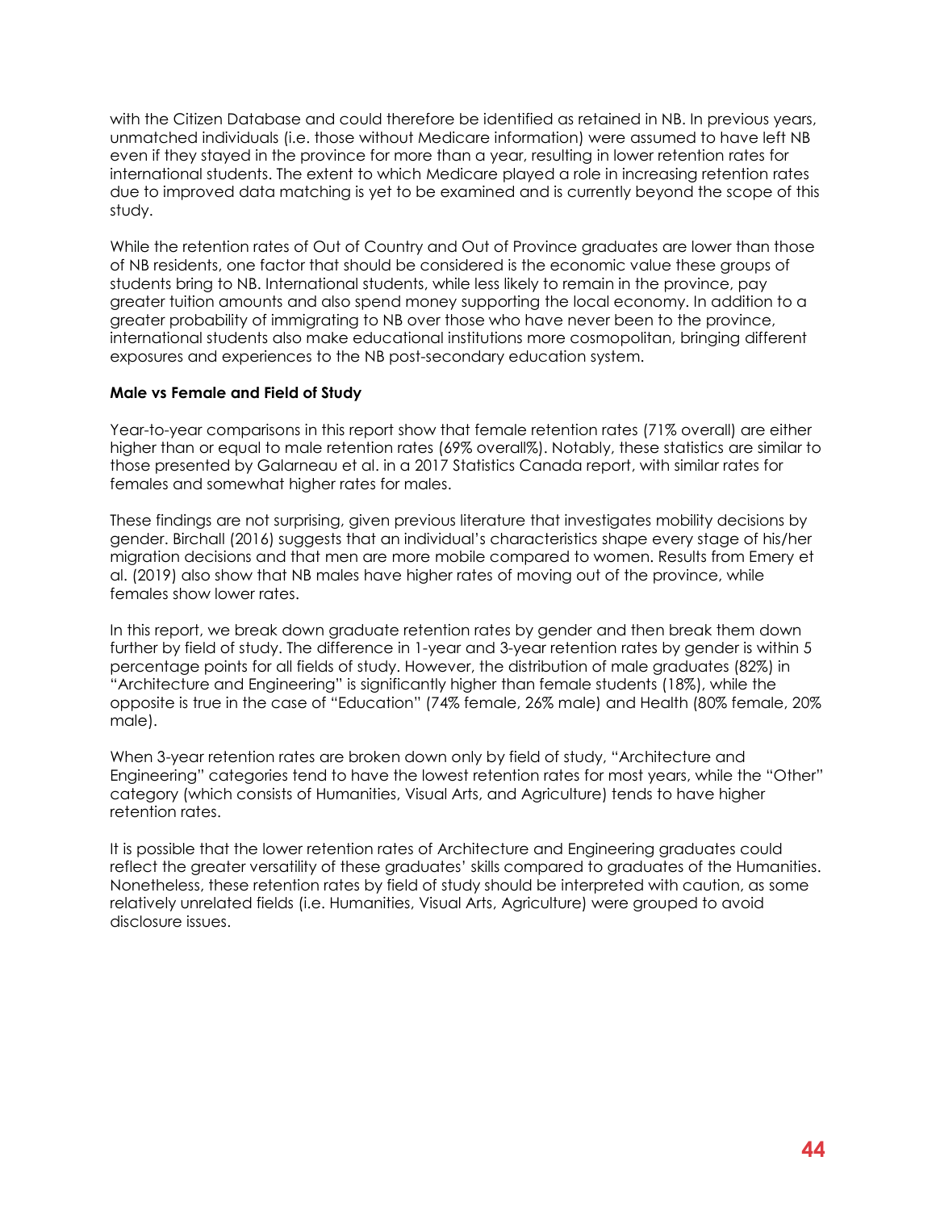with the Citizen Database and could therefore be identified as retained in NB. In previous years, unmatched individuals (i.e. those without Medicare information) were assumed to have left NB even if they stayed in the province for more than a year, resulting in lower retention rates for international students. The extent to which Medicare played a role in increasing retention rates due to improved data matching is yet to be examined and is currently beyond the scope of this study.

While the retention rates of Out of Country and Out of Province graduates are lower than those of NB residents, one factor that should be considered is the economic value these groups of students bring to NB. International students, while less likely to remain in the province, pay greater tuition amounts and also spend money supporting the local economy. In addition to a greater probability of immigrating to NB over those who have never been to the province, international students also make educational institutions more cosmopolitan, bringing different exposures and experiences to the NB post-secondary education system.

**Male vs Female and Field of Study**

Year-to-year comparisons in this report show that female retention rates (71% overall) are either higher than or equal to male retention rates (69% overall%). Notably, these statistics are similar to those presented by Galarneau et al. in a 2017 Statistics Canada report, with similar rates for females and somewhat higher rates for males.

These findings are not surprising, given previous literature that investigates mobility decisions by gender. Birchall (2016) suggests that an individual's characteristics shape every stage of his/her migration decisions and that men are more mobile compared to women. Results from Emery et al. (2019) also show that NB males have higher rates of moving out of the province, while females show lower rates.

In this report, we break down graduate retention rates by gender and then break them down further by field of study. The difference in 1-year and 3-year retention rates by gender is within 5 percentage points for all fields of study. However, the distribution of male graduates (82%) in "Architecture and Engineering" is significantly higher than female students (18%), while the opposite is true in the case of "Education" (74% female, 26% male) and Health (80% female, 20% male).

When 3-year retention rates are broken down only by field of study, "Architecture and Engineering" categories tend to have the lowest retention rates for most years, while the "Other" category (which consists of Humanities, Visual Arts, and Agriculture) tends to have higher retention rates.

It is possible that the lower retention rates of Architecture and Engineering graduates could reflect the greater versatility of these graduates' skills compared to graduates of the Humanities. Nonetheless, these retention rates by field of study should be interpreted with caution, as some relatively unrelated fields (i.e. Humanities, Visual Arts, Agriculture) were grouped to avoid disclosure issues.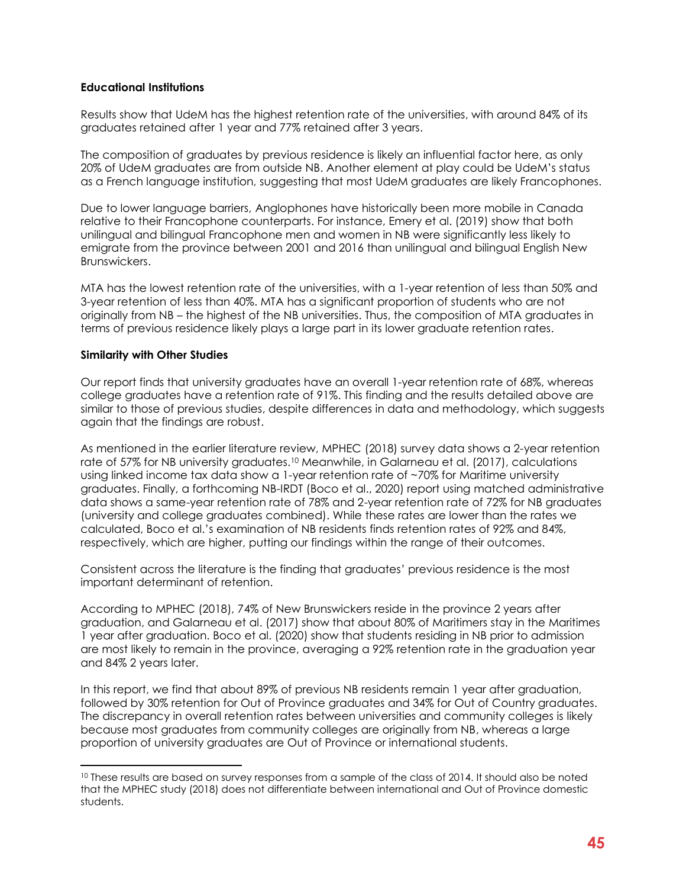**Educational Institutions**

Results show that UdeM has the highest retention rate of the universities, with around 84% of its graduates retained after 1 year and 77% retained after 3 years.

The composition of graduates by previous residence is likely an influential factor here, as only 20% of UdeM graduates are from outside NB. Another element at play could be UdeM's status as a French language institution, suggesting that most UdeM graduates are likely Francophones.

Due to lower language barriers, Anglophones have historically been more mobile in Canada relative to their Francophone counterparts. For instance, Emery et al. (2019) show that both unilingual and bilingual Francophone men and women in NB were significantly less likely to emigrate from the province between 2001 and 2016 than unilingual and bilingual English New Brunswickers.

MTA has the lowest retention rate of the universities, with a 1-year retention of less than 50% and 3-year retention of less than 40%. MTA has a significant proportion of students who are not originally from NB – the highest of the NB universities. Thus, the composition of MTA graduates in terms of previous residence likely plays a large part in its lower graduate retention rates.

**Similarity with Other Studies**

Our report finds that university graduates have an overall 1-year retention rate of 68%, whereas college graduates have a retention rate of 91%. This finding and the results detailed above are similar to those of previous studies, despite differences in data and methodology, which suggests again that the findings are robust.

As mentioned in the earlier literature review, MPHEC (2018) survey data shows a 2-year retention rate of 57% for NB university graduates.[10] Meanwhile, in Galarneau et al. (2017), calculations using linked income tax data show a 1-year retention rate of ~70% for Maritime university graduates. Finally, a forthcoming NB-IRDT (Boco et al., 2020) report using matched administrative data shows a same-year retention rate of 78% and 2-year retention rate of 72% for NB graduates (university and college graduates combined). While these rates are lower than the rates we calculated, Boco et al.'s examination of NB residents finds retention rates of 92% and 84%, respectively, which are higher, putting our findings within the range of their outcomes.

Consistent across the literature is the finding that graduates' previous residence is the most important determinant of retention.

According to MPHEC (2018), 74% of New Brunswickers reside in the province 2 years after graduation, and Galarneau et al. (2017) show that about 80% of Maritimers stay in the Maritimes 1 year after graduation. Boco et al. (2020) show that students residing in NB prior to admission are most likely to remain in the province, averaging a 92% retention rate in the graduation year and 84% 2 years later.

In this report, we find that about 89% of previous NB residents remain 1 year after graduation, followed by 30% retention for Out of Province graduates and 34% for Out of Country graduates. The discrepancy in overall retention rates between universities and community colleges is likely because most graduates from community colleges are originally from NB, whereas a large proportion of university graduates are Out of Province or international students.

---

[10] These results are based on survey responses from a sample of the class of 2014. It should also be noted that the MPHEC study (2018) does not differentiate between international and Out of Province domestic students.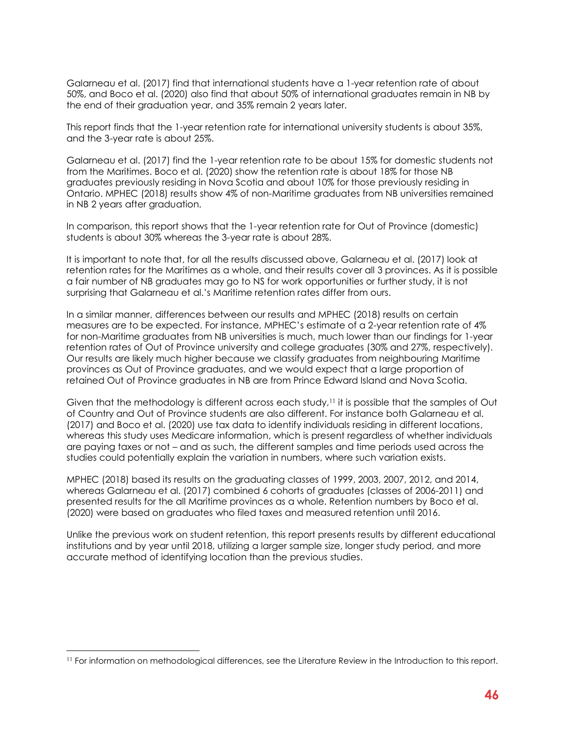Galarneau et al. (2017) find that international students have a 1-year retention rate of about 50%, and Boco et al. (2020) also find that about 50% of international graduates remain in NB by the end of their graduation year, and 35% remain 2 years later.

This report finds that the 1-year retention rate for international university students is about 35%, and the 3-year rate is about 25%.

Galarneau et al. (2017) find the 1-year retention rate to be about 15% for domestic students not from the Maritimes. Boco et al. (2020) show the retention rate is about 18% for those NB graduates previously residing in Nova Scotia and about 10% for those previously residing in Ontario. MPHEC (2018) results show 4% of non-Maritime graduates from NB universities remained in NB 2 years after graduation.

In comparison, this report shows that the 1-year retention rate for Out of Province (domestic) students is about 30% whereas the 3-year rate is about 28%.

It is important to note that, for all the results discussed above, Galarneau et al. (2017) look at retention rates for the Maritimes as a whole, and their results cover all 3 provinces. As it is possible a fair number of NB graduates may go to NS for work opportunities or further study, it is not surprising that Galarneau et al.'s Maritime retention rates differ from ours.

In a similar manner, differences between our results and MPHEC (2018) results on certain measures are to be expected. For instance, MPHEC's estimate of a 2-year retention rate of 4% for non-Maritime graduates from NB universities is much, much lower than our findings for 1-year retention rates of Out of Province university and college graduates (30% and 27%, respectively). Our results are likely much higher because we classify graduates from neighbouring Maritime provinces as Out of Province graduates, and we would expect that a large proportion of retained Out of Province graduates in NB are from Prince Edward Island and Nova Scotia.

Given that the methodology is different across each study,[11] it is possible that the samples of Out of Country and Out of Province students are also different. For instance both Galarneau et al. (2017) and Boco et al. (2020) use tax data to identify individuals residing in different locations, whereas this study uses Medicare information, which is present regardless of whether individuals are paying taxes or not – and as such, the different samples and time periods used across the studies could potentially explain the variation in numbers, where such variation exists.

MPHEC (2018) based its results on the graduating classes of 1999, 2003, 2007, 2012, and 2014, whereas Galarneau et al. (2017) combined 6 cohorts of graduates (classes of 2006-2011) and presented results for the all Maritime provinces as a whole. Retention numbers by Boco et al. (2020) were based on graduates who filed taxes and measured retention until 2016.

Unlike the previous work on student retention, this report presents results by different educational institutions and by year until 2018, utilizing a larger sample size, longer study period, and more accurate method of identifying location than the previous studies.

[11] For information on methodological differences, see the Literature Review in the Introduction to this report.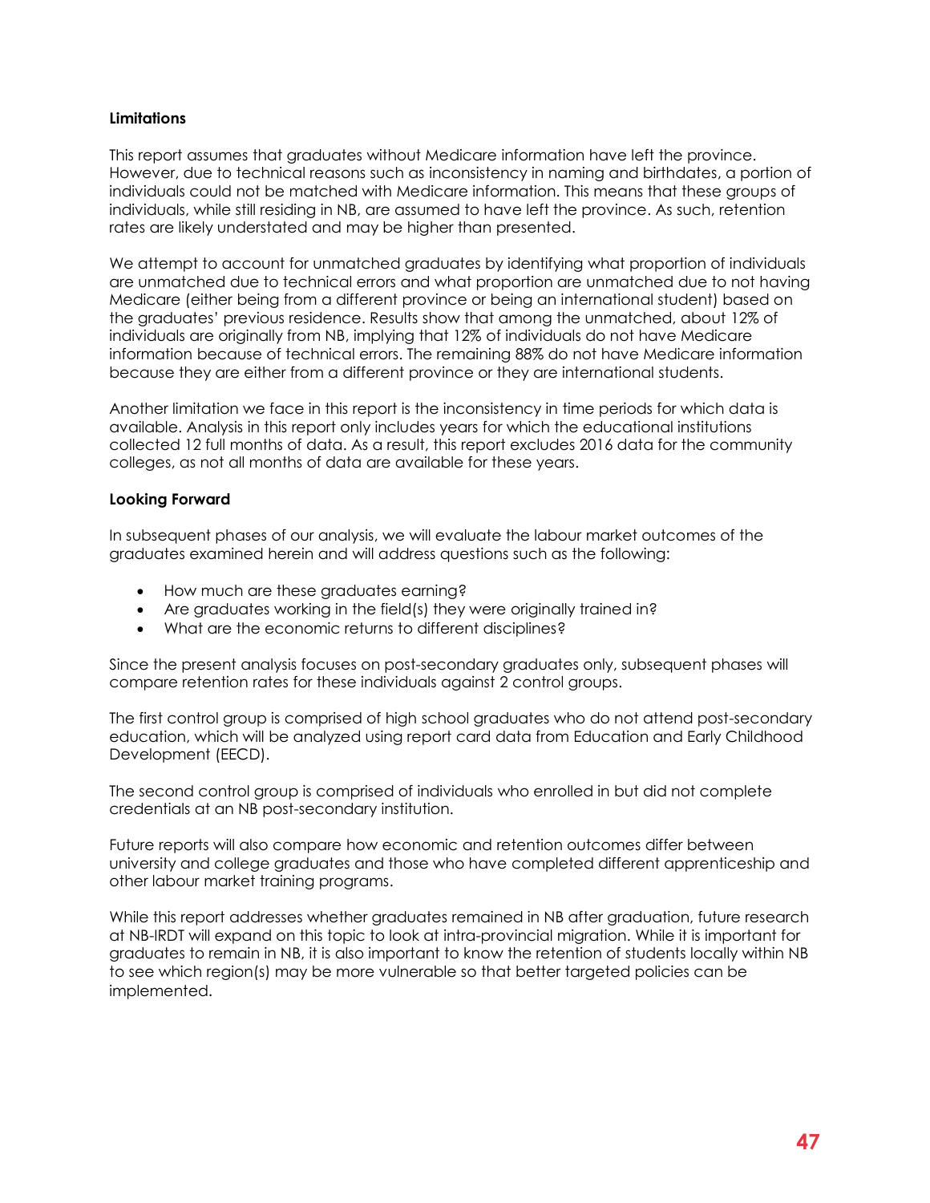**Limitations**

This report assumes that graduates without Medicare information have left the province. However, due to technical reasons such as inconsistency in naming and birthdates, a portion of individuals could not be matched with Medicare information. This means that these groups of individuals, while still residing in NB, are assumed to have left the province. As such, retention rates are likely understated and may be higher than presented.

We attempt to account for unmatched graduates by identifying what proportion of individuals are unmatched due to technical errors and what proportion are unmatched due to not having Medicare (either being from a different province or being an international student) based on the graduates' previous residence. Results show that among the unmatched, about 12% of individuals are originally from NB, implying that 12% of individuals do not have Medicare information because of technical errors. The remaining 88% do not have Medicare information because they are either from a different province or they are international students.

Another limitation we face in this report is the inconsistency in time periods for which data is available. Analysis in this report only includes years for which the educational institutions collected 12 full months of data. As a result, this report excludes 2016 data for the community colleges, as not all months of data are available for these years.

**Looking Forward**

In subsequent phases of our analysis, we will evaluate the labour market outcomes of the graduates examined herein and will address questions such as the following:

- How much are these graduates earning?
- Are graduates working in the field(s) they were originally trained in?
- What are the economic returns to different disciplines?

Since the present analysis focuses on post-secondary graduates only, subsequent phases will compare retention rates for these individuals against 2 control groups.

The first control group is comprised of high school graduates who do not attend post-secondary education, which will be analyzed using report card data from Education and Early Childhood Development (EECD).

The second control group is comprised of individuals who enrolled in but did not complete credentials at an NB post-secondary institution.

Future reports will also compare how economic and retention outcomes differ between university and college graduates and those who have completed different apprenticeship and other labour market training programs.

While this report addresses whether graduates remained in NB after graduation, future research at NB-IRDT will expand on this topic to look at intra-provincial migration. While it is important for graduates to remain in NB, it is also important to know the retention of students locally within NB to see which region(s) may be more vulnerable so that better targeted policies can be implemented.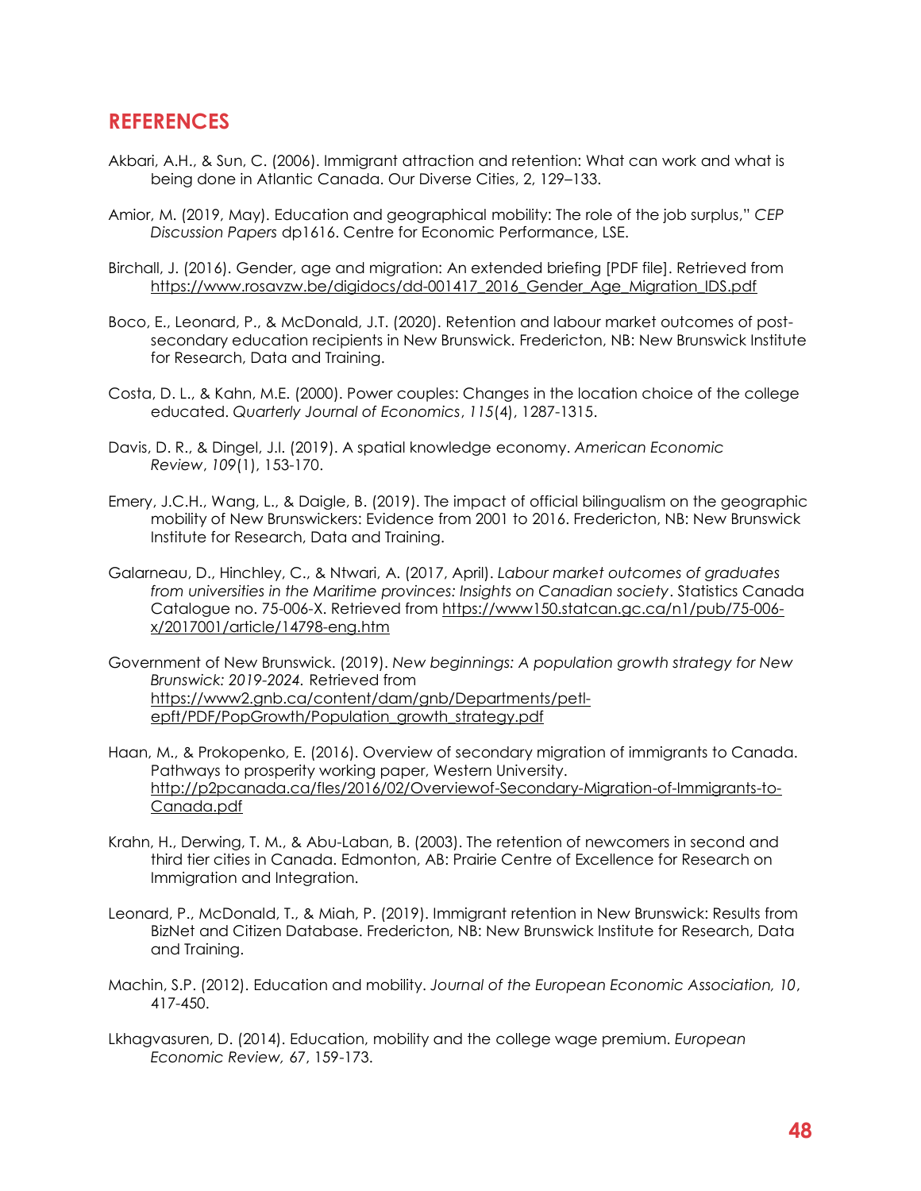## REFERENCES

Akbari, A.H., & Sun, C. (2006). Immigrant attraction and retention: What can work and what is being done in Atlantic Canada. Our Diverse Cities, 2, 129–133.

Amior, M. (2019, May). Education and geographical mobility: The role of the job surplus," *CEP Discussion Papers* dp1616. Centre for Economic Performance, LSE.

Birchall, J. (2016). Gender, age and migration: An extended briefing [PDF file]. Retrieved from https://www.rosavzw.be/digidocs/dd-001417_2016_Gender_Age_Migration_IDS.pdf

Boco, E., Leonard, P., & McDonald, J.T. (2020). Retention and labour market outcomes of post-secondary education recipients in New Brunswick. Fredericton, NB: New Brunswick Institute for Research, Data and Training.

Costa, D. L., & Kahn, M.E. (2000). Power couples: Changes in the location choice of the college educated. *Quarterly Journal of Economics*, *115*(4), 1287-1315.

Davis, D. R., & Dingel, J.I. (2019). A spatial knowledge economy. *American Economic Review*, *109*(1), 153-170.

Emery, J.C.H., Wang, L., & Daigle, B. (2019). The impact of official bilingualism on the geographic mobility of New Brunswickers: Evidence from 2001 to 2016. Fredericton, NB: New Brunswick Institute for Research, Data and Training.

Galarneau, D., Hinchley, C., & Ntwari, A. (2017, April). *Labour market outcomes of graduates from universities in the Maritime provinces: Insights on Canadian society*. Statistics Canada Catalogue no. 75-006-X. Retrieved from https://www150.statcan.gc.ca/n1/pub/75-006-x/2017001/article/14798-eng.htm

Government of New Brunswick. (2019). *New beginnings: A population growth strategy for New Brunswick: 2019-2024.* Retrieved from https://www2.gnb.ca/content/dam/gnb/Departments/petl-epft/PDF/PopGrowth/Population_growth_strategy.pdf

Haan, M., & Prokopenko, E. (2016). Overview of secondary migration of immigrants to Canada. Pathways to prosperity working paper, Western University. http://p2pcanada.ca/fles/2016/02/Overviewof-Secondary-Migration-of-Immigrants-to-Canada.pdf

Krahn, H., Derwing, T. M., & Abu-Laban, B. (2003). The retention of newcomers in second and third tier cities in Canada. Edmonton, AB: Prairie Centre of Excellence for Research on Immigration and Integration.

Leonard, P., McDonald, T., & Miah, P. (2019). Immigrant retention in New Brunswick: Results from BizNet and Citizen Database. Fredericton, NB: New Brunswick Institute for Research, Data and Training.

Machin, S.P. (2012). Education and mobility. *Journal of the European Economic Association, 10*, 417-450.

Lkhagvasuren, D. (2014). Education, mobility and the college wage premium. *European Economic Review, 67*, 159-173.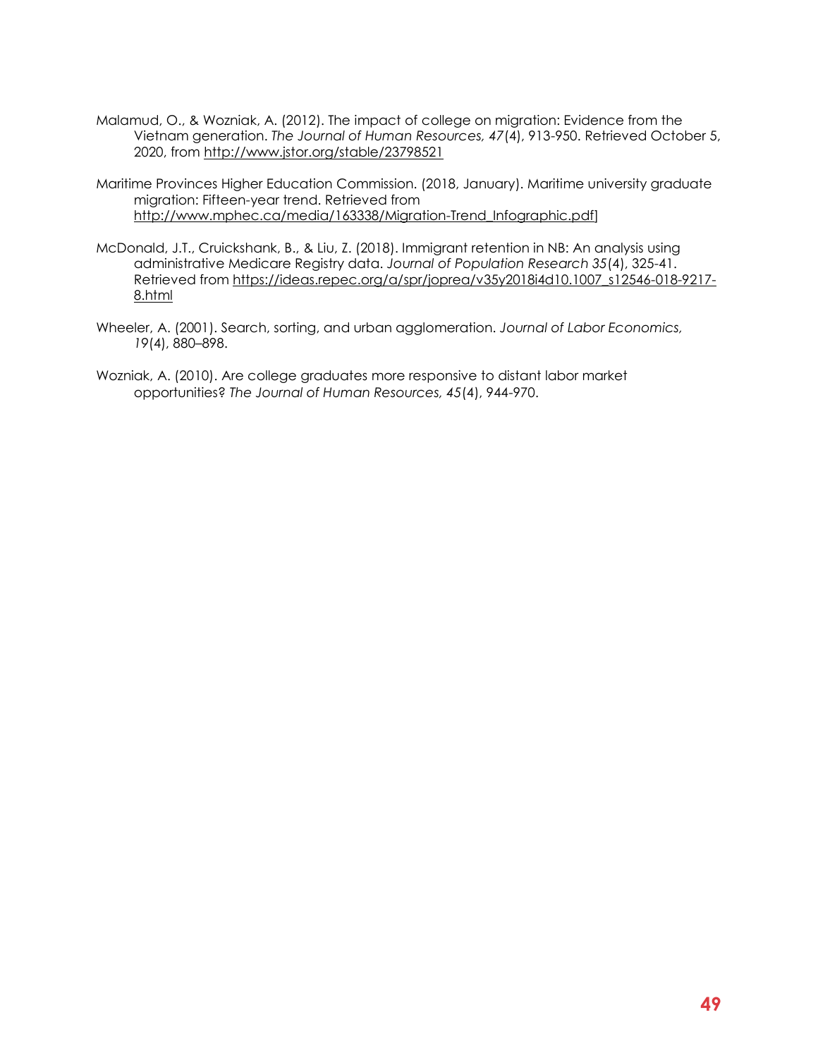Malamud, O., & Wozniak, A. (2012). The impact of college on migration: Evidence from the Vietnam generation. *The Journal of Human Resources, 47*(4), 913-950. Retrieved October 5, 2020, from http://www.jstor.org/stable/23798521

Maritime Provinces Higher Education Commission. (2018, January). Maritime university graduate migration: Fifteen-year trend. Retrieved from http://www.mphec.ca/media/163338/Migration-Trend_Infographic.pdf]

McDonald, J.T., Cruickshank, B., & Liu, Z. (2018). Immigrant retention in NB: An analysis using administrative Medicare Registry data. *Journal of Population Research 35*(4), 325-41. Retrieved from https://ideas.repec.org/a/spr/joprea/v35y2018i4d10.1007_s12546-018-9217-8.html

Wheeler, A. (2001). Search, sorting, and urban agglomeration. *Journal of Labor Economics, 19*(4), 880–898.

Wozniak, A. (2010). Are college graduates more responsive to distant labor market opportunities? *The Journal of Human Resources, 45*(4), 944-970.